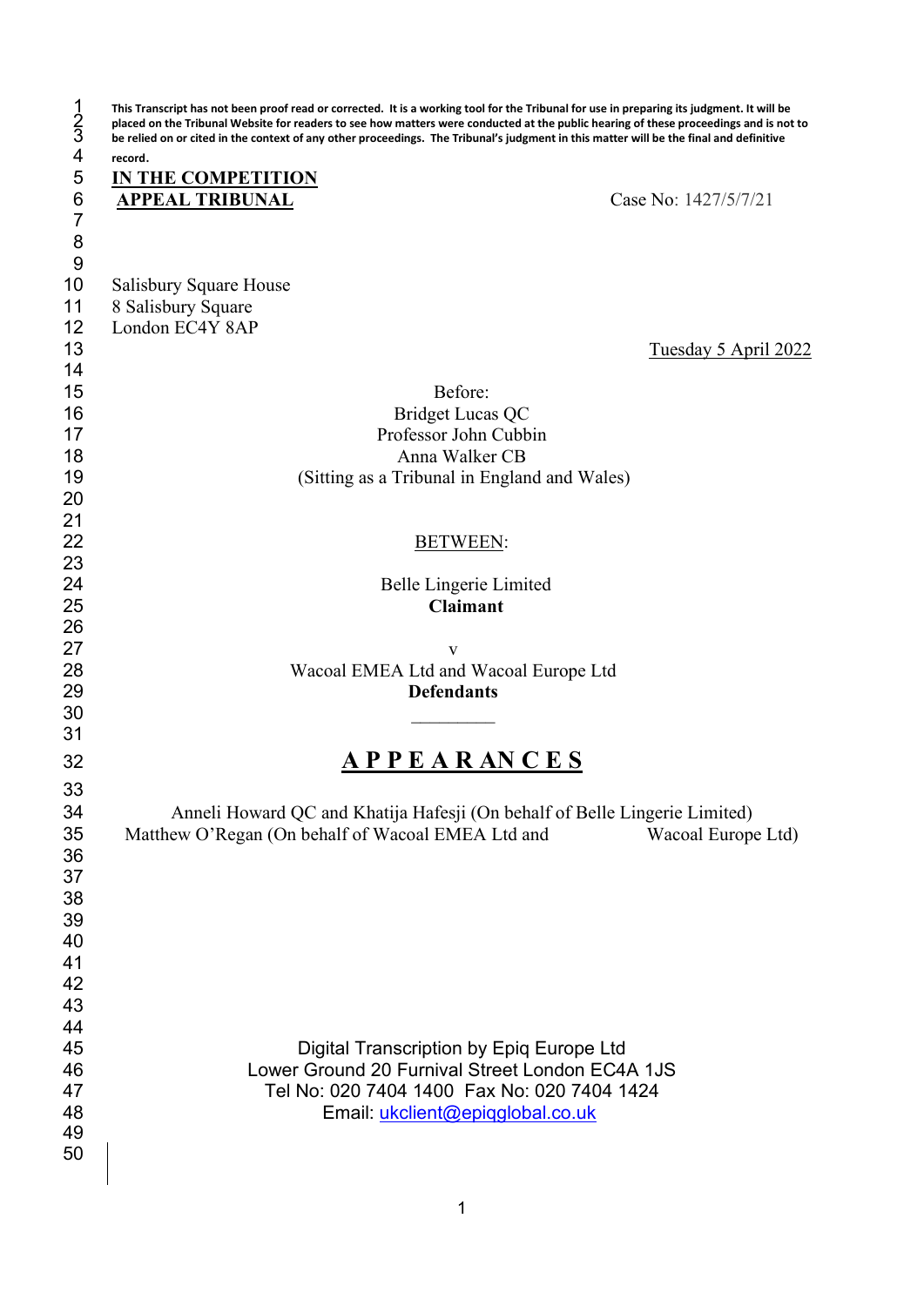**This Transcript has not been proof read or corrected. It is a working tool for the Tribunal for use in preparing its judgment. It will be placed on the Tribunal Website for readers to see how matters were conducted at the public hearing of these proceedings and is not to be relied on or cited in the context of any other proceedings. The Tribunal's judgment in this matter will be the final and definitive record.**

**IN THE COMPETITION APPEAL TRIBUNAL**

Case No: 1427/5/7/21

Salisbury Square House
8 Salisbury Square
London EC4Y 8AP

Tuesday 5 April 2022

Before:
Bridget Lucas QC
Professor John Cubbin
Anna Walker CB
(Sitting as a Tribunal in England and Wales)

BETWEEN:

Belle Lingerie Limited
**Claimant**

v

Wacoal EMEA Ltd and Wacoal Europe Ltd
**Defendants**

---

# A P P E A R A N C E S

Anneli Howard QC and Khatija Hafesji (On behalf of Belle Lingerie Limited)
Matthew O'Regan (On behalf of Wacoal EMEA Ltd and Wacoal Europe Ltd)

Digital Transcription by Epiq Europe Ltd
Lower Ground 20 Furnival Street London EC4A 1JS
Tel No: 020 7404 1400 Fax No: 020 7404 1424
Email: ukclient@epiqglobal.co.uk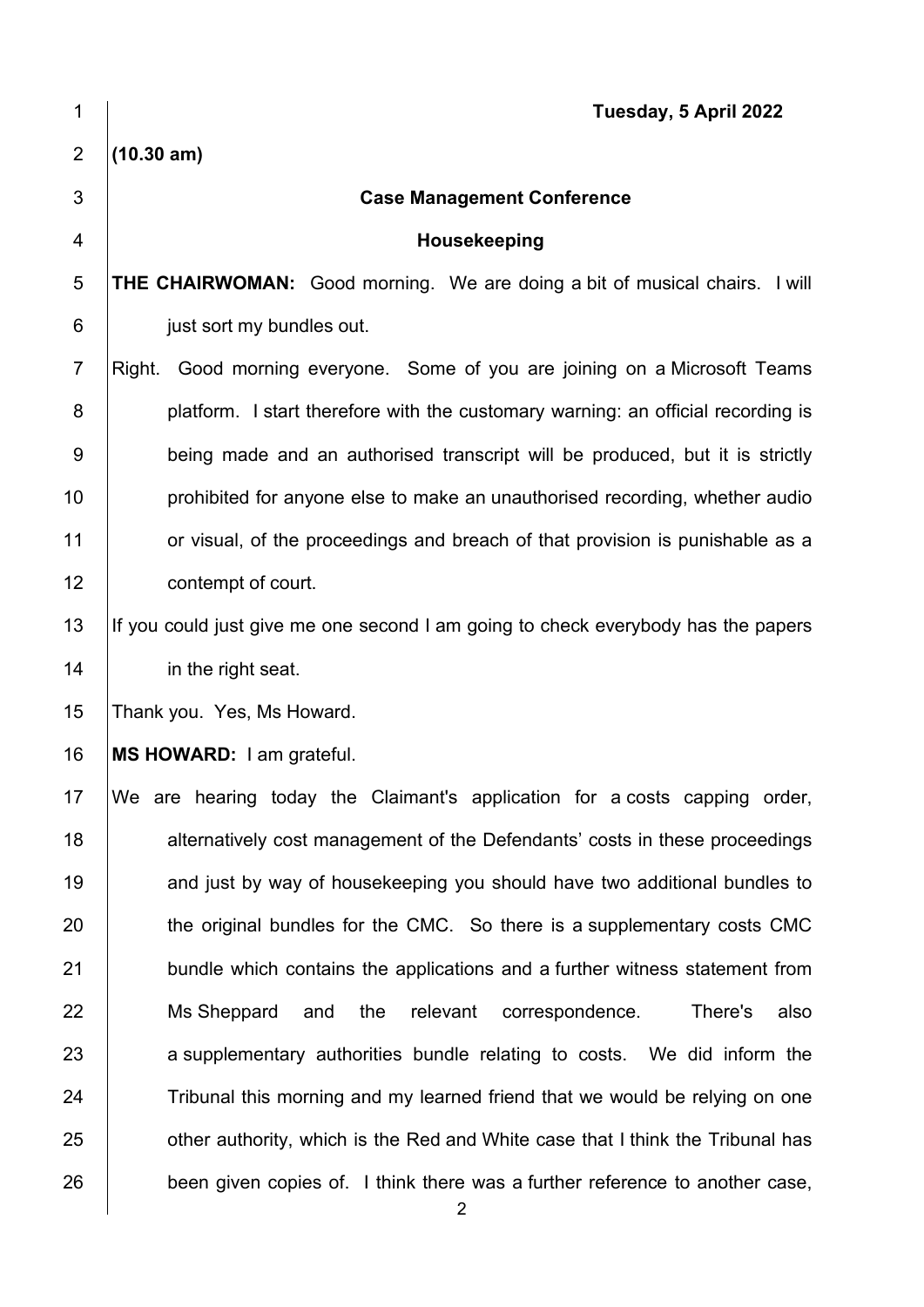**Tuesday, 5 April 2022**

**(10.30 am)**

**Case Management Conference**

**Housekeeping**

**THE CHAIRWOMAN:** Good morning. We are doing a bit of musical chairs. I will just sort my bundles out.

Right. Good morning everyone. Some of you are joining on a Microsoft Teams platform. I start therefore with the customary warning: an official recording is being made and an authorised transcript will be produced, but it is strictly prohibited for anyone else to make an unauthorised recording, whether audio or visual, of the proceedings and breach of that provision is punishable as a contempt of court.

If you could just give me one second I am going to check everybody has the papers in the right seat.

Thank you. Yes, Ms Howard.

**MS HOWARD:** I am grateful.

We are hearing today the Claimant's application for a costs capping order, alternatively cost management of the Defendants' costs in these proceedings and just by way of housekeeping you should have two additional bundles to the original bundles for the CMC. So there is a supplementary costs CMC bundle which contains the applications and a further witness statement from Ms Sheppard and the relevant correspondence. There's also a supplementary authorities bundle relating to costs. We did inform the Tribunal this morning and my learned friend that we would be relying on one other authority, which is the Red and White case that I think the Tribunal has been given copies of. I think there was a further reference to another case,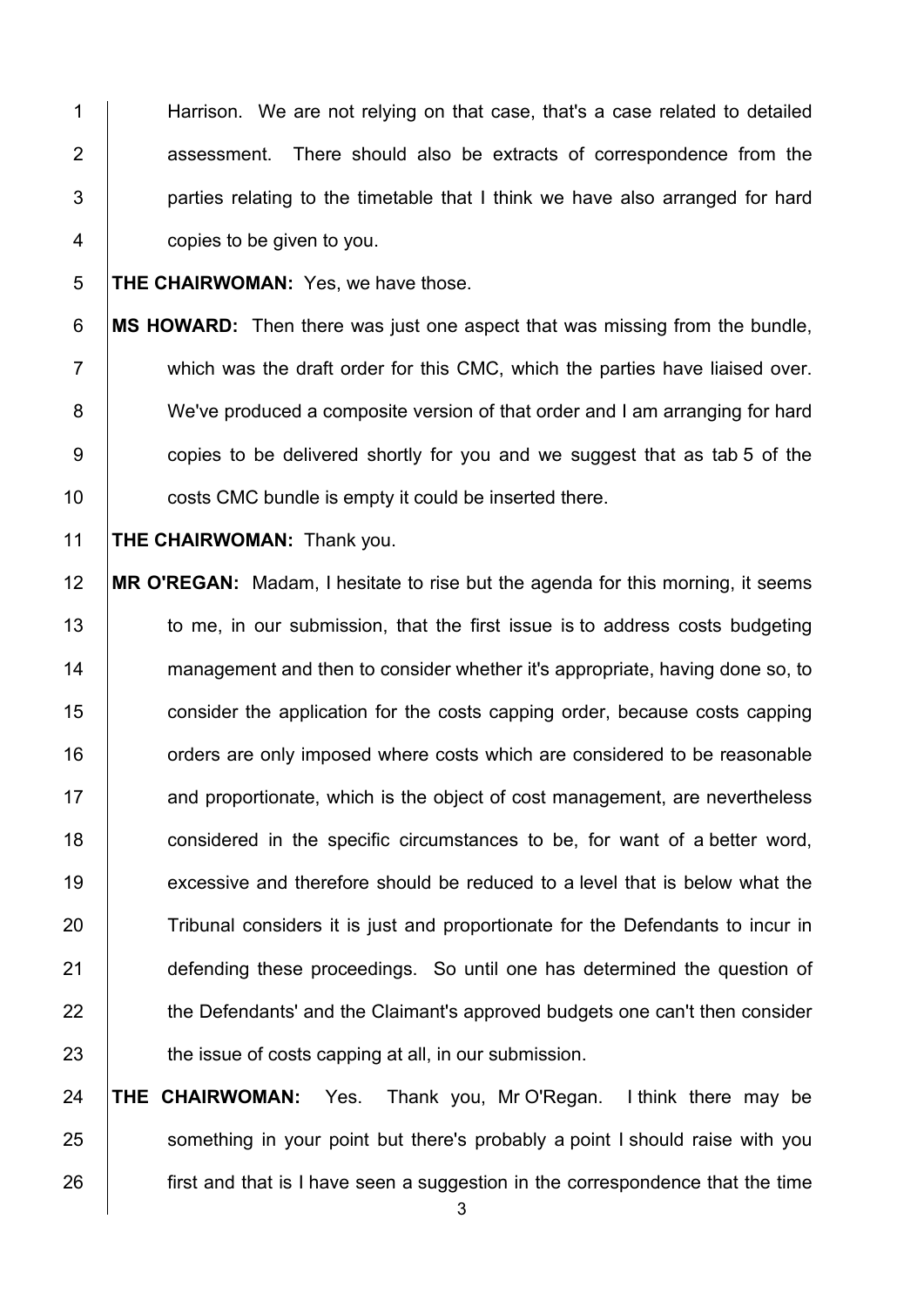Harrison. We are not relying on that case, that's a case related to detailed assessment. There should also be extracts of correspondence from the parties relating to the timetable that I think we have also arranged for hard copies to be given to you.

**THE CHAIRWOMAN:** Yes, we have those.

**MS HOWARD:** Then there was just one aspect that was missing from the bundle, which was the draft order for this CMC, which the parties have liaised over. We've produced a composite version of that order and I am arranging for hard copies to be delivered shortly for you and we suggest that as tab 5 of the costs CMC bundle is empty it could be inserted there.

**THE CHAIRWOMAN:** Thank you.

**MR O'REGAN:** Madam, I hesitate to rise but the agenda for this morning, it seems to me, in our submission, that the first issue is to address costs budgeting management and then to consider whether it's appropriate, having done so, to consider the application for the costs capping order, because costs capping orders are only imposed where costs which are considered to be reasonable and proportionate, which is the object of cost management, are nevertheless considered in the specific circumstances to be, for want of a better word, excessive and therefore should be reduced to a level that is below what the Tribunal considers it is just and proportionate for the Defendants to incur in defending these proceedings. So until one has determined the question of the Defendants' and the Claimant's approved budgets one can't then consider the issue of costs capping at all, in our submission.

**THE CHAIRWOMAN:** Yes. Thank you, Mr O'Regan. I think there may be something in your point but there's probably a point I should raise with you first and that is I have seen a suggestion in the correspondence that the time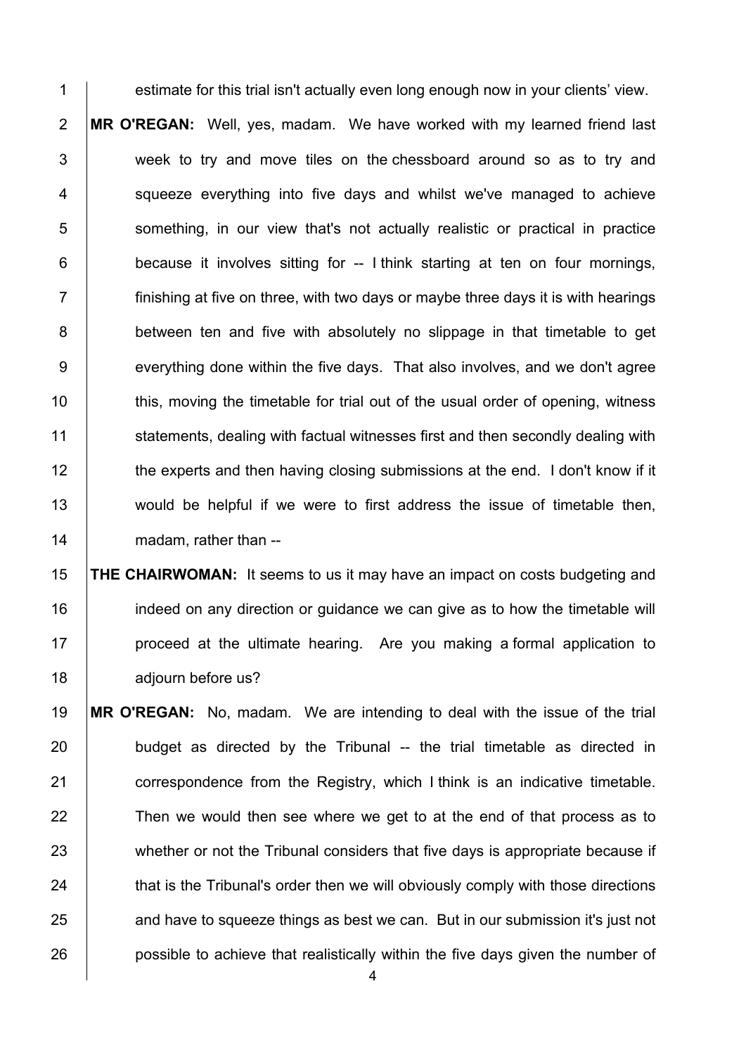estimate for this trial isn't actually even long enough now in your clients' view.

**MR O'REGAN:** Well, yes, madam. We have worked with my learned friend last week to try and move tiles on the chessboard around so as to try and squeeze everything into five days and whilst we've managed to achieve something, in our view that's not actually realistic or practical in practice because it involves sitting for -- I think starting at ten on four mornings, finishing at five on three, with two days or maybe three days it is with hearings between ten and five with absolutely no slippage in that timetable to get everything done within the five days. That also involves, and we don't agree this, moving the timetable for trial out of the usual order of opening, witness statements, dealing with factual witnesses first and then secondly dealing with the experts and then having closing submissions at the end. I don't know if it would be helpful if we were to first address the issue of timetable then, madam, rather than --

**THE CHAIRWOMAN:** It seems to us it may have an impact on costs budgeting and indeed on any direction or guidance we can give as to how the timetable will proceed at the ultimate hearing. Are you making a formal application to adjourn before us?

**MR O'REGAN:** No, madam. We are intending to deal with the issue of the trial budget as directed by the Tribunal -- the trial timetable as directed in correspondence from the Registry, which I think is an indicative timetable. Then we would then see where we get to at the end of that process as to whether or not the Tribunal considers that five days is appropriate because if that is the Tribunal's order then we will obviously comply with those directions and have to squeeze things as best we can. But in our submission it's just not possible to achieve that realistically within the five days given the number of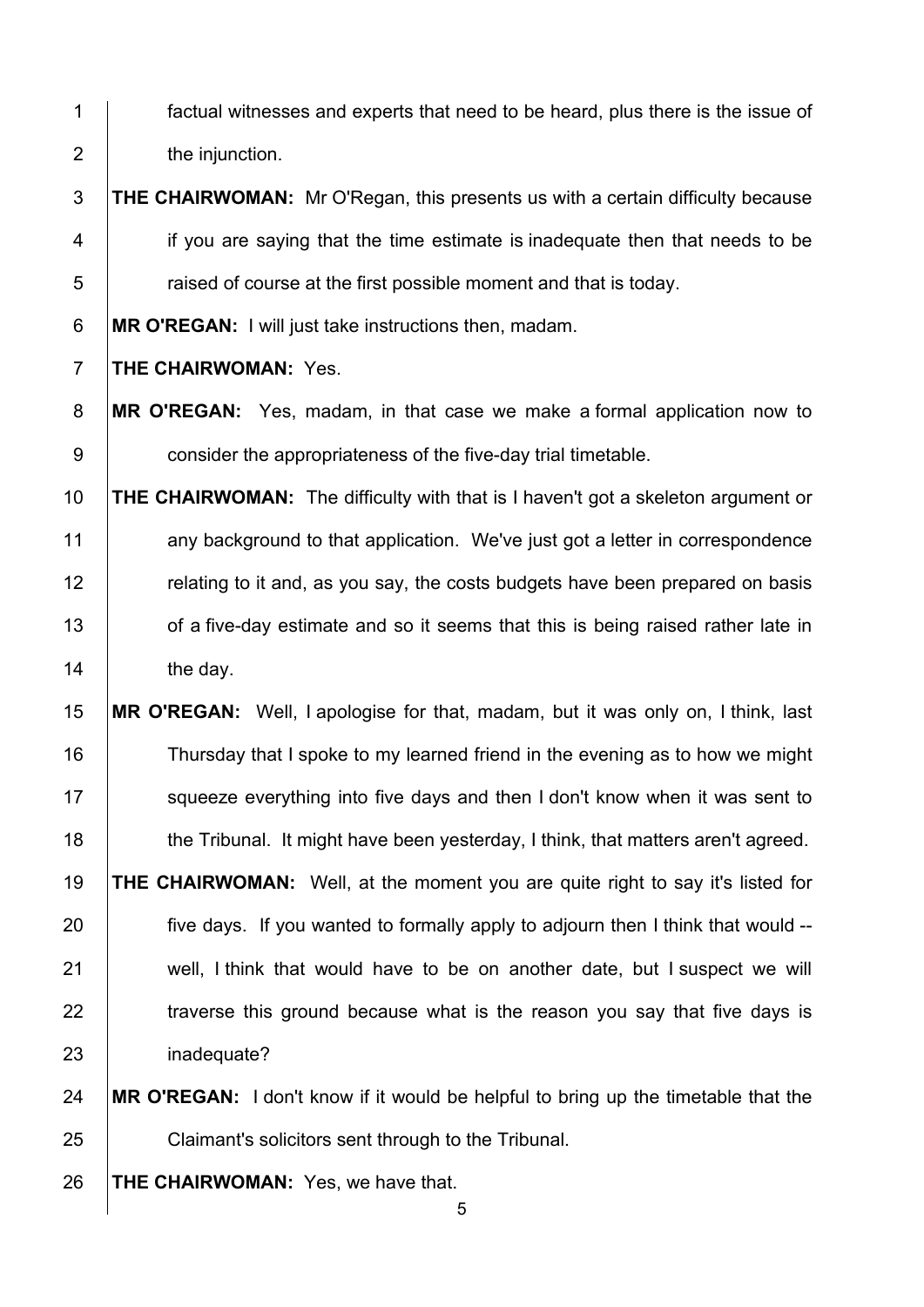factual witnesses and experts that need to be heard, plus there is the issue of the injunction.

**THE CHAIRWOMAN:** Mr O'Regan, this presents us with a certain difficulty because if you are saying that the time estimate is inadequate then that needs to be raised of course at the first possible moment and that is today.

**MR O'REGAN:** I will just take instructions then, madam.

**THE CHAIRWOMAN:** Yes.

**MR O'REGAN:** Yes, madam, in that case we make a formal application now to consider the appropriateness of the five-day trial timetable.

**THE CHAIRWOMAN:** The difficulty with that is I haven't got a skeleton argument or any background to that application. We've just got a letter in correspondence relating to it and, as you say, the costs budgets have been prepared on basis of a five-day estimate and so it seems that this is being raised rather late in the day.

**MR O'REGAN:** Well, I apologise for that, madam, but it was only on, I think, last Thursday that I spoke to my learned friend in the evening as to how we might squeeze everything into five days and then I don't know when it was sent to the Tribunal. It might have been yesterday, I think, that matters aren't agreed.

**THE CHAIRWOMAN:** Well, at the moment you are quite right to say it's listed for five days. If you wanted to formally apply to adjourn then I think that would -- well, I think that would have to be on another date, but I suspect we will traverse this ground because what is the reason you say that five days is inadequate?

**MR O'REGAN:** I don't know if it would be helpful to bring up the timetable that the Claimant's solicitors sent through to the Tribunal.

**THE CHAIRWOMAN:** Yes, we have that.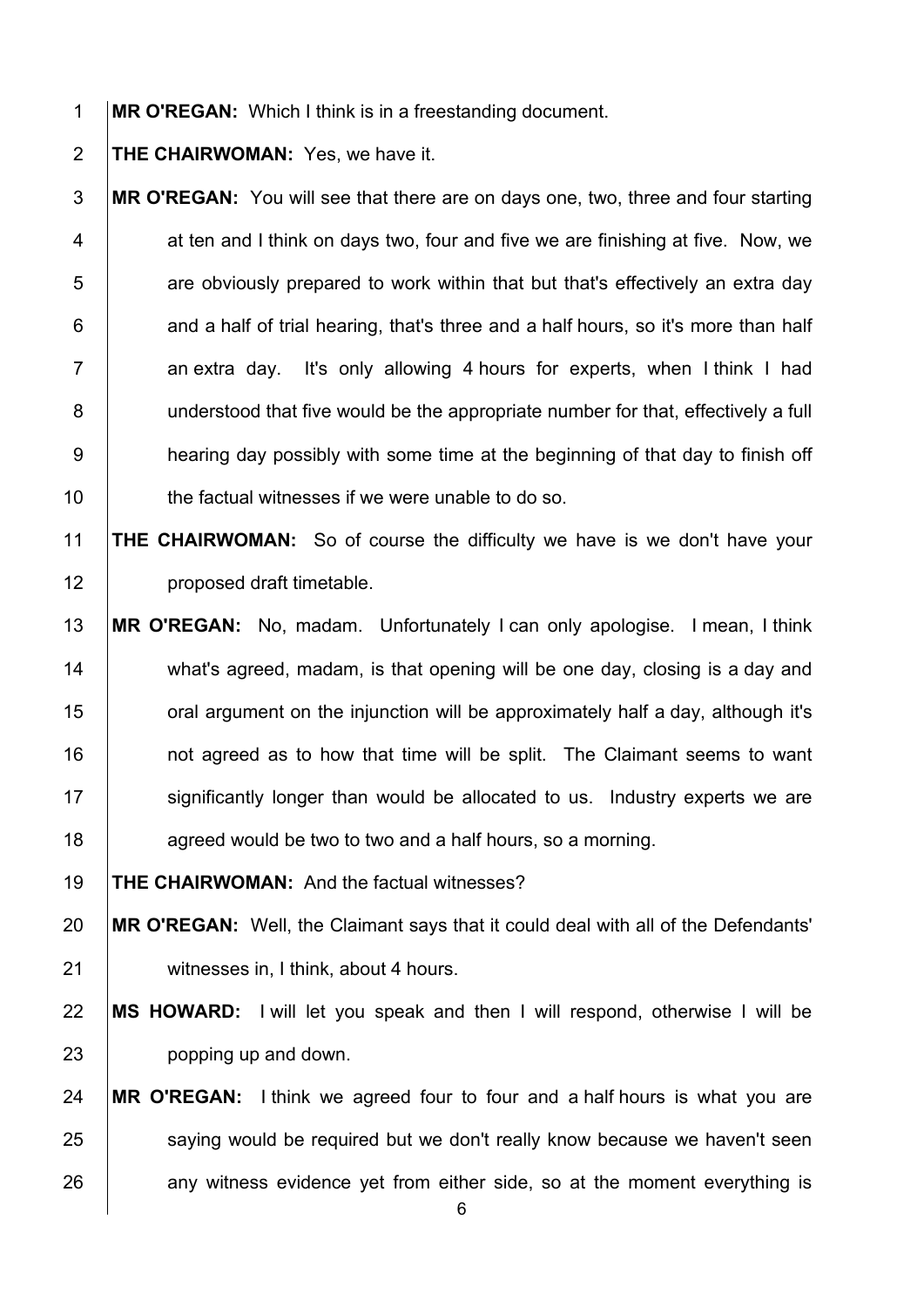**MR O'REGAN:** Which I think is in a freestanding document.

**THE CHAIRWOMAN:** Yes, we have it.

**MR O'REGAN:** You will see that there are on days one, two, three and four starting at ten and I think on days two, four and five we are finishing at five. Now, we are obviously prepared to work within that but that's effectively an extra day and a half of trial hearing, that's three and a half hours, so it's more than half an extra day. It's only allowing 4 hours for experts, when I think I had understood that five would be the appropriate number for that, effectively a full hearing day possibly with some time at the beginning of that day to finish off the factual witnesses if we were unable to do so.

**THE CHAIRWOMAN:** So of course the difficulty we have is we don't have your proposed draft timetable.

**MR O'REGAN:** No, madam. Unfortunately I can only apologise. I mean, I think what's agreed, madam, is that opening will be one day, closing is a day and oral argument on the injunction will be approximately half a day, although it's not agreed as to how that time will be split. The Claimant seems to want significantly longer than would be allocated to us. Industry experts we are agreed would be two to two and a half hours, so a morning.

**THE CHAIRWOMAN:** And the factual witnesses?

**MR O'REGAN:** Well, the Claimant says that it could deal with all of the Defendants' witnesses in, I think, about 4 hours.

**MS HOWARD:** I will let you speak and then I will respond, otherwise I will be popping up and down.

**MR O'REGAN:** I think we agreed four to four and a half hours is what you are saying would be required but we don't really know because we haven't seen any witness evidence yet from either side, so at the moment everything is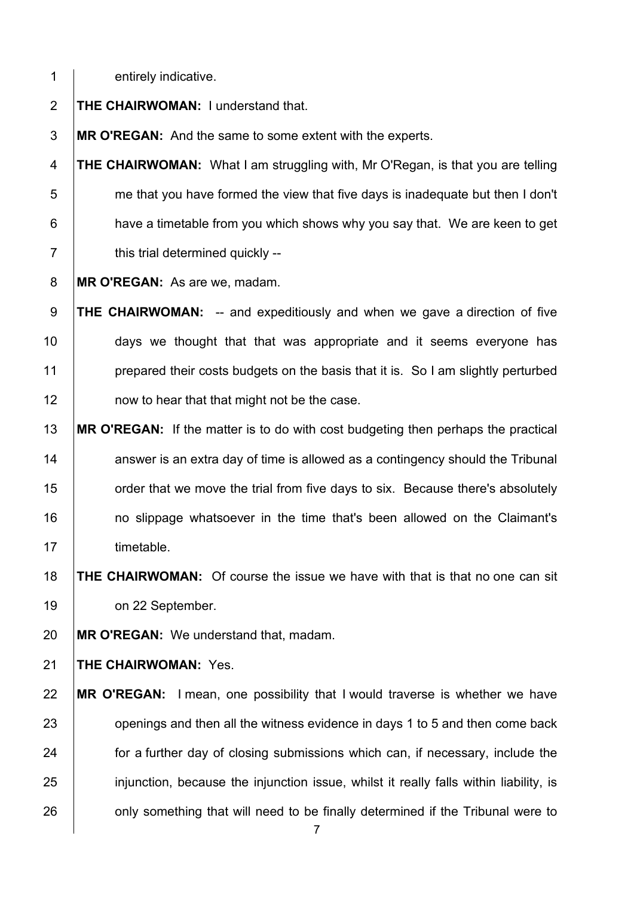entirely indicative.

**THE CHAIRWOMAN:** I understand that.

**MR O'REGAN:** And the same to some extent with the experts.

**THE CHAIRWOMAN:** What I am struggling with, Mr O'Regan, is that you are telling me that you have formed the view that five days is inadequate but then I don't have a timetable from you which shows why you say that. We are keen to get this trial determined quickly --

**MR O'REGAN:** As are we, madam.

**THE CHAIRWOMAN:** -- and expeditiously and when we gave a direction of five days we thought that that was appropriate and it seems everyone has prepared their costs budgets on the basis that it is. So I am slightly perturbed now to hear that that might not be the case.

**MR O'REGAN:** If the matter is to do with cost budgeting then perhaps the practical answer is an extra day of time is allowed as a contingency should the Tribunal order that we move the trial from five days to six. Because there's absolutely no slippage whatsoever in the time that's been allowed on the Claimant's timetable.

**THE CHAIRWOMAN:** Of course the issue we have with that is that no one can sit on 22 September.

**MR O'REGAN:** We understand that, madam.

**THE CHAIRWOMAN:** Yes.

**MR O'REGAN:** I mean, one possibility that I would traverse is whether we have openings and then all the witness evidence in days 1 to 5 and then come back for a further day of closing submissions which can, if necessary, include the injunction, because the injunction issue, whilst it really falls within liability, is only something that will need to be finally determined if the Tribunal were to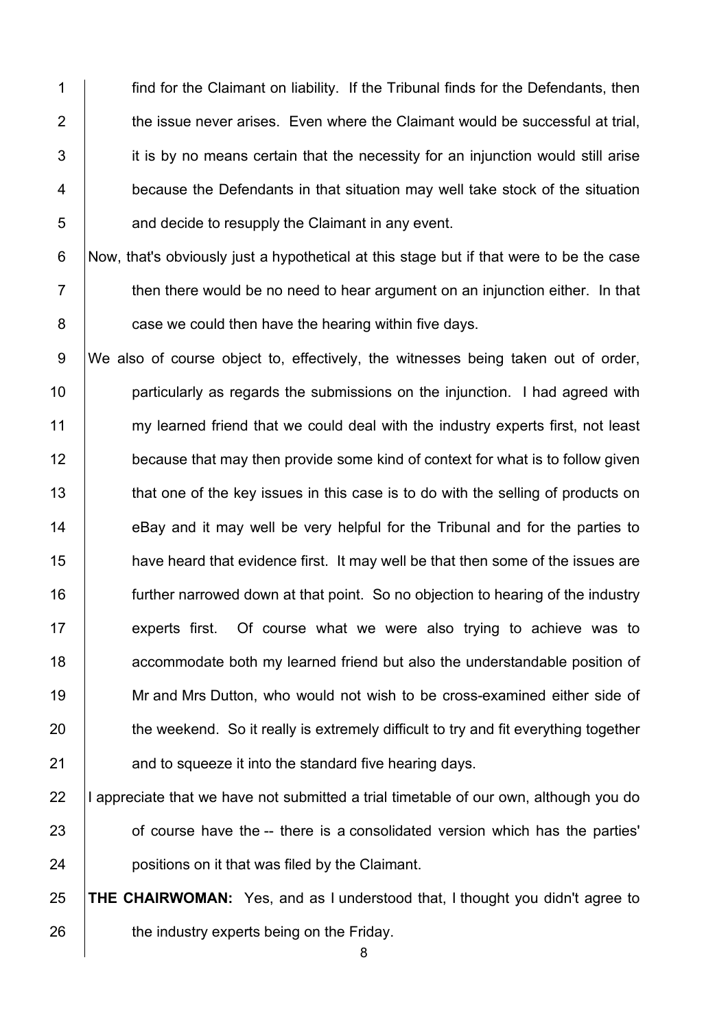find for the Claimant on liability. If the Tribunal finds for the Defendants, then the issue never arises. Even where the Claimant would be successful at trial, it is by no means certain that the necessity for an injunction would still arise because the Defendants in that situation may well take stock of the situation and decide to resupply the Claimant in any event.

Now, that's obviously just a hypothetical at this stage but if that were to be the case then there would be no need to hear argument on an injunction either. In that case we could then have the hearing within five days.

We also of course object to, effectively, the witnesses being taken out of order, particularly as regards the submissions on the injunction. I had agreed with my learned friend that we could deal with the industry experts first, not least because that may then provide some kind of context for what is to follow given that one of the key issues in this case is to do with the selling of products on eBay and it may well be very helpful for the Tribunal and for the parties to have heard that evidence first. It may well be that then some of the issues are further narrowed down at that point. So no objection to hearing of the industry experts first. Of course what we were also trying to achieve was to accommodate both my learned friend but also the understandable position of Mr and Mrs Dutton, who would not wish to be cross-examined either side of the weekend. So it really is extremely difficult to try and fit everything together and to squeeze it into the standard five hearing days.

I appreciate that we have not submitted a trial timetable of our own, although you do of course have the -- there is a consolidated version which has the parties' positions on it that was filed by the Claimant.

**THE CHAIRWOMAN:** Yes, and as I understood that, I thought you didn't agree to the industry experts being on the Friday.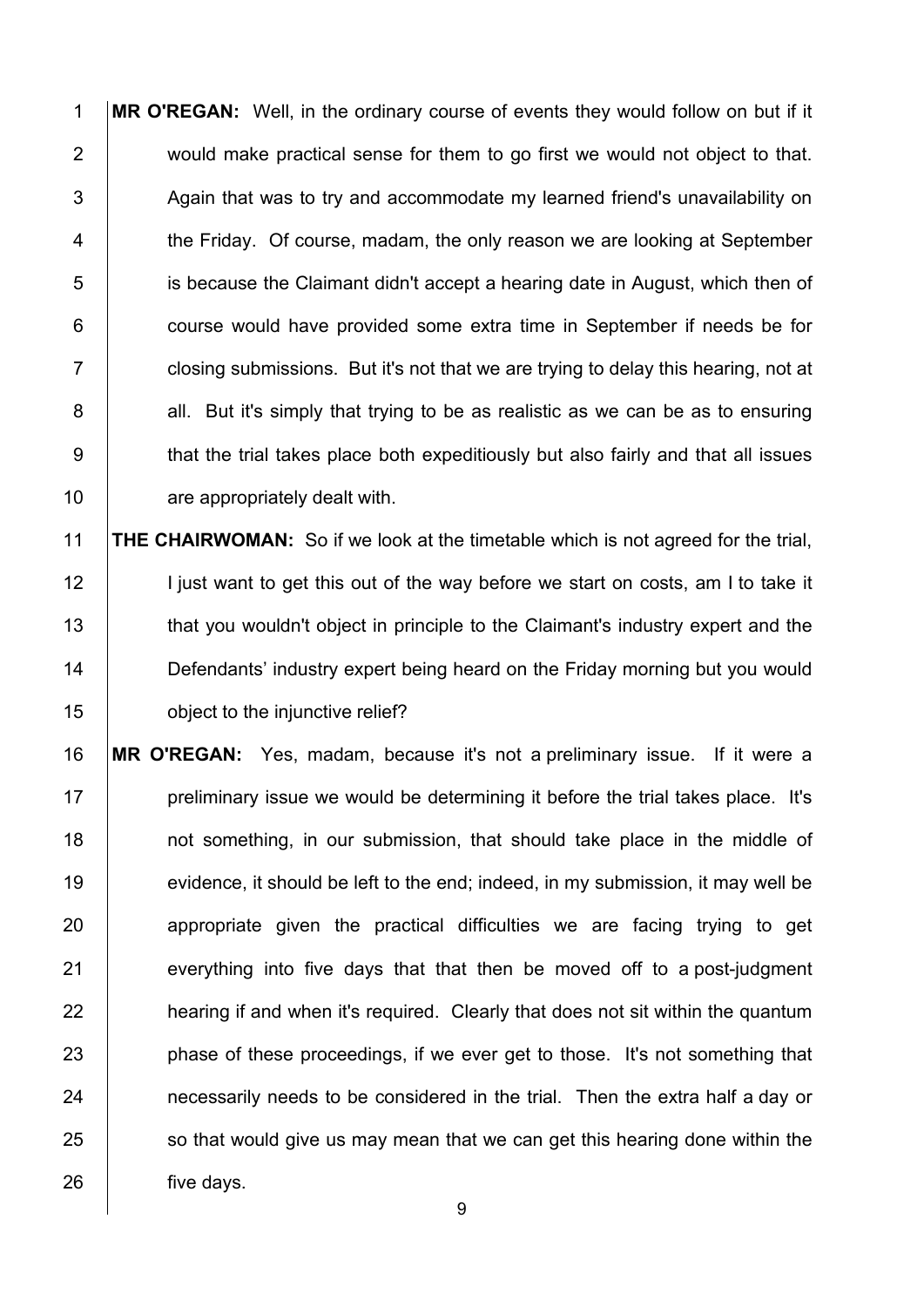**MR O'REGAN:** Well, in the ordinary course of events they would follow on but if it would make practical sense for them to go first we would not object to that. Again that was to try and accommodate my learned friend's unavailability on the Friday. Of course, madam, the only reason we are looking at September is because the Claimant didn't accept a hearing date in August, which then of course would have provided some extra time in September if needs be for closing submissions. But it's not that we are trying to delay this hearing, not at all. But it's simply that trying to be as realistic as we can be as to ensuring that the trial takes place both expeditiously but also fairly and that all issues are appropriately dealt with.

**THE CHAIRWOMAN:** So if we look at the timetable which is not agreed for the trial, I just want to get this out of the way before we start on costs, am I to take it that you wouldn't object in principle to the Claimant's industry expert and the Defendants' industry expert being heard on the Friday morning but you would object to the injunctive relief?

**MR O'REGAN:** Yes, madam, because it's not a preliminary issue. If it were a preliminary issue we would be determining it before the trial takes place. It's not something, in our submission, that should take place in the middle of evidence, it should be left to the end; indeed, in my submission, it may well be appropriate given the practical difficulties we are facing trying to get everything into five days that that then be moved off to a post-judgment hearing if and when it's required. Clearly that does not sit within the quantum phase of these proceedings, if we ever get to those. It's not something that necessarily needs to be considered in the trial. Then the extra half a day or so that would give us may mean that we can get this hearing done within the five days.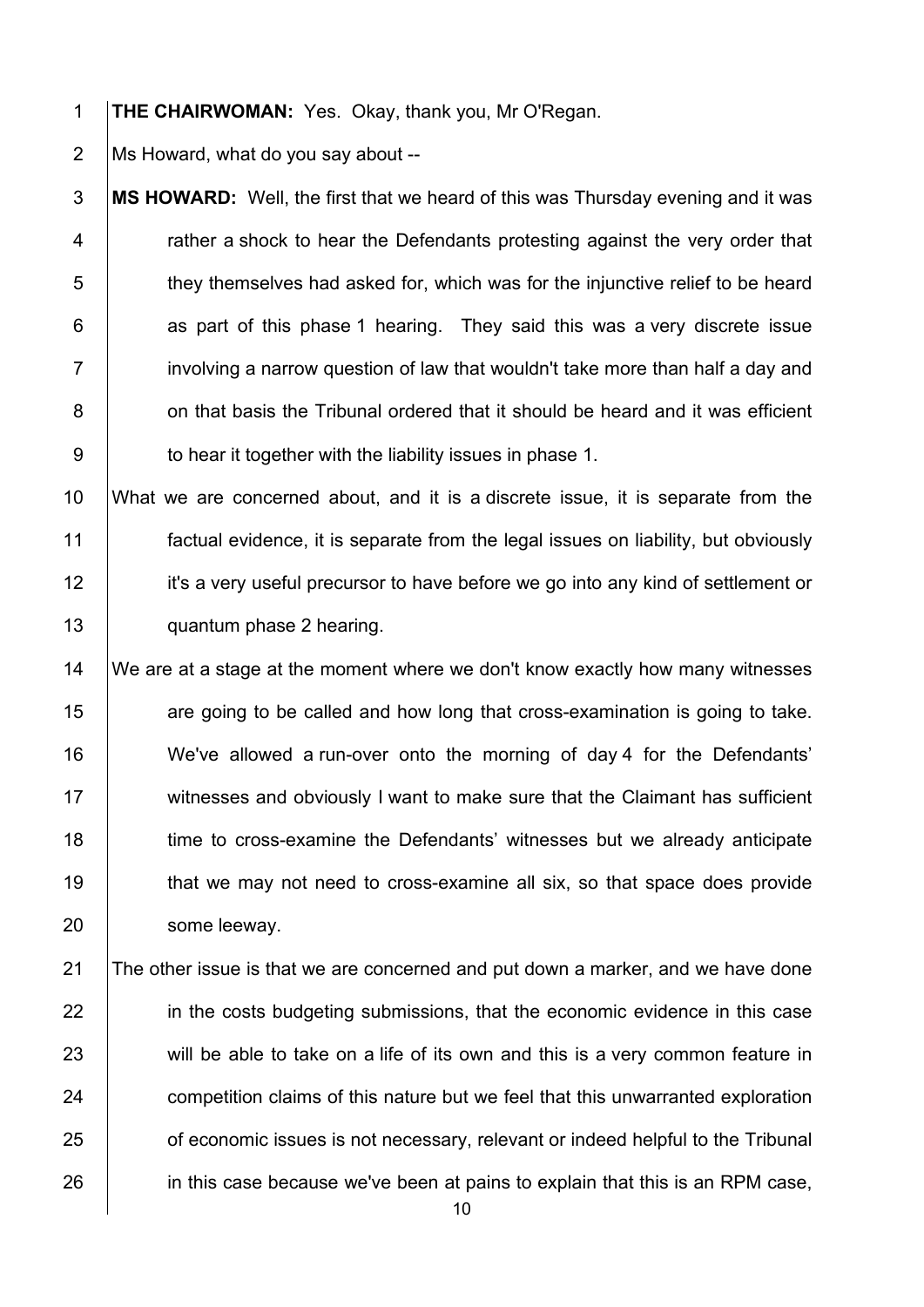**THE CHAIRWOMAN:** Yes. Okay, thank you, Mr O'Regan.

Ms Howard, what do you say about --

**MS HOWARD:** Well, the first that we heard of this was Thursday evening and it was rather a shock to hear the Defendants protesting against the very order that they themselves had asked for, which was for the injunctive relief to be heard as part of this phase 1 hearing. They said this was a very discrete issue involving a narrow question of law that wouldn't take more than half a day and on that basis the Tribunal ordered that it should be heard and it was efficient to hear it together with the liability issues in phase 1.

What we are concerned about, and it is a discrete issue, it is separate from the factual evidence, it is separate from the legal issues on liability, but obviously it's a very useful precursor to have before we go into any kind of settlement or quantum phase 2 hearing.

We are at a stage at the moment where we don't know exactly how many witnesses are going to be called and how long that cross-examination is going to take. We've allowed a run-over onto the morning of day 4 for the Defendants' witnesses and obviously I want to make sure that the Claimant has sufficient time to cross-examine the Defendants' witnesses but we already anticipate that we may not need to cross-examine all six, so that space does provide some leeway.

The other issue is that we are concerned and put down a marker, and we have done in the costs budgeting submissions, that the economic evidence in this case will be able to take on a life of its own and this is a very common feature in competition claims of this nature but we feel that this unwarranted exploration of economic issues is not necessary, relevant or indeed helpful to the Tribunal in this case because we've been at pains to explain that this is an RPM case,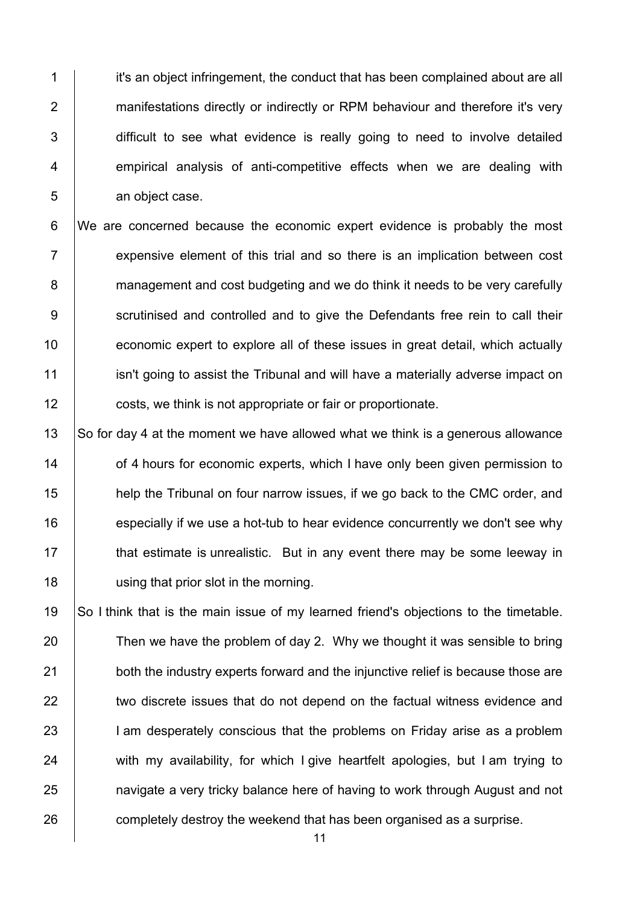it's an object infringement, the conduct that has been complained about are all manifestations directly or indirectly or RPM behaviour and therefore it's very difficult to see what evidence is really going to need to involve detailed empirical analysis of anti-competitive effects when we are dealing with an object case.

We are concerned because the economic expert evidence is probably the most expensive element of this trial and so there is an implication between cost management and cost budgeting and we do think it needs to be very carefully scrutinised and controlled and to give the Defendants free rein to call their economic expert to explore all of these issues in great detail, which actually isn't going to assist the Tribunal and will have a materially adverse impact on costs, we think is not appropriate or fair or proportionate.

So for day 4 at the moment we have allowed what we think is a generous allowance of 4 hours for economic experts, which I have only been given permission to help the Tribunal on four narrow issues, if we go back to the CMC order, and especially if we use a hot-tub to hear evidence concurrently we don't see why that estimate is unrealistic. But in any event there may be some leeway in using that prior slot in the morning.

So I think that is the main issue of my learned friend's objections to the timetable. Then we have the problem of day 2. Why we thought it was sensible to bring both the industry experts forward and the injunctive relief is because those are two discrete issues that do not depend on the factual witness evidence and I am desperately conscious that the problems on Friday arise as a problem with my availability, for which I give heartfelt apologies, but I am trying to navigate a very tricky balance here of having to work through August and not completely destroy the weekend that has been organised as a surprise.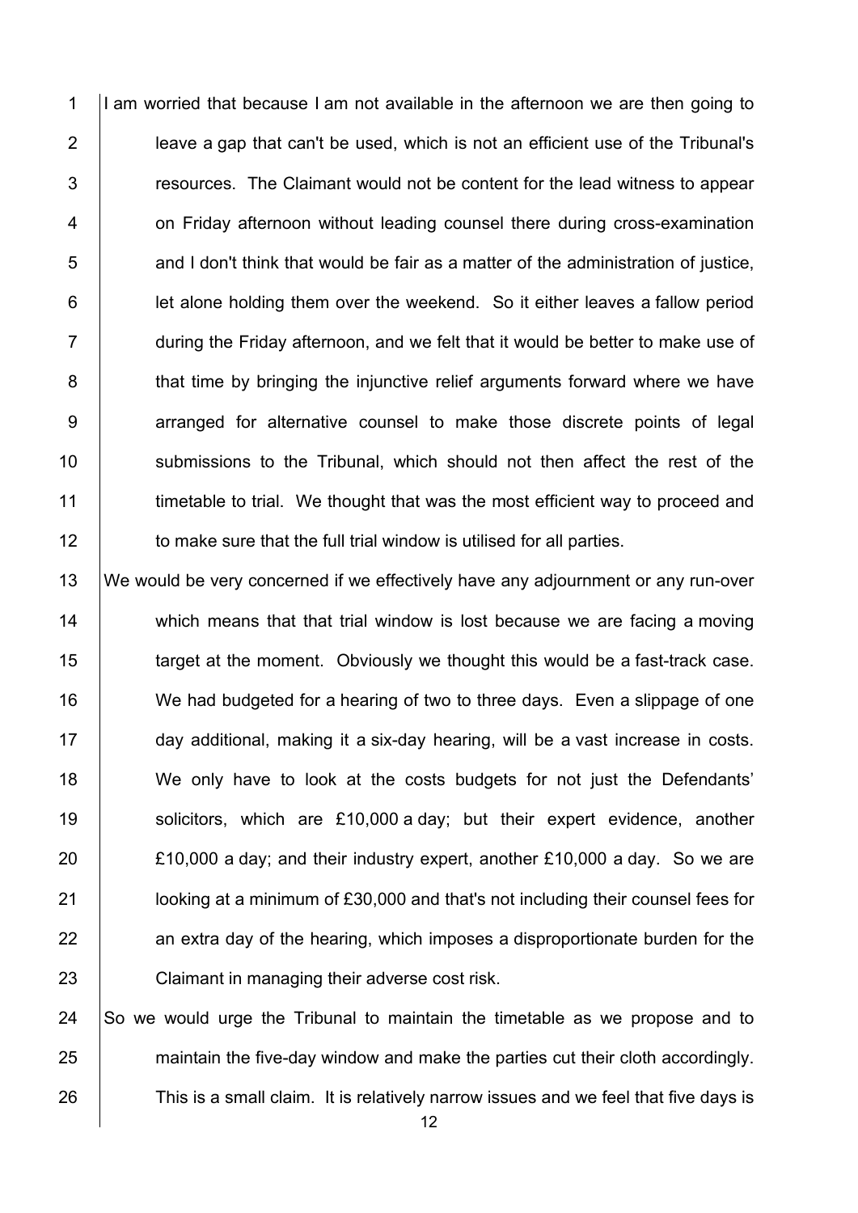I am worried that because I am not available in the afternoon we are then going to leave a gap that can't be used, which is not an efficient use of the Tribunal's resources. The Claimant would not be content for the lead witness to appear on Friday afternoon without leading counsel there during cross-examination and I don't think that would be fair as a matter of the administration of justice, let alone holding them over the weekend. So it either leaves a fallow period during the Friday afternoon, and we felt that it would be better to make use of that time by bringing the injunctive relief arguments forward where we have arranged for alternative counsel to make those discrete points of legal submissions to the Tribunal, which should not then affect the rest of the timetable to trial. We thought that was the most efficient way to proceed and to make sure that the full trial window is utilised for all parties.

We would be very concerned if we effectively have any adjournment or any run-over which means that that trial window is lost because we are facing a moving target at the moment. Obviously we thought this would be a fast-track case. We had budgeted for a hearing of two to three days. Even a slippage of one day additional, making it a six-day hearing, will be a vast increase in costs. We only have to look at the costs budgets for not just the Defendants' solicitors, which are £10,000 a day; but their expert evidence, another £10,000 a day; and their industry expert, another £10,000 a day. So we are looking at a minimum of £30,000 and that's not including their counsel fees for an extra day of the hearing, which imposes a disproportionate burden for the Claimant in managing their adverse cost risk.

So we would urge the Tribunal to maintain the timetable as we propose and to maintain the five-day window and make the parties cut their cloth accordingly. This is a small claim. It is relatively narrow issues and we feel that five days is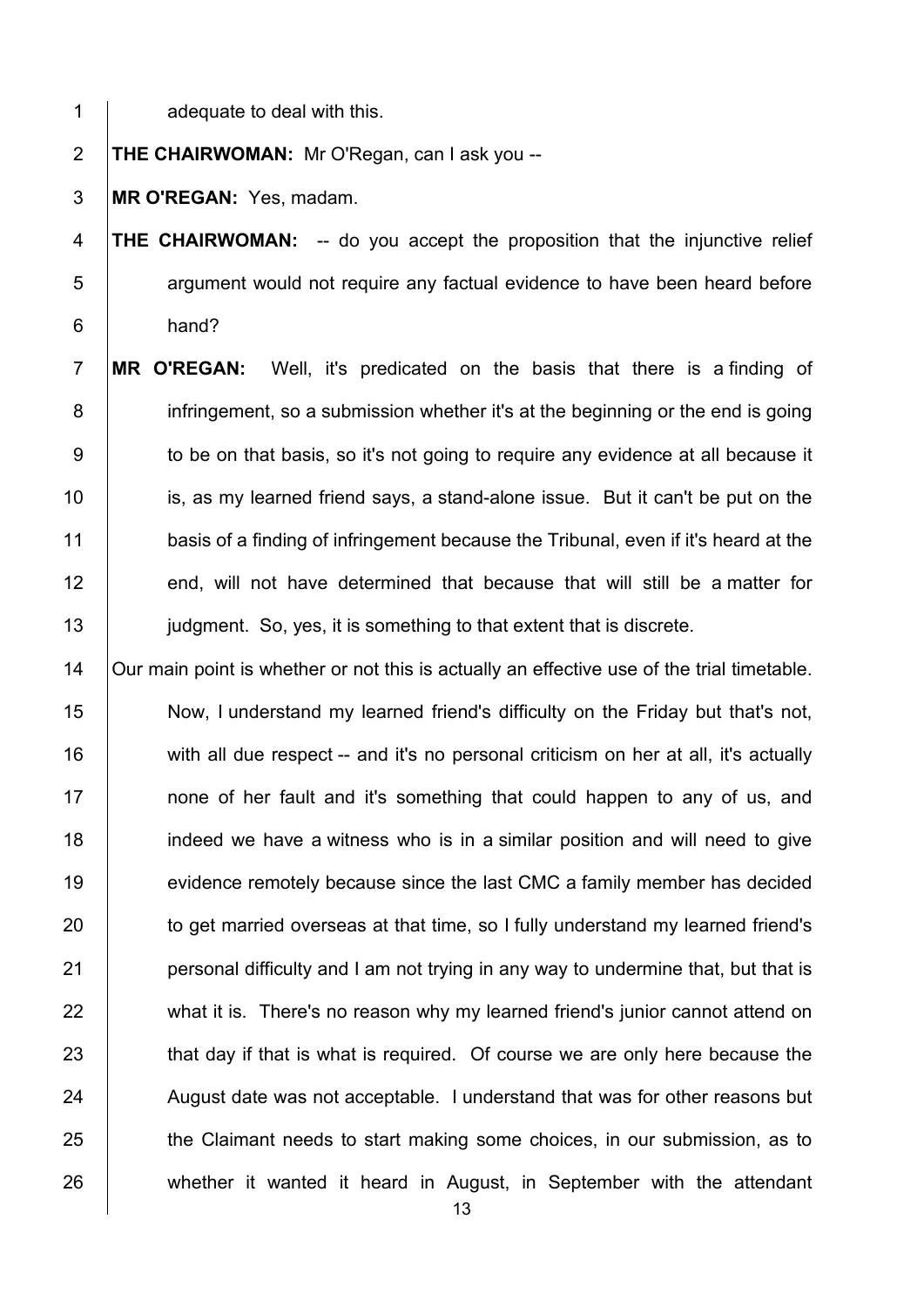adequate to deal with this.

**THE CHAIRWOMAN:** Mr O'Regan, can I ask you --

**MR O'REGAN:** Yes, madam.

**THE CHAIRWOMAN:** -- do you accept the proposition that the injunctive relief argument would not require any factual evidence to have been heard before hand?

**MR O'REGAN:** Well, it's predicated on the basis that there is a finding of infringement, so a submission whether it's at the beginning or the end is going to be on that basis, so it's not going to require any evidence at all because it is, as my learned friend says, a stand-alone issue. But it can't be put on the basis of a finding of infringement because the Tribunal, even if it's heard at the end, will not have determined that because that will still be a matter for judgment. So, yes, it is something to that extent that is discrete.

Our main point is whether or not this is actually an effective use of the trial timetable. Now, I understand my learned friend's difficulty on the Friday but that's not, with all due respect -- and it's no personal criticism on her at all, it's actually none of her fault and it's something that could happen to any of us, and indeed we have a witness who is in a similar position and will need to give evidence remotely because since the last CMC a family member has decided to get married overseas at that time, so I fully understand my learned friend's personal difficulty and I am not trying in any way to undermine that, but that is what it is. There's no reason why my learned friend's junior cannot attend on that day if that is what is required. Of course we are only here because the August date was not acceptable. I understand that was for other reasons but the Claimant needs to start making some choices, in our submission, as to whether it wanted it heard in August, in September with the attendant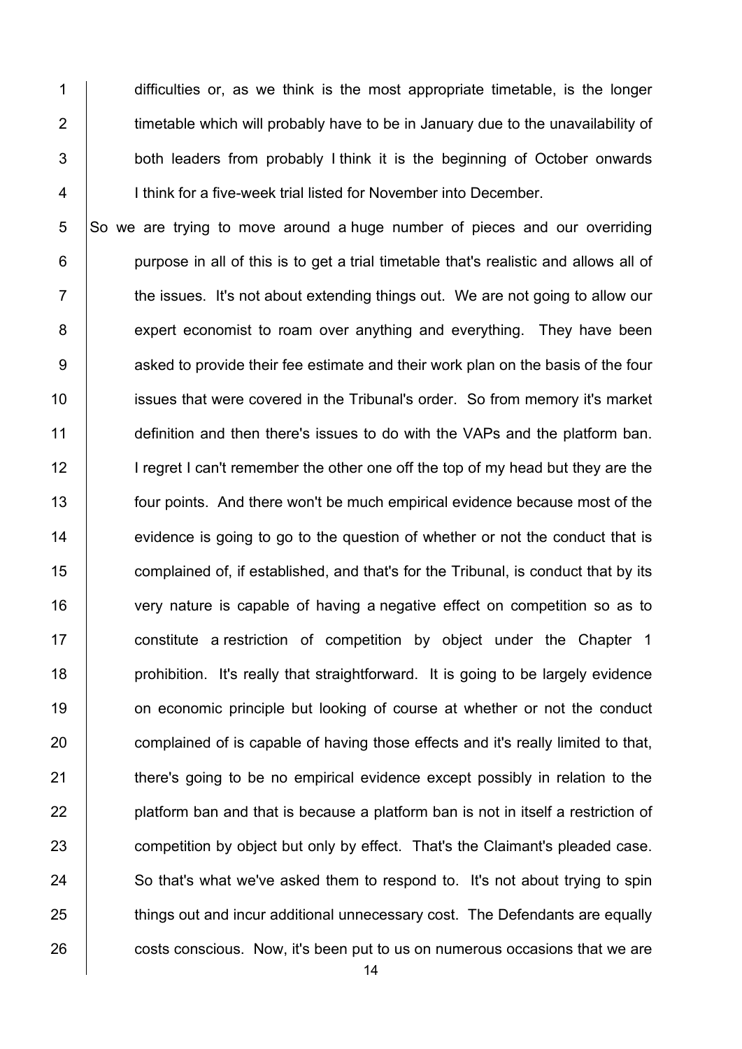difficulties or, as we think is the most appropriate timetable, is the longer timetable which will probably have to be in January due to the unavailability of both leaders from probably I think it is the beginning of October onwards I think for a five-week trial listed for November into December.

So we are trying to move around a huge number of pieces and our overriding purpose in all of this is to get a trial timetable that's realistic and allows all of the issues. It's not about extending things out. We are not going to allow our expert economist to roam over anything and everything. They have been asked to provide their fee estimate and their work plan on the basis of the four issues that were covered in the Tribunal's order. So from memory it's market definition and then there's issues to do with the VAPs and the platform ban. I regret I can't remember the other one off the top of my head but they are the four points. And there won't be much empirical evidence because most of the evidence is going to go to the question of whether or not the conduct that is complained of, if established, and that's for the Tribunal, is conduct that by its very nature is capable of having a negative effect on competition so as to constitute a restriction of competition by object under the Chapter 1 prohibition. It's really that straightforward. It is going to be largely evidence on economic principle but looking of course at whether or not the conduct complained of is capable of having those effects and it's really limited to that, there's going to be no empirical evidence except possibly in relation to the platform ban and that is because a platform ban is not in itself a restriction of competition by object but only by effect. That's the Claimant's pleaded case. So that's what we've asked them to respond to. It's not about trying to spin things out and incur additional unnecessary cost. The Defendants are equally costs conscious. Now, it's been put to us on numerous occasions that we are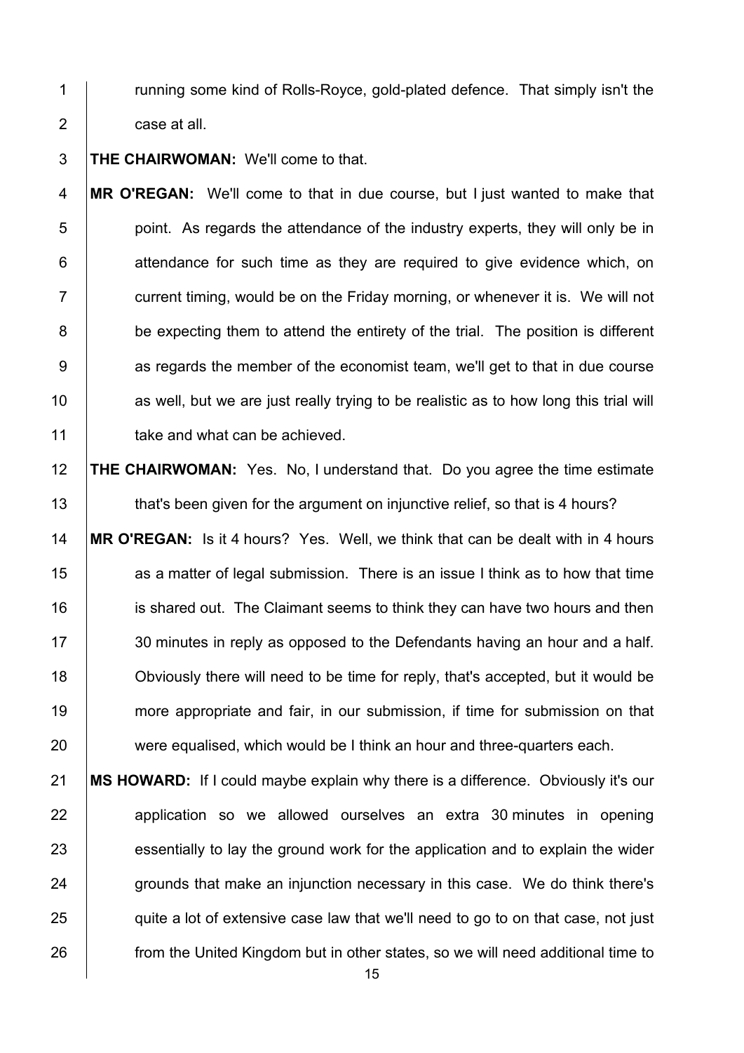running some kind of Rolls-Royce, gold-plated defence. That simply isn't the case at all.

**THE CHAIRWOMAN:** We'll come to that.

**MR O'REGAN:** We'll come to that in due course, but I just wanted to make that point. As regards the attendance of the industry experts, they will only be in attendance for such time as they are required to give evidence which, on current timing, would be on the Friday morning, or whenever it is. We will not be expecting them to attend the entirety of the trial. The position is different as regards the member of the economist team, we'll get to that in due course as well, but we are just really trying to be realistic as to how long this trial will take and what can be achieved.

**THE CHAIRWOMAN:** Yes. No, I understand that. Do you agree the time estimate that's been given for the argument on injunctive relief, so that is 4 hours?

**MR O'REGAN:** Is it 4 hours? Yes. Well, we think that can be dealt with in 4 hours as a matter of legal submission. There is an issue I think as to how that time is shared out. The Claimant seems to think they can have two hours and then 30 minutes in reply as opposed to the Defendants having an hour and a half. Obviously there will need to be time for reply, that's accepted, but it would be more appropriate and fair, in our submission, if time for submission on that were equalised, which would be I think an hour and three-quarters each.

**MS HOWARD:** If I could maybe explain why there is a difference. Obviously it's our application so we allowed ourselves an extra 30 minutes in opening essentially to lay the ground work for the application and to explain the wider grounds that make an injunction necessary in this case. We do think there's quite a lot of extensive case law that we'll need to go to on that case, not just from the United Kingdom but in other states, so we will need additional time to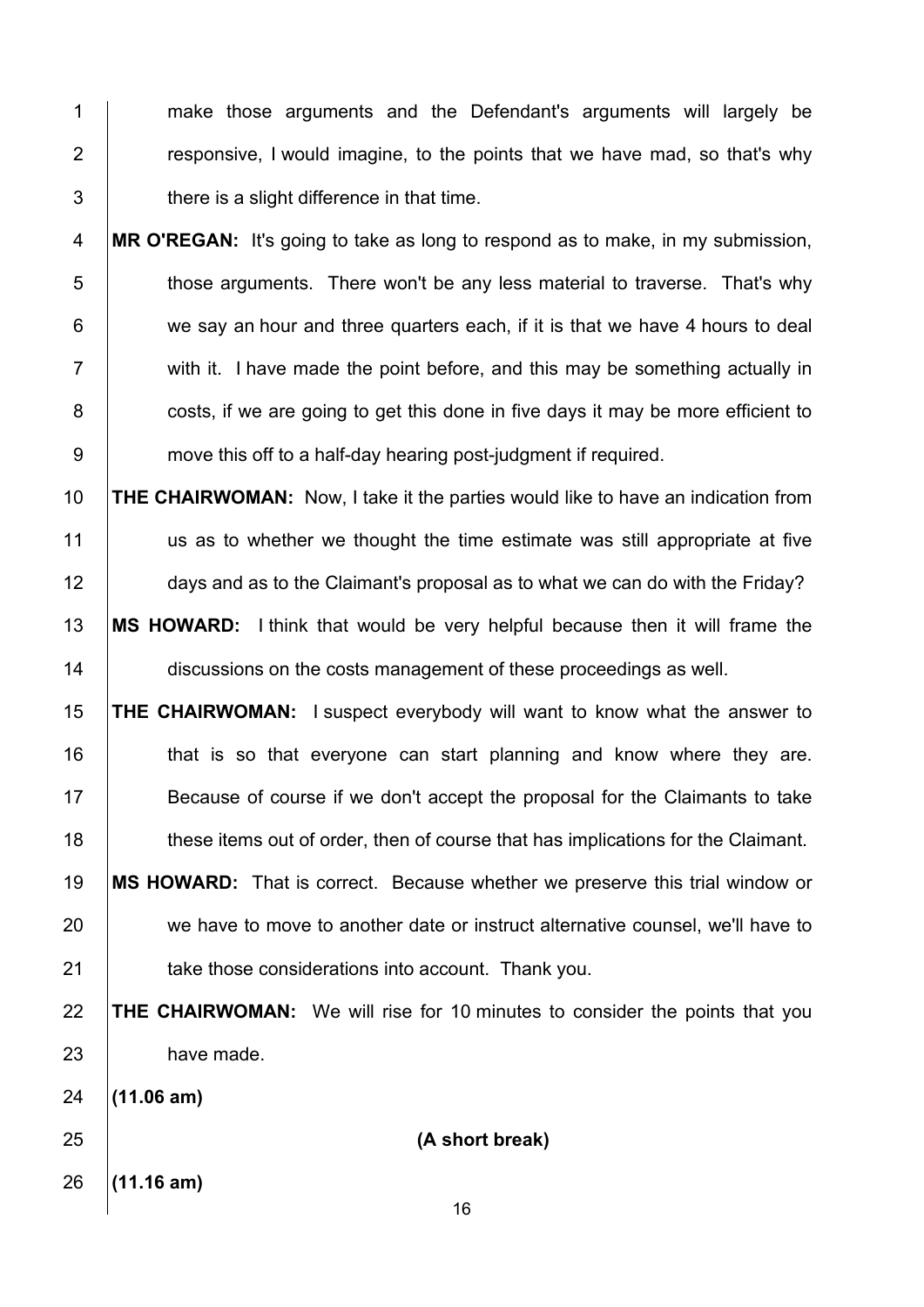make those arguments and the Defendant's arguments will largely be responsive, I would imagine, to the points that we have mad, so that's why there is a slight difference in that time.

**MR O'REGAN:** It's going to take as long to respond as to make, in my submission, those arguments. There won't be any less material to traverse. That's why we say an hour and three quarters each, if it is that we have 4 hours to deal with it. I have made the point before, and this may be something actually in costs, if we are going to get this done in five days it may be more efficient to move this off to a half-day hearing post-judgment if required.

**THE CHAIRWOMAN:** Now, I take it the parties would like to have an indication from us as to whether we thought the time estimate was still appropriate at five days and as to the Claimant's proposal as to what we can do with the Friday?

**MS HOWARD:** I think that would be very helpful because then it will frame the discussions on the costs management of these proceedings as well.

**THE CHAIRWOMAN:** I suspect everybody will want to know what the answer to that is so that everyone can start planning and know where they are. Because of course if we don't accept the proposal for the Claimants to take these items out of order, then of course that has implications for the Claimant.

**MS HOWARD:** That is correct. Because whether we preserve this trial window or we have to move to another date or instruct alternative counsel, we'll have to take those considerations into account. Thank you.

**THE CHAIRWOMAN:** We will rise for 10 minutes to consider the points that you have made.

**(11.06 am)**

**(A short break)**

**(11.16 am)**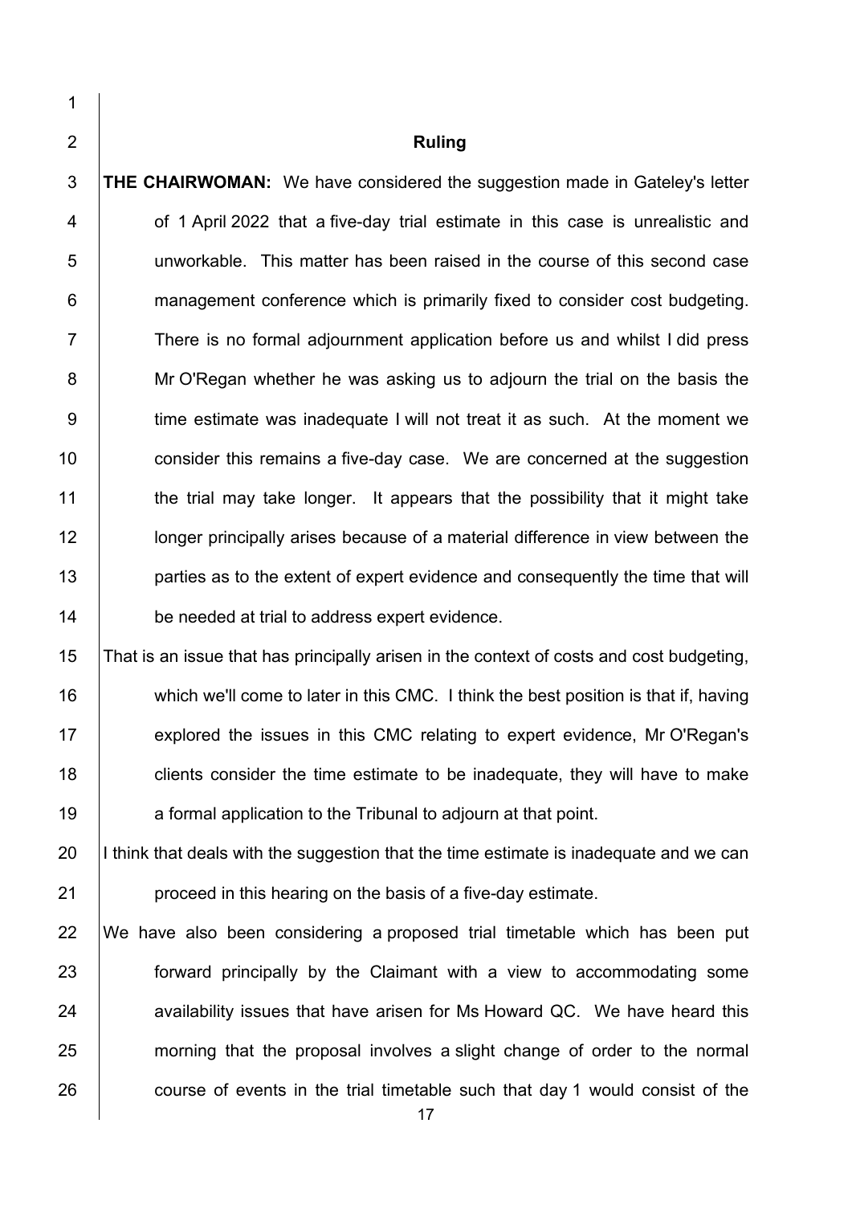## Ruling

**THE CHAIRWOMAN:** We have considered the suggestion made in Gateley's letter of 1 April 2022 that a five-day trial estimate in this case is unrealistic and unworkable. This matter has been raised in the course of this second case management conference which is primarily fixed to consider cost budgeting. There is no formal adjournment application before us and whilst I did press Mr O'Regan whether he was asking us to adjourn the trial on the basis the time estimate was inadequate I will not treat it as such. At the moment we consider this remains a five-day case. We are concerned at the suggestion the trial may take longer. It appears that the possibility that it might take longer principally arises because of a material difference in view between the parties as to the extent of expert evidence and consequently the time that will be needed at trial to address expert evidence.

That is an issue that has principally arisen in the context of costs and cost budgeting, which we'll come to later in this CMC. I think the best position is that if, having explored the issues in this CMC relating to expert evidence, Mr O'Regan's clients consider the time estimate to be inadequate, they will have to make a formal application to the Tribunal to adjourn at that point.

I think that deals with the suggestion that the time estimate is inadequate and we can proceed in this hearing on the basis of a five-day estimate.

We have also been considering a proposed trial timetable which has been put forward principally by the Claimant with a view to accommodating some availability issues that have arisen for Ms Howard QC. We have heard this morning that the proposal involves a slight change of order to the normal course of events in the trial timetable such that day 1 would consist of the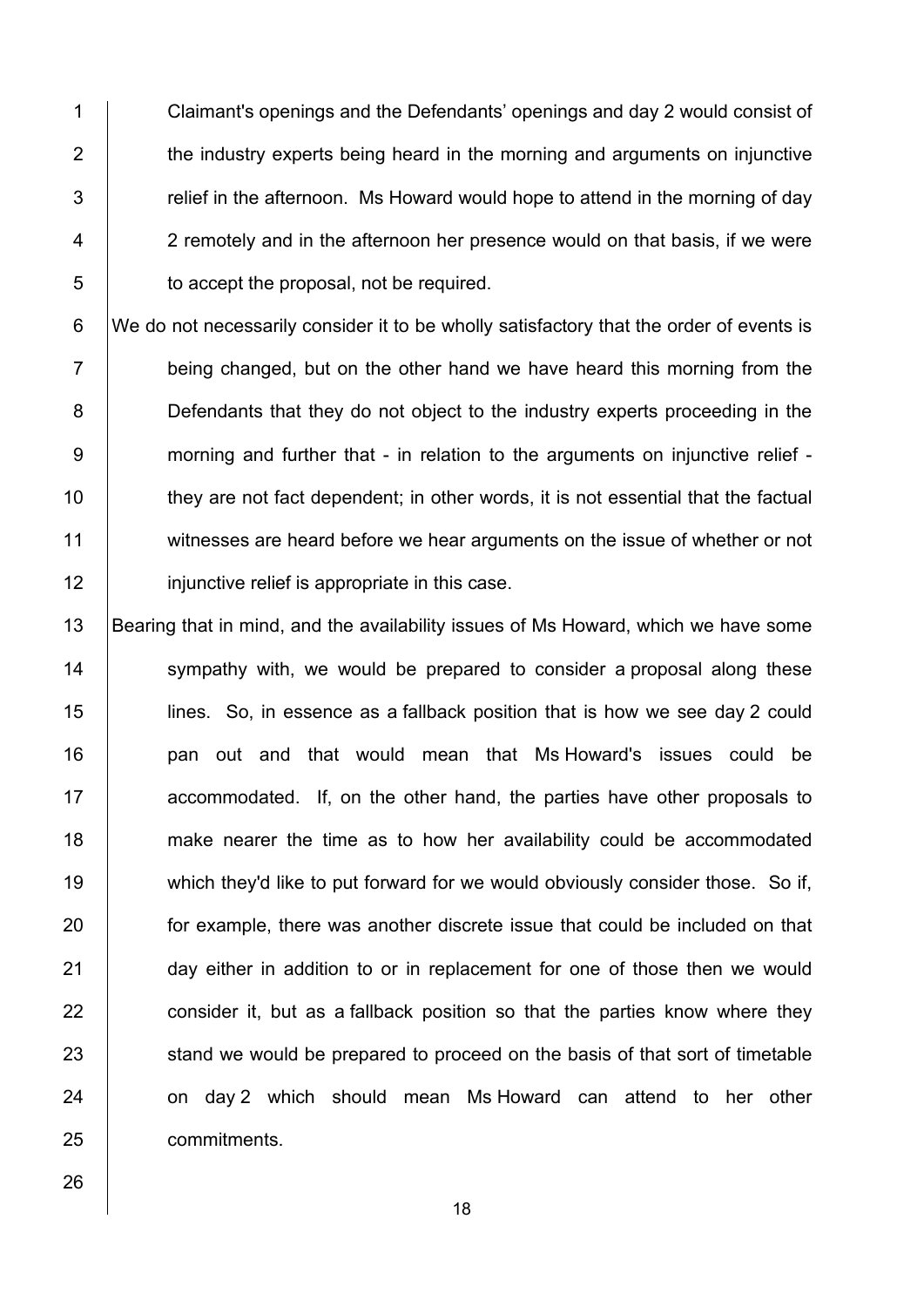Claimant's openings and the Defendants' openings and day 2 would consist of the industry experts being heard in the morning and arguments on injunctive relief in the afternoon. Ms Howard would hope to attend in the morning of day 2 remotely and in the afternoon her presence would on that basis, if we were to accept the proposal, not be required.

We do not necessarily consider it to be wholly satisfactory that the order of events is being changed, but on the other hand we have heard this morning from the Defendants that they do not object to the industry experts proceeding in the morning and further that - in relation to the arguments on injunctive relief - they are not fact dependent; in other words, it is not essential that the factual witnesses are heard before we hear arguments on the issue of whether or not injunctive relief is appropriate in this case.

Bearing that in mind, and the availability issues of Ms Howard, which we have some sympathy with, we would be prepared to consider a proposal along these lines. So, in essence as a fallback position that is how we see day 2 could pan out and that would mean that Ms Howard's issues could be accommodated. If, on the other hand, the parties have other proposals to make nearer the time as to how her availability could be accommodated which they'd like to put forward for we would obviously consider those. So if, for example, there was another discrete issue that could be included on that day either in addition to or in replacement for one of those then we would consider it, but as a fallback position so that the parties know where they stand we would be prepared to proceed on the basis of that sort of timetable on day 2 which should mean Ms Howard can attend to her other commitments.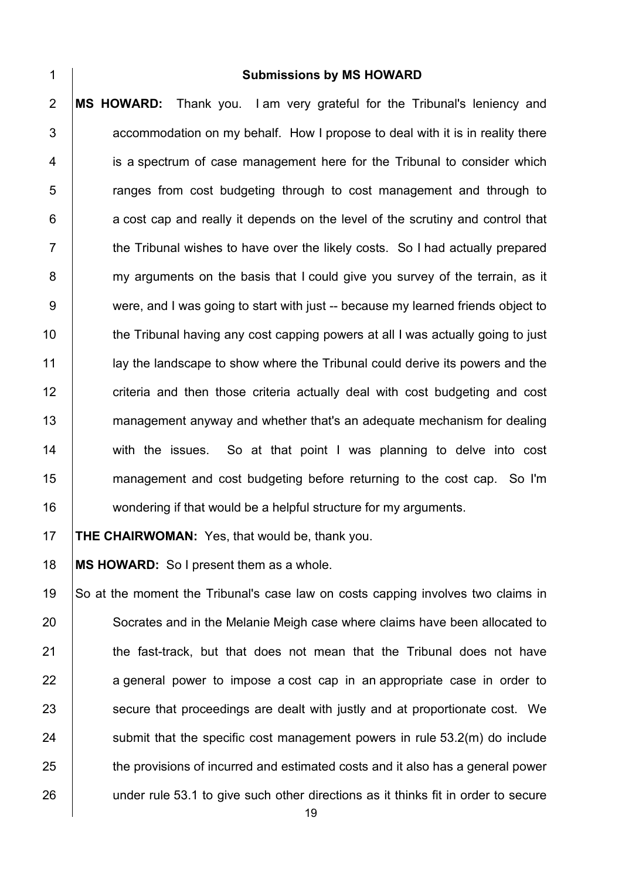**Submissions by MS HOWARD**

**MS HOWARD:** Thank you. I am very grateful for the Tribunal's leniency and accommodation on my behalf. How I propose to deal with it is in reality there is a spectrum of case management here for the Tribunal to consider which ranges from cost budgeting through to cost management and through to a cost cap and really it depends on the level of the scrutiny and control that the Tribunal wishes to have over the likely costs. So I had actually prepared my arguments on the basis that I could give you survey of the terrain, as it were, and I was going to start with just -- because my learned friends object to the Tribunal having any cost capping powers at all I was actually going to just lay the landscape to show where the Tribunal could derive its powers and the criteria and then those criteria actually deal with cost budgeting and cost management anyway and whether that's an adequate mechanism for dealing with the issues. So at that point I was planning to delve into cost management and cost budgeting before returning to the cost cap. So I'm wondering if that would be a helpful structure for my arguments.

**THE CHAIRWOMAN:** Yes, that would be, thank you.

**MS HOWARD:** So I present them as a whole.

So at the moment the Tribunal's case law on costs capping involves two claims in Socrates and in the Melanie Meigh case where claims have been allocated to the fast-track, but that does not mean that the Tribunal does not have a general power to impose a cost cap in an appropriate case in order to secure that proceedings are dealt with justly and at proportionate cost. We submit that the specific cost management powers in rule 53.2(m) do include the provisions of incurred and estimated costs and it also has a general power under rule 53.1 to give such other directions as it thinks fit in order to secure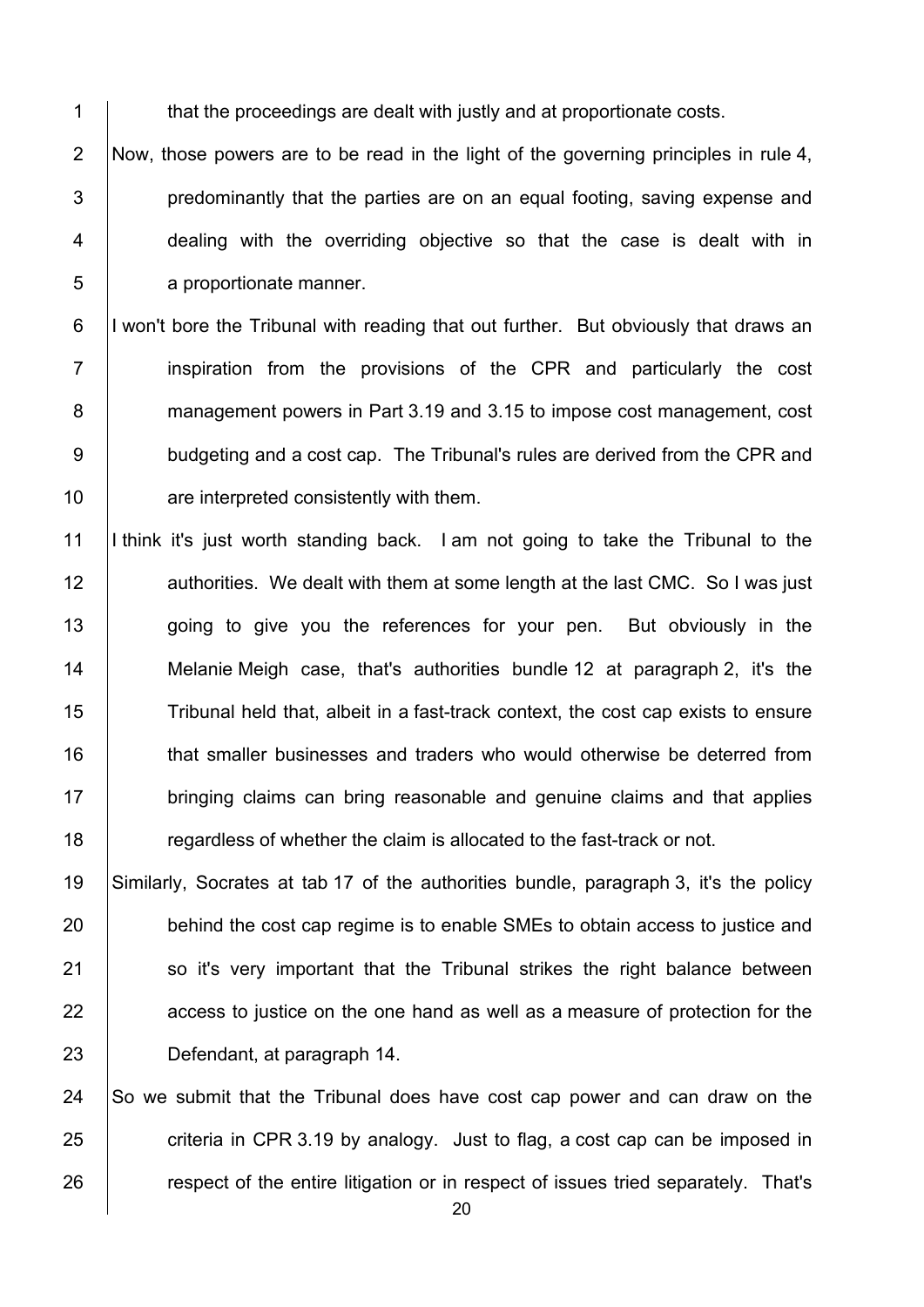that the proceedings are dealt with justly and at proportionate costs.

Now, those powers are to be read in the light of the governing principles in rule 4, predominantly that the parties are on an equal footing, saving expense and dealing with the overriding objective so that the case is dealt with in a proportionate manner.

I won't bore the Tribunal with reading that out further. But obviously that draws an inspiration from the provisions of the CPR and particularly the cost management powers in Part 3.19 and 3.15 to impose cost management, cost budgeting and a cost cap. The Tribunal's rules are derived from the CPR and are interpreted consistently with them.

I think it's just worth standing back. I am not going to take the Tribunal to the authorities. We dealt with them at some length at the last CMC. So I was just going to give you the references for your pen. But obviously in the Melanie Meigh case, that's authorities bundle 12 at paragraph 2, it's the Tribunal held that, albeit in a fast-track context, the cost cap exists to ensure that smaller businesses and traders who would otherwise be deterred from bringing claims can bring reasonable and genuine claims and that applies regardless of whether the claim is allocated to the fast-track or not.

Similarly, Socrates at tab 17 of the authorities bundle, paragraph 3, it's the policy behind the cost cap regime is to enable SMEs to obtain access to justice and so it's very important that the Tribunal strikes the right balance between access to justice on the one hand as well as a measure of protection for the Defendant, at paragraph 14.

So we submit that the Tribunal does have cost cap power and can draw on the criteria in CPR 3.19 by analogy. Just to flag, a cost cap can be imposed in respect of the entire litigation or in respect of issues tried separately. That's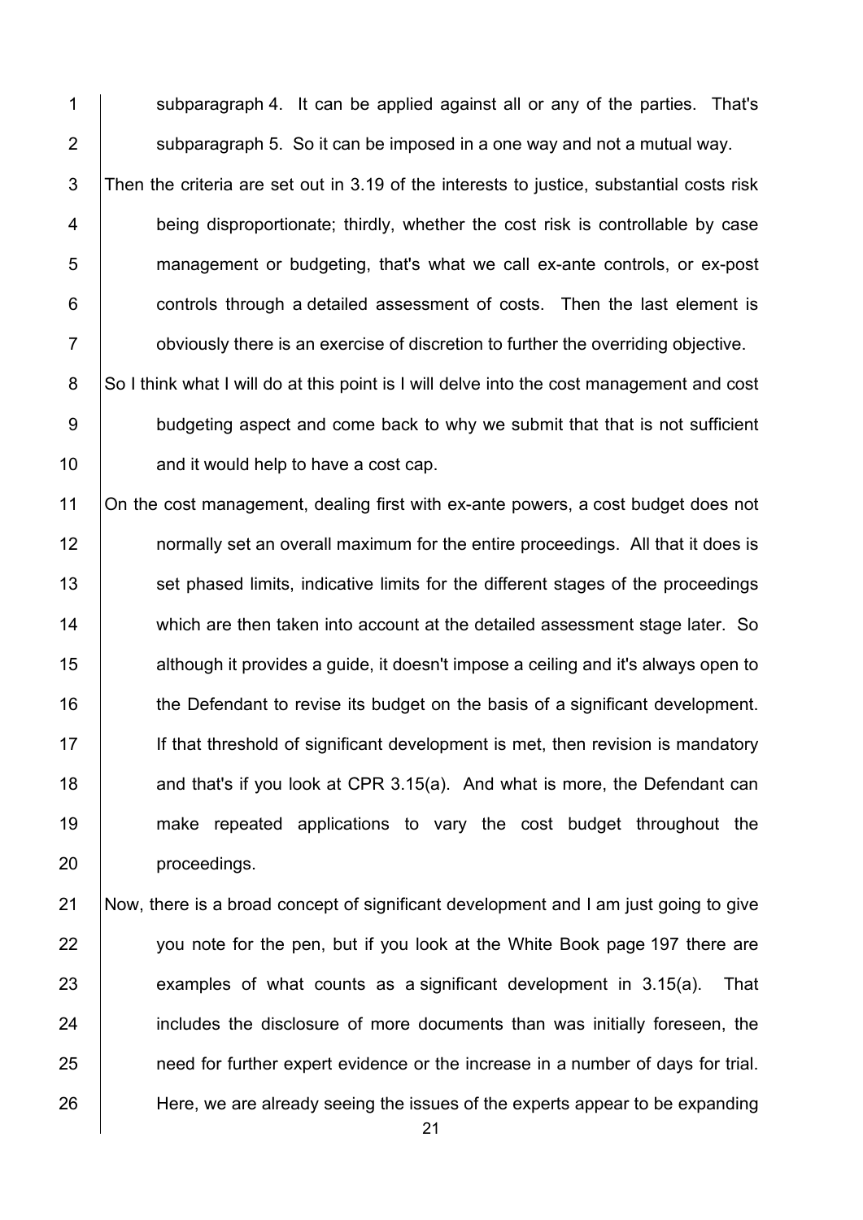subparagraph 4. It can be applied against all or any of the parties. That's subparagraph 5. So it can be imposed in a one way and not a mutual way.

Then the criteria are set out in 3.19 of the interests to justice, substantial costs risk being disproportionate; thirdly, whether the cost risk is controllable by case management or budgeting, that's what we call ex-ante controls, or ex-post controls through a detailed assessment of costs. Then the last element is obviously there is an exercise of discretion to further the overriding objective.

So I think what I will do at this point is I will delve into the cost management and cost budgeting aspect and come back to why we submit that that is not sufficient and it would help to have a cost cap.

On the cost management, dealing first with ex-ante powers, a cost budget does not normally set an overall maximum for the entire proceedings. All that it does is set phased limits, indicative limits for the different stages of the proceedings which are then taken into account at the detailed assessment stage later. So although it provides a guide, it doesn't impose a ceiling and it's always open to the Defendant to revise its budget on the basis of a significant development. If that threshold of significant development is met, then revision is mandatory and that's if you look at CPR 3.15(a). And what is more, the Defendant can make repeated applications to vary the cost budget throughout the proceedings.

Now, there is a broad concept of significant development and I am just going to give you note for the pen, but if you look at the White Book page 197 there are examples of what counts as a significant development in 3.15(a). That includes the disclosure of more documents than was initially foreseen, the need for further expert evidence or the increase in a number of days for trial. Here, we are already seeing the issues of the experts appear to be expanding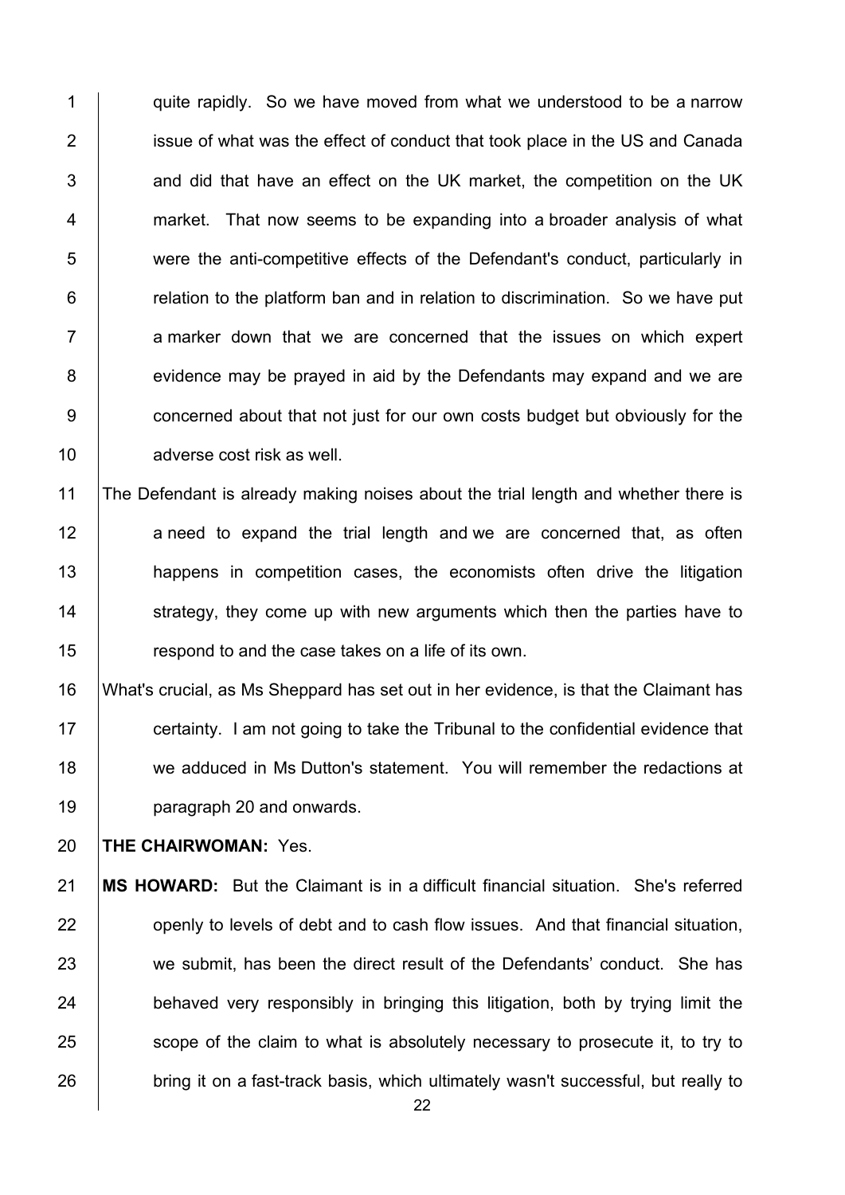quite rapidly. So we have moved from what we understood to be a narrow issue of what was the effect of conduct that took place in the US and Canada and did that have an effect on the UK market, the competition on the UK market. That now seems to be expanding into a broader analysis of what were the anti-competitive effects of the Defendant's conduct, particularly in relation to the platform ban and in relation to discrimination. So we have put a marker down that we are concerned that the issues on which expert evidence may be prayed in aid by the Defendants may expand and we are concerned about that not just for our own costs budget but obviously for the adverse cost risk as well.

The Defendant is already making noises about the trial length and whether there is a need to expand the trial length and we are concerned that, as often happens in competition cases, the economists often drive the litigation strategy, they come up with new arguments which then the parties have to respond to and the case takes on a life of its own.

What's crucial, as Ms Sheppard has set out in her evidence, is that the Claimant has certainty. I am not going to take the Tribunal to the confidential evidence that we adduced in Ms Dutton's statement. You will remember the redactions at paragraph 20 and onwards.

**THE CHAIRWOMAN:** Yes.

**MS HOWARD:** But the Claimant is in a difficult financial situation. She's referred openly to levels of debt and to cash flow issues. And that financial situation, we submit, has been the direct result of the Defendants' conduct. She has behaved very responsibly in bringing this litigation, both by trying limit the scope of the claim to what is absolutely necessary to prosecute it, to try to bring it on a fast-track basis, which ultimately wasn't successful, but really to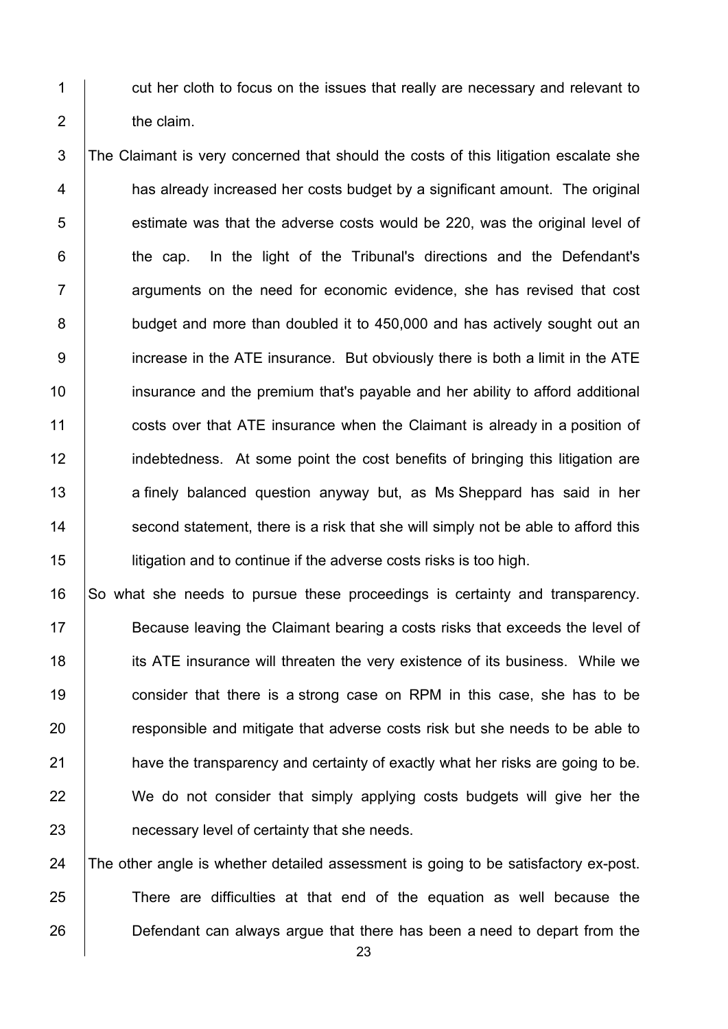cut her cloth to focus on the issues that really are necessary and relevant to the claim.

The Claimant is very concerned that should the costs of this litigation escalate she has already increased her costs budget by a significant amount. The original estimate was that the adverse costs would be 220, was the original level of the cap. In the light of the Tribunal's directions and the Defendant's arguments on the need for economic evidence, she has revised that cost budget and more than doubled it to 450,000 and has actively sought out an increase in the ATE insurance. But obviously there is both a limit in the ATE insurance and the premium that's payable and her ability to afford additional costs over that ATE insurance when the Claimant is already in a position of indebtedness. At some point the cost benefits of bringing this litigation are a finely balanced question anyway but, as Ms Sheppard has said in her second statement, there is a risk that she will simply not be able to afford this litigation and to continue if the adverse costs risks is too high.

So what she needs to pursue these proceedings is certainty and transparency. Because leaving the Claimant bearing a costs risks that exceeds the level of its ATE insurance will threaten the very existence of its business. While we consider that there is a strong case on RPM in this case, she has to be responsible and mitigate that adverse costs risk but she needs to be able to have the transparency and certainty of exactly what her risks are going to be. We do not consider that simply applying costs budgets will give her the necessary level of certainty that she needs.

The other angle is whether detailed assessment is going to be satisfactory ex-post. There are difficulties at that end of the equation as well because the Defendant can always argue that there has been a need to depart from the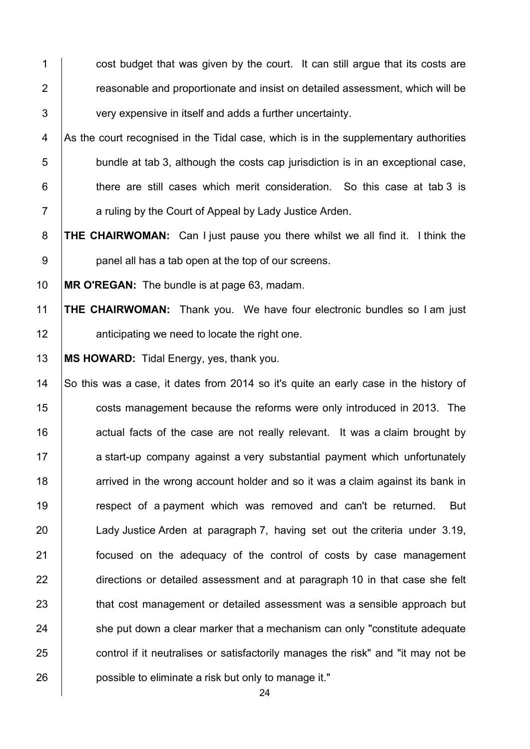cost budget that was given by the court. It can still argue that its costs are reasonable and proportionate and insist on detailed assessment, which will be very expensive in itself and adds a further uncertainty.

As the court recognised in the Tidal case, which is in the supplementary authorities bundle at tab 3, although the costs cap jurisdiction is in an exceptional case, there are still cases which merit consideration. So this case at tab 3 is a ruling by the Court of Appeal by Lady Justice Arden.

**THE CHAIRWOMAN:** Can I just pause you there whilst we all find it. I think the panel all has a tab open at the top of our screens.

**MR O'REGAN:** The bundle is at page 63, madam.

**THE CHAIRWOMAN:** Thank you. We have four electronic bundles so I am just anticipating we need to locate the right one.

**MS HOWARD:** Tidal Energy, yes, thank you.

So this was a case, it dates from 2014 so it's quite an early case in the history of costs management because the reforms were only introduced in 2013. The actual facts of the case are not really relevant. It was a claim brought by a start-up company against a very substantial payment which unfortunately arrived in the wrong account holder and so it was a claim against its bank in respect of a payment which was removed and can't be returned. But Lady Justice Arden at paragraph 7, having set out the criteria under 3.19, focused on the adequacy of the control of costs by case management directions or detailed assessment and at paragraph 10 in that case she felt that cost management or detailed assessment was a sensible approach but she put down a clear marker that a mechanism can only "constitute adequate control if it neutralises or satisfactorily manages the risk" and "it may not be possible to eliminate a risk but only to manage it."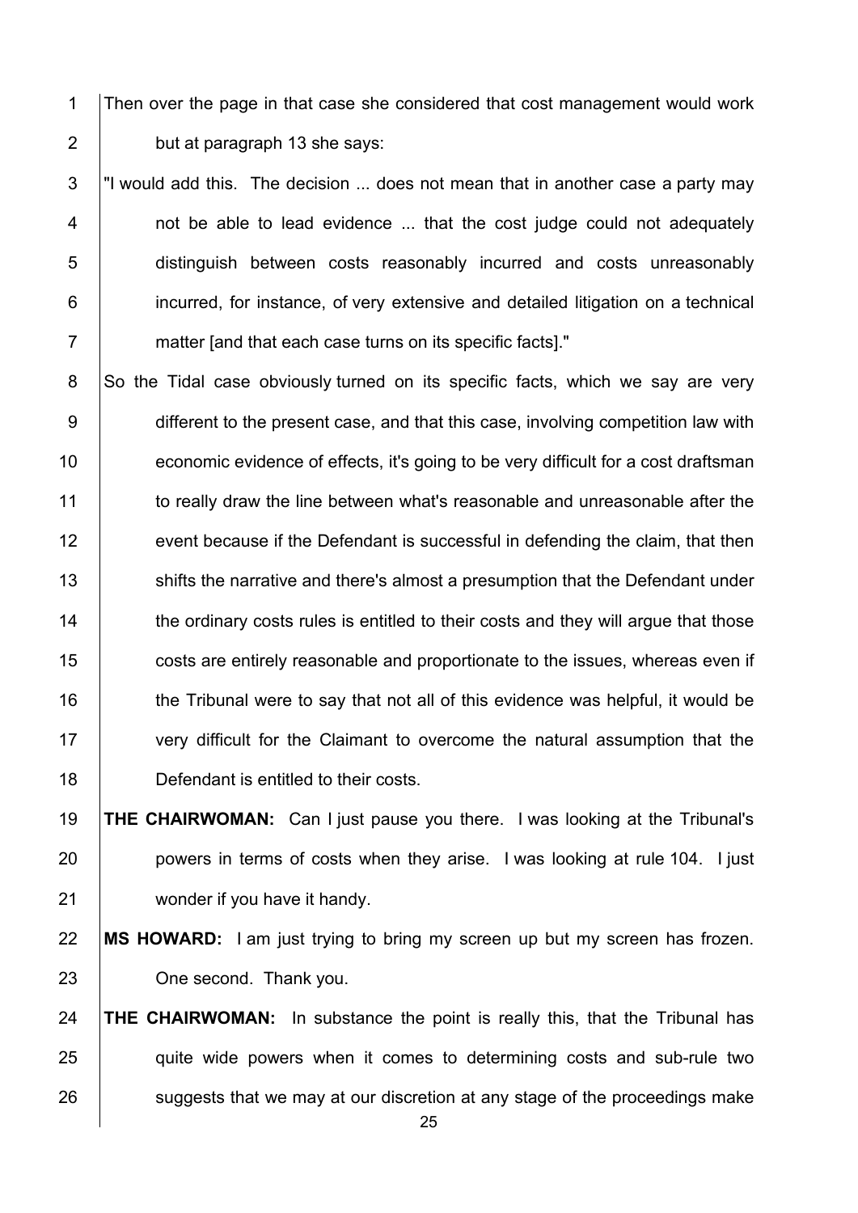Then over the page in that case she considered that cost management would work but at paragraph 13 she says:

"I would add this. The decision ... does not mean that in another case a party may not be able to lead evidence ... that the cost judge could not adequately distinguish between costs reasonably incurred and costs unreasonably incurred, for instance, of very extensive and detailed litigation on a technical matter [and that each case turns on its specific facts]."

So the Tidal case obviously turned on its specific facts, which we say are very different to the present case, and that this case, involving competition law with economic evidence of effects, it's going to be very difficult for a cost draftsman to really draw the line between what's reasonable and unreasonable after the event because if the Defendant is successful in defending the claim, that then shifts the narrative and there's almost a presumption that the Defendant under the ordinary costs rules is entitled to their costs and they will argue that those costs are entirely reasonable and proportionate to the issues, whereas even if the Tribunal were to say that not all of this evidence was helpful, it would be very difficult for the Claimant to overcome the natural assumption that the Defendant is entitled to their costs.

**THE CHAIRWOMAN:** Can I just pause you there. I was looking at the Tribunal's powers in terms of costs when they arise. I was looking at rule 104. I just wonder if you have it handy.

**MS HOWARD:** I am just trying to bring my screen up but my screen has frozen. One second. Thank you.

**THE CHAIRWOMAN:** In substance the point is really this, that the Tribunal has quite wide powers when it comes to determining costs and sub-rule two suggests that we may at our discretion at any stage of the proceedings make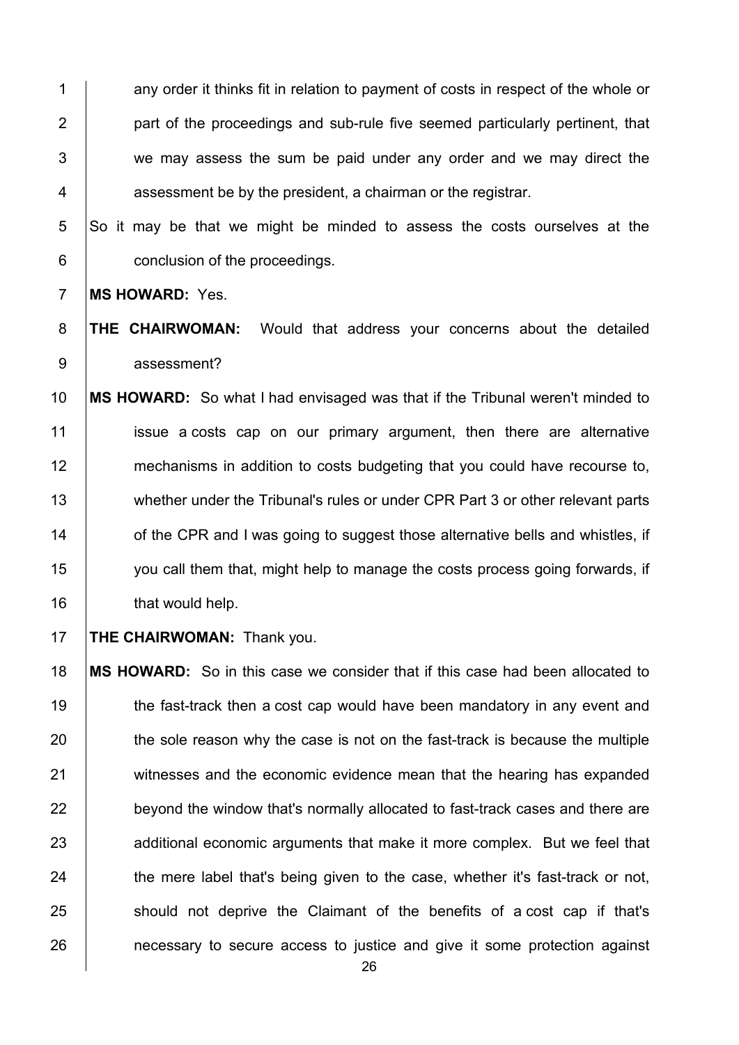any order it thinks fit in relation to payment of costs in respect of the whole or part of the proceedings and sub-rule five seemed particularly pertinent, that we may assess the sum be paid under any order and we may direct the assessment be by the president, a chairman or the registrar.

So it may be that we might be minded to assess the costs ourselves at the conclusion of the proceedings.

**MS HOWARD:** Yes.

**THE CHAIRWOMAN:** Would that address your concerns about the detailed assessment?

**MS HOWARD:** So what I had envisaged was that if the Tribunal weren't minded to issue a costs cap on our primary argument, then there are alternative mechanisms in addition to costs budgeting that you could have recourse to, whether under the Tribunal's rules or under CPR Part 3 or other relevant parts of the CPR and I was going to suggest those alternative bells and whistles, if you call them that, might help to manage the costs process going forwards, if that would help.

**THE CHAIRWOMAN:** Thank you.

**MS HOWARD:** So in this case we consider that if this case had been allocated to the fast-track then a cost cap would have been mandatory in any event and the sole reason why the case is not on the fast-track is because the multiple witnesses and the economic evidence mean that the hearing has expanded beyond the window that's normally allocated to fast-track cases and there are additional economic arguments that make it more complex. But we feel that the mere label that's being given to the case, whether it's fast-track or not, should not deprive the Claimant of the benefits of a cost cap if that's necessary to secure access to justice and give it some protection against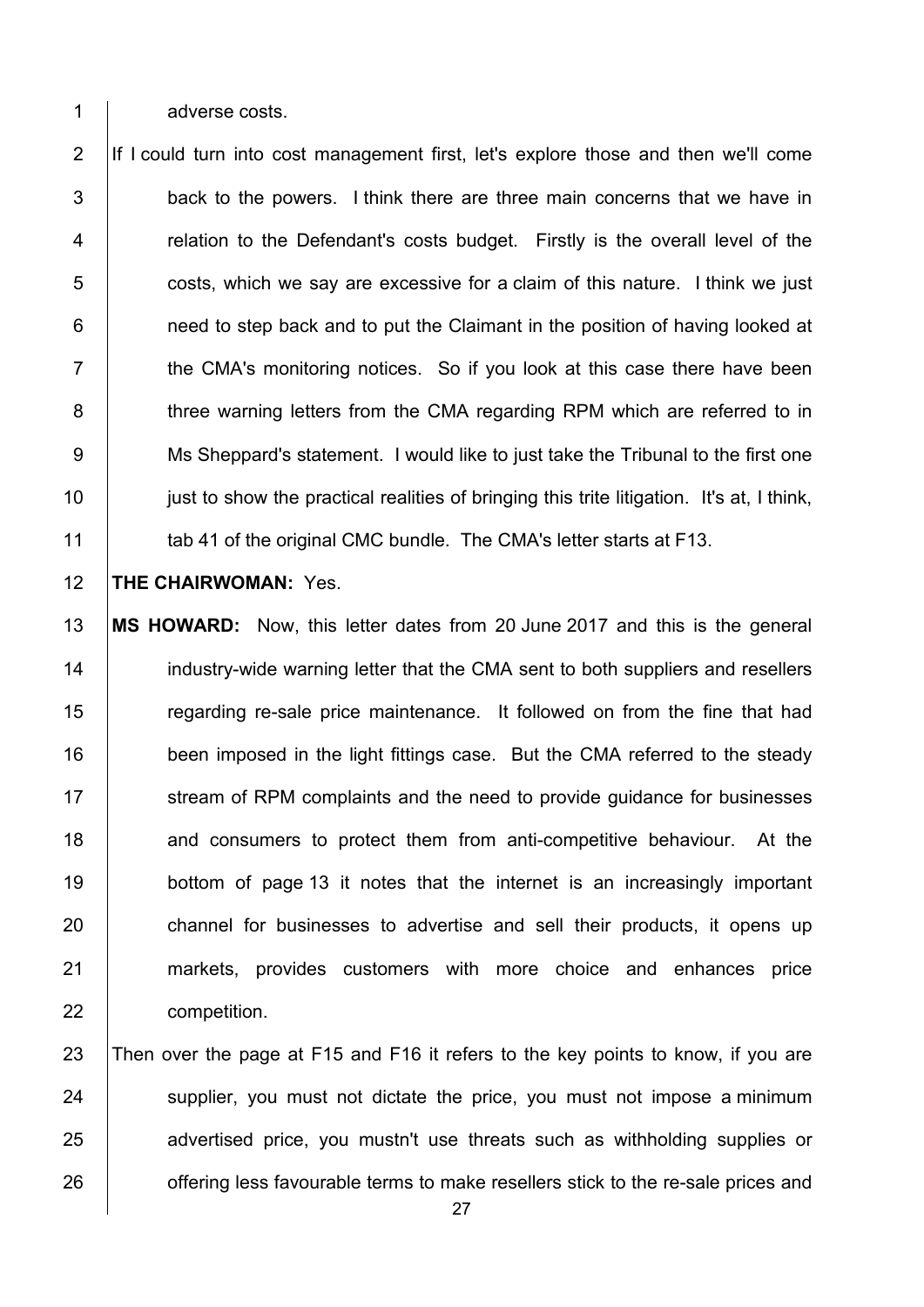adverse costs.

If I could turn into cost management first, let's explore those and then we'll come back to the powers. I think there are three main concerns that we have in relation to the Defendant's costs budget. Firstly is the overall level of the costs, which we say are excessive for a claim of this nature. I think we just need to step back and to put the Claimant in the position of having looked at the CMA's monitoring notices. So if you look at this case there have been three warning letters from the CMA regarding RPM which are referred to in Ms Sheppard's statement. I would like to just take the Tribunal to the first one just to show the practical realities of bringing this trite litigation. It's at, I think, tab 41 of the original CMC bundle. The CMA's letter starts at F13.

**THE CHAIRWOMAN:** Yes.

**MS HOWARD:** Now, this letter dates from 20 June 2017 and this is the general industry-wide warning letter that the CMA sent to both suppliers and resellers regarding re-sale price maintenance. It followed on from the fine that had been imposed in the light fittings case. But the CMA referred to the steady stream of RPM complaints and the need to provide guidance for businesses and consumers to protect them from anti-competitive behaviour. At the bottom of page 13 it notes that the internet is an increasingly important channel for businesses to advertise and sell their products, it opens up markets, provides customers with more choice and enhances price competition.

Then over the page at F15 and F16 it refers to the key points to know, if you are supplier, you must not dictate the price, you must not impose a minimum advertised price, you mustn't use threats such as withholding supplies or offering less favourable terms to make resellers stick to the re-sale prices and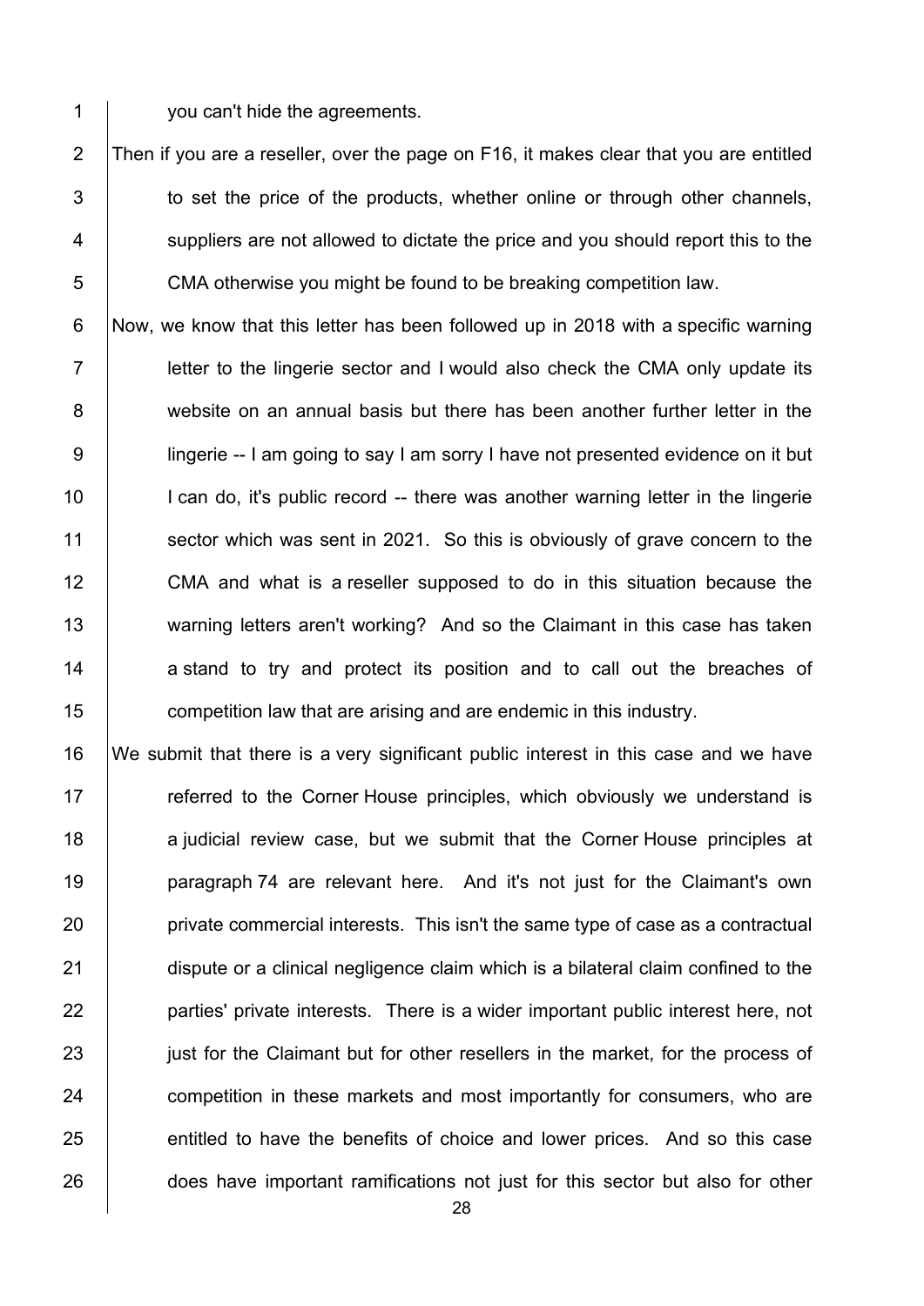you can't hide the agreements.

Then if you are a reseller, over the page on F16, it makes clear that you are entitled to set the price of the products, whether online or through other channels, suppliers are not allowed to dictate the price and you should report this to the CMA otherwise you might be found to be breaking competition law.

Now, we know that this letter has been followed up in 2018 with a specific warning letter to the lingerie sector and I would also check the CMA only update its website on an annual basis but there has been another further letter in the lingerie -- I am going to say I am sorry I have not presented evidence on it but I can do, it's public record -- there was another warning letter in the lingerie sector which was sent in 2021. So this is obviously of grave concern to the CMA and what is a reseller supposed to do in this situation because the warning letters aren't working? And so the Claimant in this case has taken a stand to try and protect its position and to call out the breaches of competition law that are arising and are endemic in this industry.

We submit that there is a very significant public interest in this case and we have referred to the Corner House principles, which obviously we understand is a judicial review case, but we submit that the Corner House principles at paragraph 74 are relevant here. And it's not just for the Claimant's own private commercial interests. This isn't the same type of case as a contractual dispute or a clinical negligence claim which is a bilateral claim confined to the parties' private interests. There is a wider important public interest here, not just for the Claimant but for other resellers in the market, for the process of competition in these markets and most importantly for consumers, who are entitled to have the benefits of choice and lower prices. And so this case does have important ramifications not just for this sector but also for other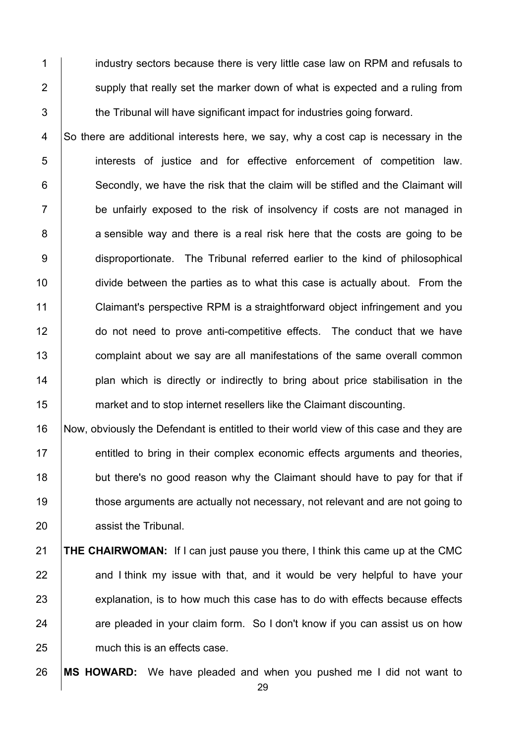industry sectors because there is very little case law on RPM and refusals to supply that really set the marker down of what is expected and a ruling from the Tribunal will have significant impact for industries going forward.

So there are additional interests here, we say, why a cost cap is necessary in the interests of justice and for effective enforcement of competition law. Secondly, we have the risk that the claim will be stifled and the Claimant will be unfairly exposed to the risk of insolvency if costs are not managed in a sensible way and there is a real risk here that the costs are going to be disproportionate. The Tribunal referred earlier to the kind of philosophical divide between the parties as to what this case is actually about. From the Claimant's perspective RPM is a straightforward object infringement and you do not need to prove anti-competitive effects. The conduct that we have complaint about we say are all manifestations of the same overall common plan which is directly or indirectly to bring about price stabilisation in the market and to stop internet resellers like the Claimant discounting.

Now, obviously the Defendant is entitled to their world view of this case and they are entitled to bring in their complex economic effects arguments and theories, but there's no good reason why the Claimant should have to pay for that if those arguments are actually not necessary, not relevant and are not going to assist the Tribunal.

**THE CHAIRWOMAN:** If I can just pause you there, I think this came up at the CMC and I think my issue with that, and it would be very helpful to have your explanation, is to how much this case has to do with effects because effects are pleaded in your claim form. So I don't know if you can assist us on how much this is an effects case.

**MS HOWARD:** We have pleaded and when you pushed me I did not want to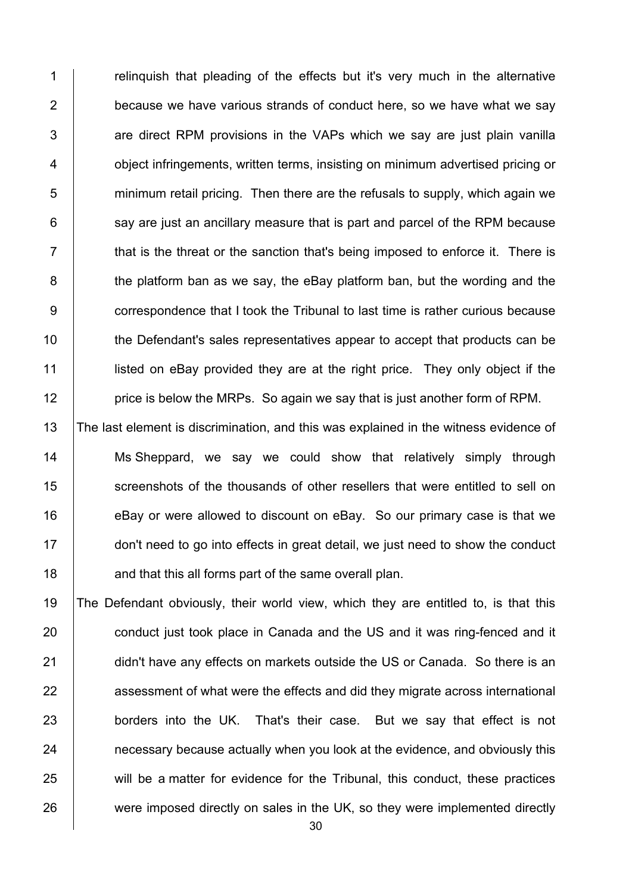relinquish that pleading of the effects but it's very much in the alternative because we have various strands of conduct here, so we have what we say are direct RPM provisions in the VAPs which we say are just plain vanilla object infringements, written terms, insisting on minimum advertised pricing or minimum retail pricing. Then there are the refusals to supply, which again we say are just an ancillary measure that is part and parcel of the RPM because that is the threat or the sanction that's being imposed to enforce it. There is the platform ban as we say, the eBay platform ban, but the wording and the correspondence that I took the Tribunal to last time is rather curious because the Defendant's sales representatives appear to accept that products can be listed on eBay provided they are at the right price. They only object if the price is below the MRPs. So again we say that is just another form of RPM.

The last element is discrimination, and this was explained in the witness evidence of Ms Sheppard, we say we could show that relatively simply through screenshots of the thousands of other resellers that were entitled to sell on eBay or were allowed to discount on eBay. So our primary case is that we don't need to go into effects in great detail, we just need to show the conduct and that this all forms part of the same overall plan.

The Defendant obviously, their world view, which they are entitled to, is that this conduct just took place in Canada and the US and it was ring-fenced and it didn't have any effects on markets outside the US or Canada. So there is an assessment of what were the effects and did they migrate across international borders into the UK. That's their case. But we say that effect is not necessary because actually when you look at the evidence, and obviously this will be a matter for evidence for the Tribunal, this conduct, these practices were imposed directly on sales in the UK, so they were implemented directly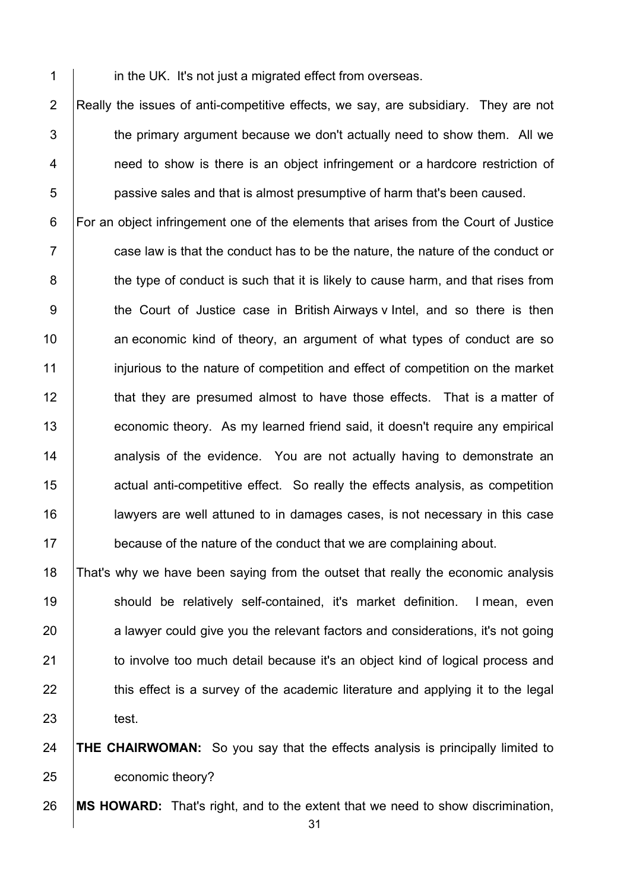in the UK. It's not just a migrated effect from overseas.

Really the issues of anti-competitive effects, we say, are subsidiary. They are not the primary argument because we don't actually need to show them. All we need to show is there is an object infringement or a hardcore restriction of passive sales and that is almost presumptive of harm that's been caused.

For an object infringement one of the elements that arises from the Court of Justice case law is that the conduct has to be the nature, the nature of the conduct or the type of conduct is such that it is likely to cause harm, and that rises from the Court of Justice case in British Airways v Intel, and so there is then an economic kind of theory, an argument of what types of conduct are so injurious to the nature of competition and effect of competition on the market that they are presumed almost to have those effects. That is a matter of economic theory. As my learned friend said, it doesn't require any empirical analysis of the evidence. You are not actually having to demonstrate an actual anti-competitive effect. So really the effects analysis, as competition lawyers are well attuned to in damages cases, is not necessary in this case because of the nature of the conduct that we are complaining about.

That's why we have been saying from the outset that really the economic analysis should be relatively self-contained, it's market definition. I mean, even a lawyer could give you the relevant factors and considerations, it's not going to involve too much detail because it's an object kind of logical process and this effect is a survey of the academic literature and applying it to the legal test.

**THE CHAIRWOMAN:** So you say that the effects analysis is principally limited to economic theory?

**MS HOWARD:** That's right, and to the extent that we need to show discrimination,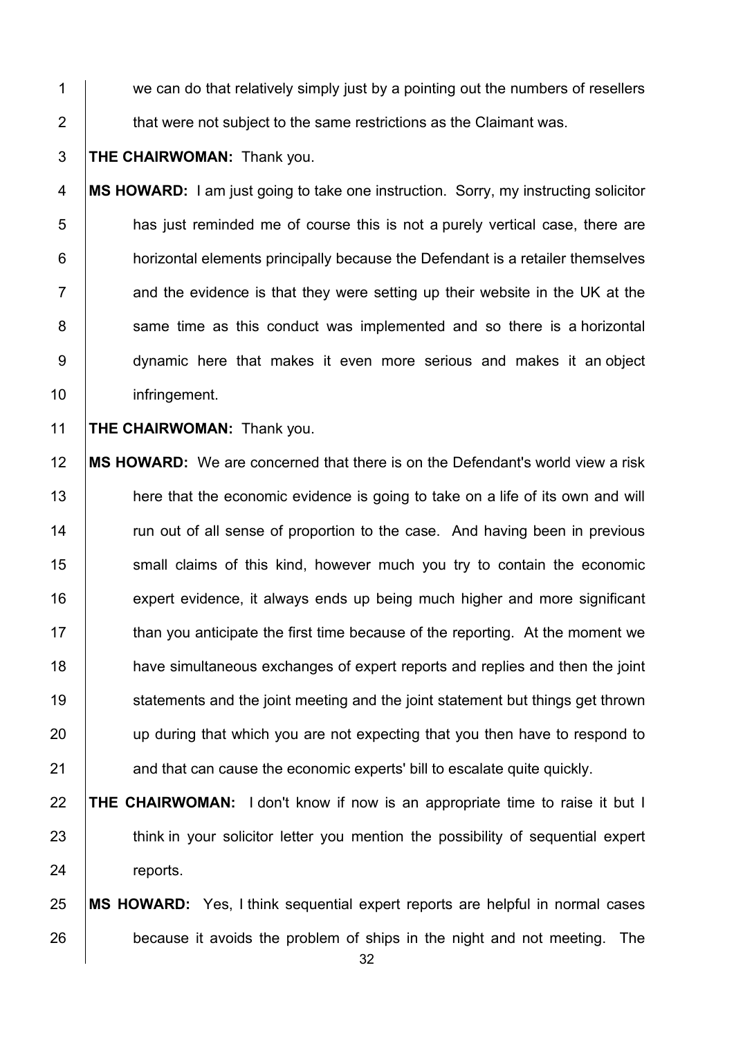we can do that relatively simply just by a pointing out the numbers of resellers that were not subject to the same restrictions as the Claimant was.

**THE CHAIRWOMAN:** Thank you.

**MS HOWARD:** I am just going to take one instruction. Sorry, my instructing solicitor has just reminded me of course this is not a purely vertical case, there are horizontal elements principally because the Defendant is a retailer themselves and the evidence is that they were setting up their website in the UK at the same time as this conduct was implemented and so there is a horizontal dynamic here that makes it even more serious and makes it an object infringement.

**THE CHAIRWOMAN:** Thank you.

**MS HOWARD:** We are concerned that there is on the Defendant's world view a risk here that the economic evidence is going to take on a life of its own and will run out of all sense of proportion to the case. And having been in previous small claims of this kind, however much you try to contain the economic expert evidence, it always ends up being much higher and more significant than you anticipate the first time because of the reporting. At the moment we have simultaneous exchanges of expert reports and replies and then the joint statements and the joint meeting and the joint statement but things get thrown up during that which you are not expecting that you then have to respond to and that can cause the economic experts' bill to escalate quite quickly.

**THE CHAIRWOMAN:** I don't know if now is an appropriate time to raise it but I think in your solicitor letter you mention the possibility of sequential expert reports.

**MS HOWARD:** Yes, I think sequential expert reports are helpful in normal cases because it avoids the problem of ships in the night and not meeting. The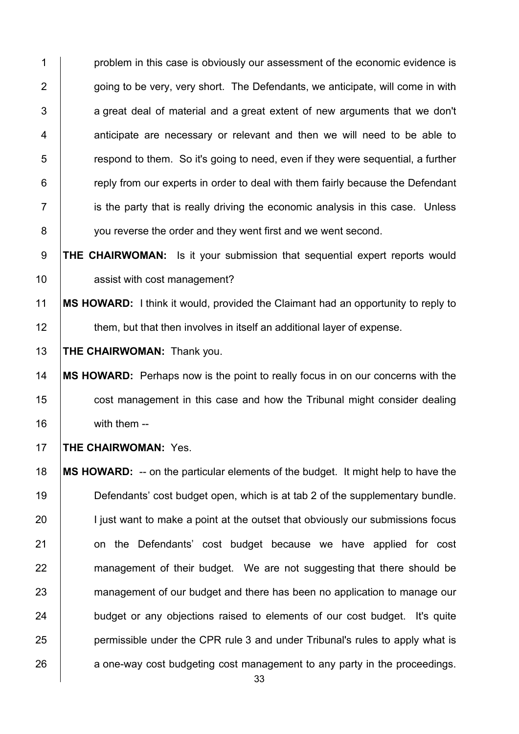problem in this case is obviously our assessment of the economic evidence is going to be very, very short. The Defendants, we anticipate, will come in with a great deal of material and a great extent of new arguments that we don't anticipate are necessary or relevant and then we will need to be able to respond to them. So it's going to need, even if they were sequential, a further reply from our experts in order to deal with them fairly because the Defendant is the party that is really driving the economic analysis in this case. Unless you reverse the order and they went first and we went second.

**THE CHAIRWOMAN:** Is it your submission that sequential expert reports would assist with cost management?

**MS HOWARD:** I think it would, provided the Claimant had an opportunity to reply to them, but that then involves in itself an additional layer of expense.

**THE CHAIRWOMAN:** Thank you.

**MS HOWARD:** Perhaps now is the point to really focus in on our concerns with the cost management in this case and how the Tribunal might consider dealing with them --

**THE CHAIRWOMAN:** Yes.

**MS HOWARD:** -- on the particular elements of the budget. It might help to have the Defendants' cost budget open, which is at tab 2 of the supplementary bundle. I just want to make a point at the outset that obviously our submissions focus on the Defendants' cost budget because we have applied for cost management of their budget. We are not suggesting that there should be management of our budget and there has been no application to manage our budget or any objections raised to elements of our cost budget. It's quite permissible under the CPR rule 3 and under Tribunal's rules to apply what is a one-way cost budgeting cost management to any party in the proceedings.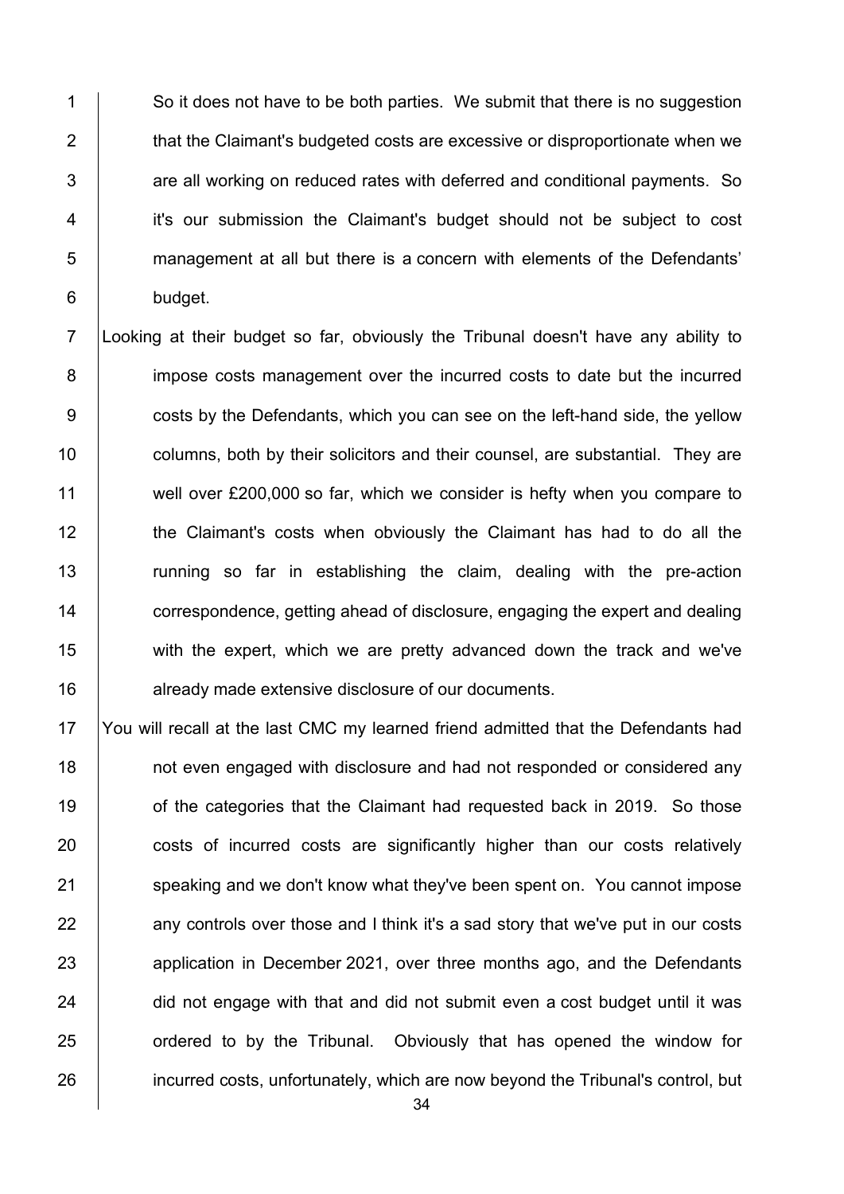So it does not have to be both parties. We submit that there is no suggestion that the Claimant's budgeted costs are excessive or disproportionate when we are all working on reduced rates with deferred and conditional payments. So it's our submission the Claimant's budget should not be subject to cost management at all but there is a concern with elements of the Defendants' budget.

Looking at their budget so far, obviously the Tribunal doesn't have any ability to impose costs management over the incurred costs to date but the incurred costs by the Defendants, which you can see on the left-hand side, the yellow columns, both by their solicitors and their counsel, are substantial. They are well over £200,000 so far, which we consider is hefty when you compare to the Claimant's costs when obviously the Claimant has had to do all the running so far in establishing the claim, dealing with the pre-action correspondence, getting ahead of disclosure, engaging the expert and dealing with the expert, which we are pretty advanced down the track and we've already made extensive disclosure of our documents.

You will recall at the last CMC my learned friend admitted that the Defendants had not even engaged with disclosure and had not responded or considered any of the categories that the Claimant had requested back in 2019. So those costs of incurred costs are significantly higher than our costs relatively speaking and we don't know what they've been spent on. You cannot impose any controls over those and I think it's a sad story that we've put in our costs application in December 2021, over three months ago, and the Defendants did not engage with that and did not submit even a cost budget until it was ordered to by the Tribunal. Obviously that has opened the window for incurred costs, unfortunately, which are now beyond the Tribunal's control, but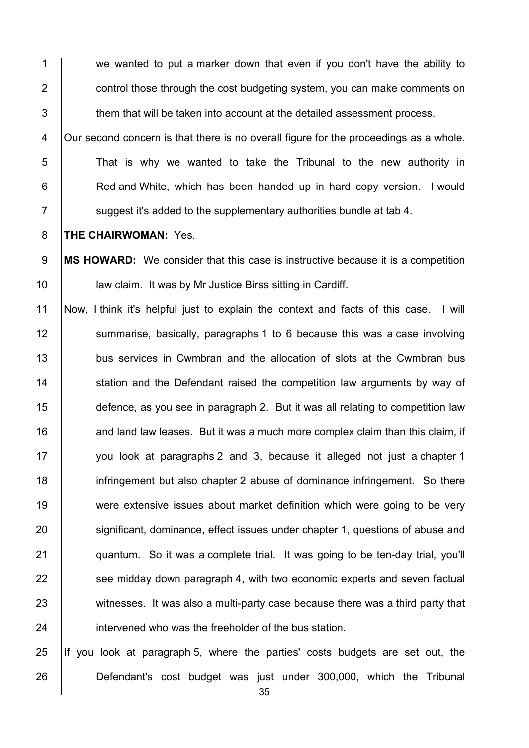we wanted to put a marker down that even if you don't have the ability to control those through the cost budgeting system, you can make comments on them that will be taken into account at the detailed assessment process.

Our second concern is that there is no overall figure for the proceedings as a whole. That is why we wanted to take the Tribunal to the new authority in Red and White, which has been handed up in hard copy version. I would suggest it's added to the supplementary authorities bundle at tab 4.

**THE CHAIRWOMAN:** Yes.

**MS HOWARD:** We consider that this case is instructive because it is a competition law claim. It was by Mr Justice Birss sitting in Cardiff.

Now, I think it's helpful just to explain the context and facts of this case. I will summarise, basically, paragraphs 1 to 6 because this was a case involving bus services in Cwmbran and the allocation of slots at the Cwmbran bus station and the Defendant raised the competition law arguments by way of defence, as you see in paragraph 2. But it was all relating to competition law and land law leases. But it was a much more complex claim than this claim, if you look at paragraphs 2 and 3, because it alleged not just a chapter 1 infringement but also chapter 2 abuse of dominance infringement. So there were extensive issues about market definition which were going to be very significant, dominance, effect issues under chapter 1, questions of abuse and quantum. So it was a complete trial. It was going to be ten-day trial, you'll see midday down paragraph 4, with two economic experts and seven factual witnesses. It was also a multi-party case because there was a third party that intervened who was the freeholder of the bus station.

If you look at paragraph 5, where the parties' costs budgets are set out, the Defendant's cost budget was just under 300,000, which the Tribunal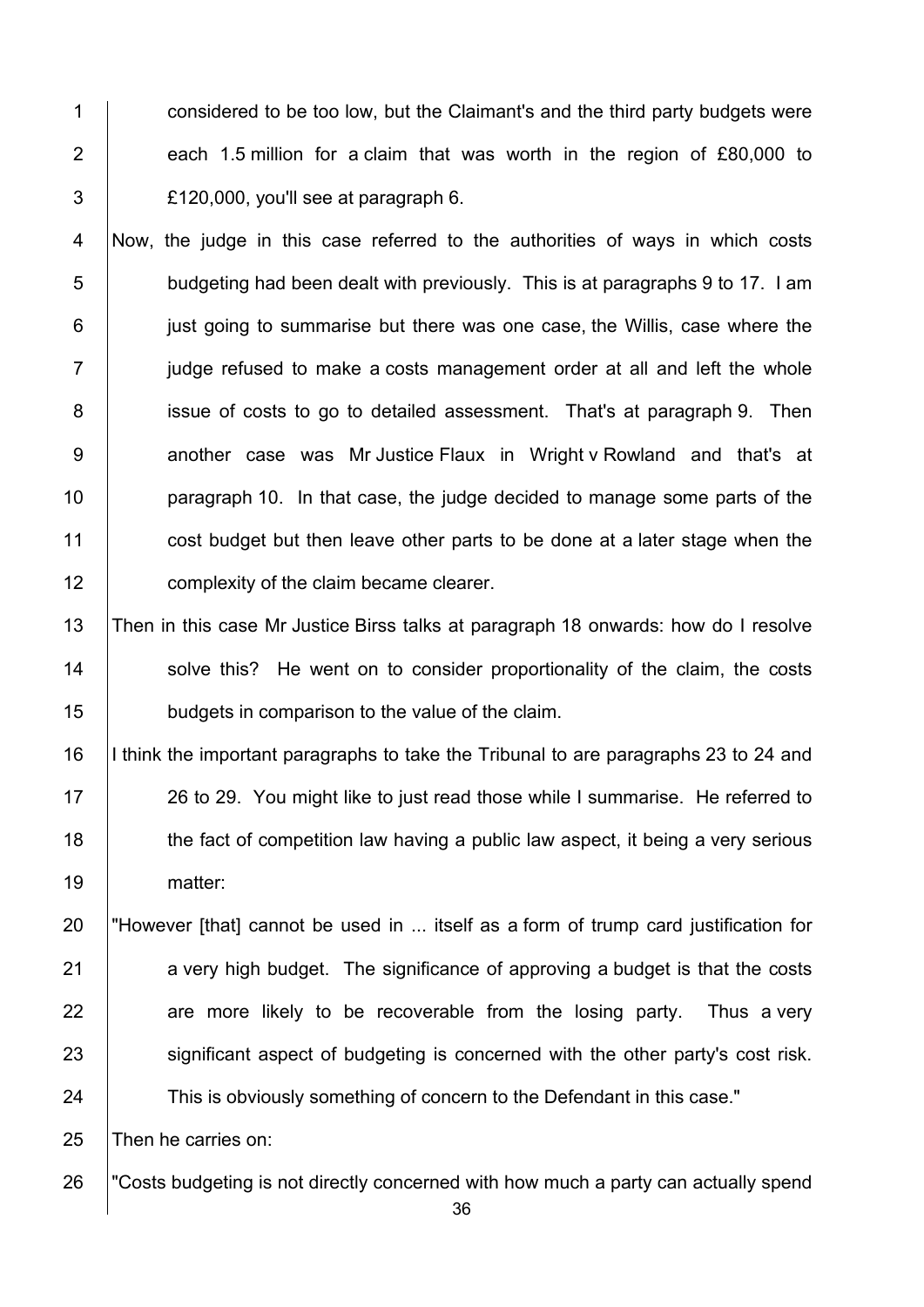considered to be too low, but the Claimant's and the third party budgets were each 1.5 million for a claim that was worth in the region of £80,000 to £120,000, you'll see at paragraph 6.

Now, the judge in this case referred to the authorities of ways in which costs budgeting had been dealt with previously. This is at paragraphs 9 to 17. I am just going to summarise but there was one case, the Willis, case where the judge refused to make a costs management order at all and left the whole issue of costs to go to detailed assessment. That's at paragraph 9. Then another case was Mr Justice Flaux in Wright v Rowland and that's at paragraph 10. In that case, the judge decided to manage some parts of the cost budget but then leave other parts to be done at a later stage when the complexity of the claim became clearer.

Then in this case Mr Justice Birss talks at paragraph 18 onwards: how do I resolve solve this? He went on to consider proportionality of the claim, the costs budgets in comparison to the value of the claim.

I think the important paragraphs to take the Tribunal to are paragraphs 23 to 24 and 26 to 29. You might like to just read those while I summarise. He referred to the fact of competition law having a public law aspect, it being a very serious matter:

"However [that] cannot be used in ... itself as a form of trump card justification for a very high budget. The significance of approving a budget is that the costs are more likely to be recoverable from the losing party. Thus a very significant aspect of budgeting is concerned with the other party's cost risk. This is obviously something of concern to the Defendant in this case."

Then he carries on:

"Costs budgeting is not directly concerned with how much a party can actually spend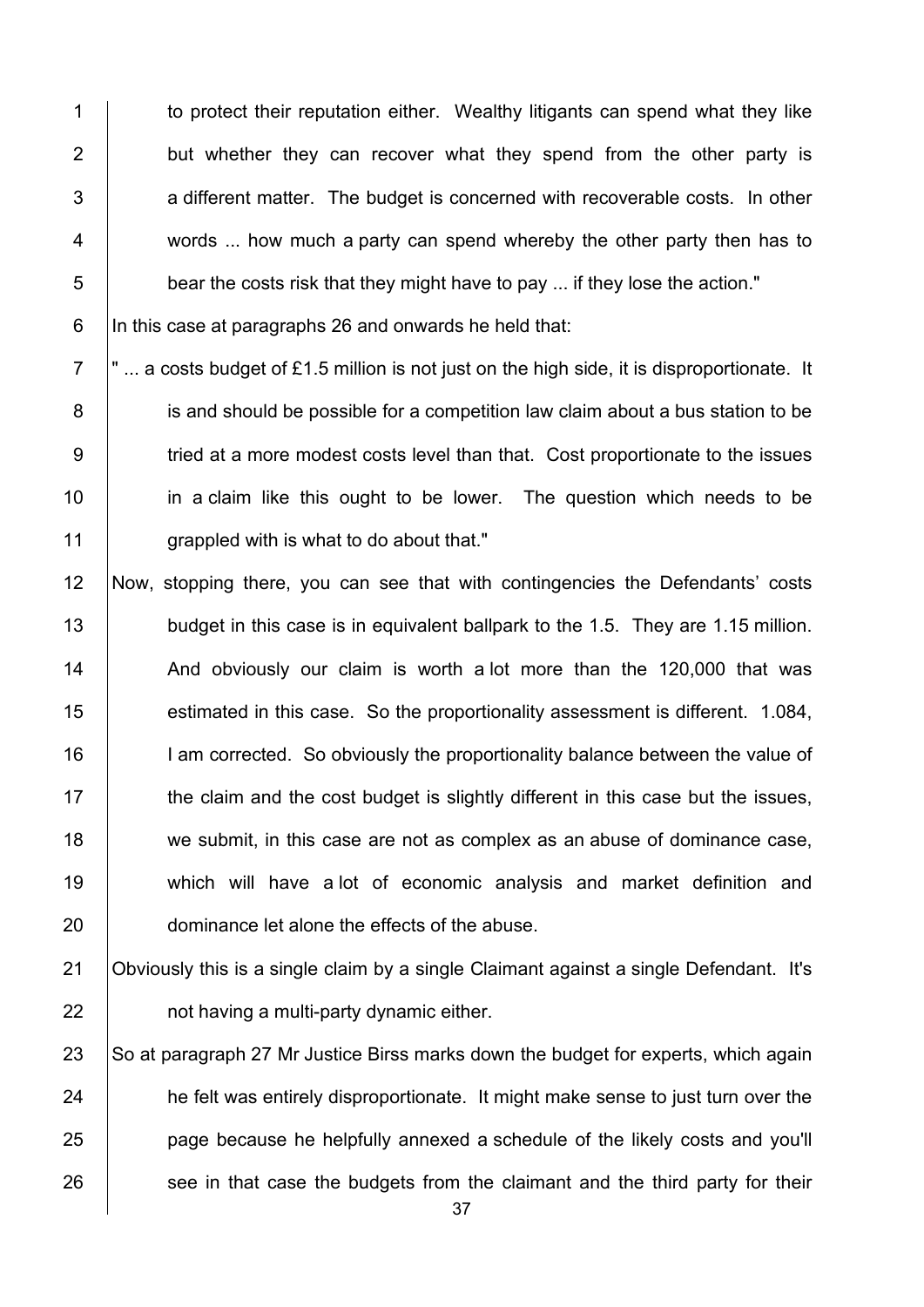to protect their reputation either. Wealthy litigants can spend what they like but whether they can recover what they spend from the other party is a different matter. The budget is concerned with recoverable costs. In other words ... how much a party can spend whereby the other party then has to bear the costs risk that they might have to pay ... if they lose the action."

In this case at paragraphs 26 and onwards he held that:

" ... a costs budget of £1.5 million is not just on the high side, it is disproportionate. It is and should be possible for a competition law claim about a bus station to be tried at a more modest costs level than that. Cost proportionate to the issues in a claim like this ought to be lower. The question which needs to be grappled with is what to do about that."

Now, stopping there, you can see that with contingencies the Defendants' costs budget in this case is in equivalent ballpark to the 1.5. They are 1.15 million. And obviously our claim is worth a lot more than the 120,000 that was estimated in this case. So the proportionality assessment is different. 1.084, I am corrected. So obviously the proportionality balance between the value of the claim and the cost budget is slightly different in this case but the issues, we submit, in this case are not as complex as an abuse of dominance case, which will have a lot of economic analysis and market definition and dominance let alone the effects of the abuse.

Obviously this is a single claim by a single Claimant against a single Defendant. It's not having a multi-party dynamic either.

So at paragraph 27 Mr Justice Birss marks down the budget for experts, which again he felt was entirely disproportionate. It might make sense to just turn over the page because he helpfully annexed a schedule of the likely costs and you'll see in that case the budgets from the claimant and the third party for their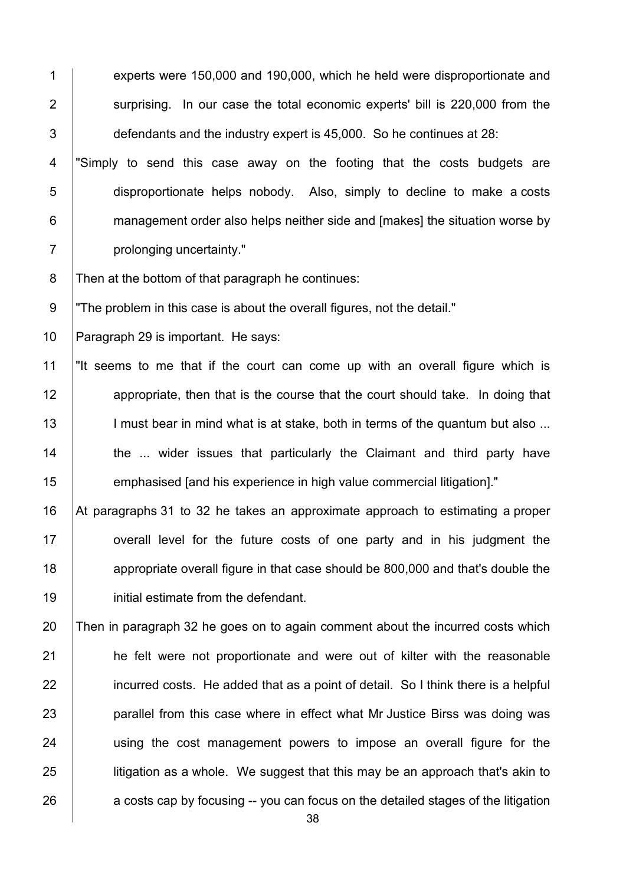experts were 150,000 and 190,000, which he held were disproportionate and surprising. In our case the total economic experts' bill is 220,000 from the defendants and the industry expert is 45,000. So he continues at 28:

"Simply to send this case away on the footing that the costs budgets are disproportionate helps nobody. Also, simply to decline to make a costs management order also helps neither side and [makes] the situation worse by prolonging uncertainty."

Then at the bottom of that paragraph he continues:

"The problem in this case is about the overall figures, not the detail."

Paragraph 29 is important. He says:

"It seems to me that if the court can come up with an overall figure which is appropriate, then that is the course that the court should take. In doing that I must bear in mind what is at stake, both in terms of the quantum but also ... the ... wider issues that particularly the Claimant and third party have emphasised [and his experience in high value commercial litigation]."

At paragraphs 31 to 32 he takes an approximate approach to estimating a proper overall level for the future costs of one party and in his judgment the appropriate overall figure in that case should be 800,000 and that's double the initial estimate from the defendant.

Then in paragraph 32 he goes on to again comment about the incurred costs which he felt were not proportionate and were out of kilter with the reasonable incurred costs. He added that as a point of detail. So I think there is a helpful parallel from this case where in effect what Mr Justice Birss was doing was using the cost management powers to impose an overall figure for the litigation as a whole. We suggest that this may be an approach that's akin to a costs cap by focusing -- you can focus on the detailed stages of the litigation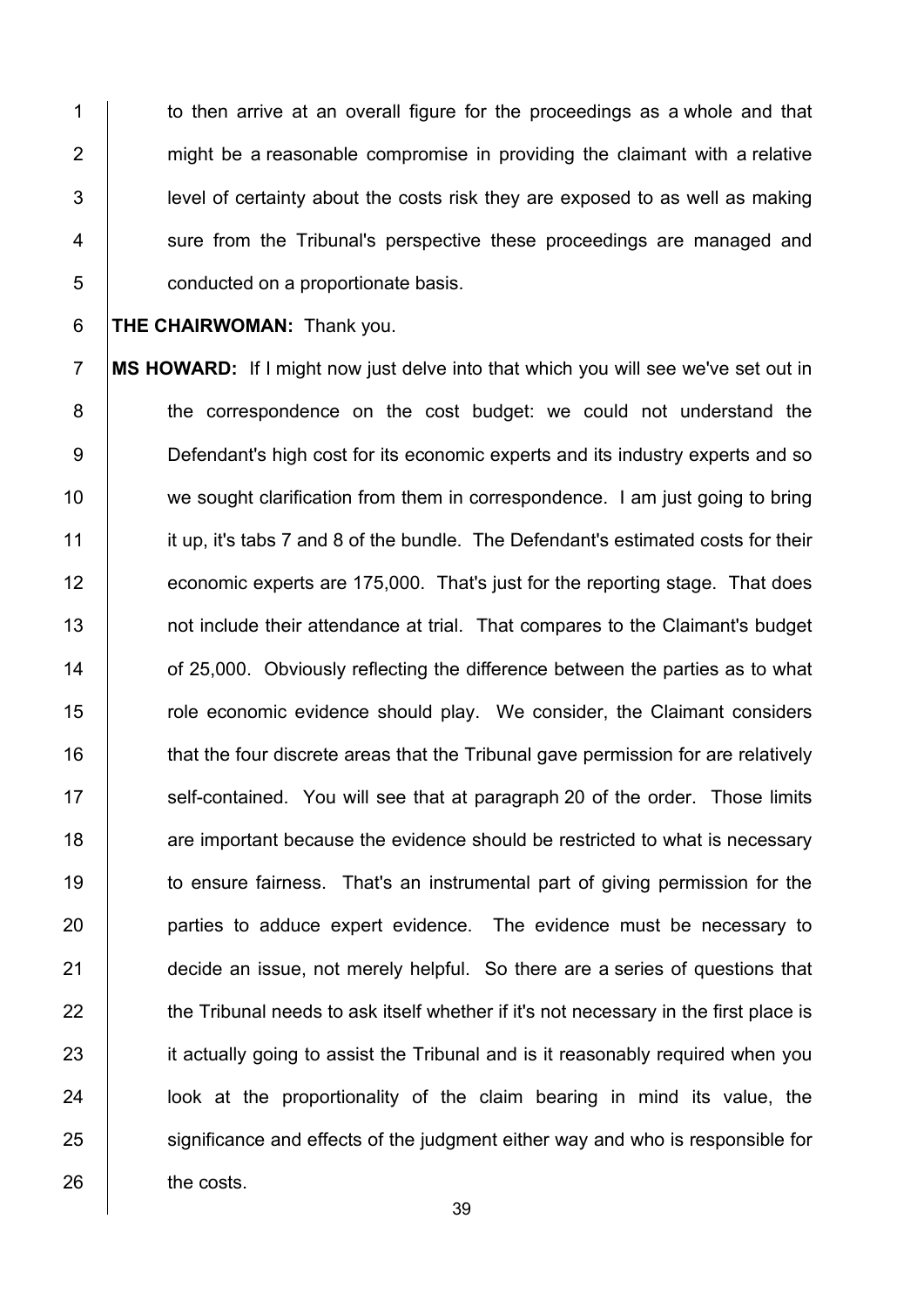to then arrive at an overall figure for the proceedings as a whole and that might be a reasonable compromise in providing the claimant with a relative level of certainty about the costs risk they are exposed to as well as making sure from the Tribunal's perspective these proceedings are managed and conducted on a proportionate basis.

**THE CHAIRWOMAN:** Thank you.

**MS HOWARD:** If I might now just delve into that which you will see we've set out in the correspondence on the cost budget: we could not understand the Defendant's high cost for its economic experts and its industry experts and so we sought clarification from them in correspondence. I am just going to bring it up, it's tabs 7 and 8 of the bundle. The Defendant's estimated costs for their economic experts are 175,000. That's just for the reporting stage. That does not include their attendance at trial. That compares to the Claimant's budget of 25,000. Obviously reflecting the difference between the parties as to what role economic evidence should play. We consider, the Claimant considers that the four discrete areas that the Tribunal gave permission for are relatively self-contained. You will see that at paragraph 20 of the order. Those limits are important because the evidence should be restricted to what is necessary to ensure fairness. That's an instrumental part of giving permission for the parties to adduce expert evidence. The evidence must be necessary to decide an issue, not merely helpful. So there are a series of questions that the Tribunal needs to ask itself whether if it's not necessary in the first place is it actually going to assist the Tribunal and is it reasonably required when you look at the proportionality of the claim bearing in mind its value, the significance and effects of the judgment either way and who is responsible for the costs.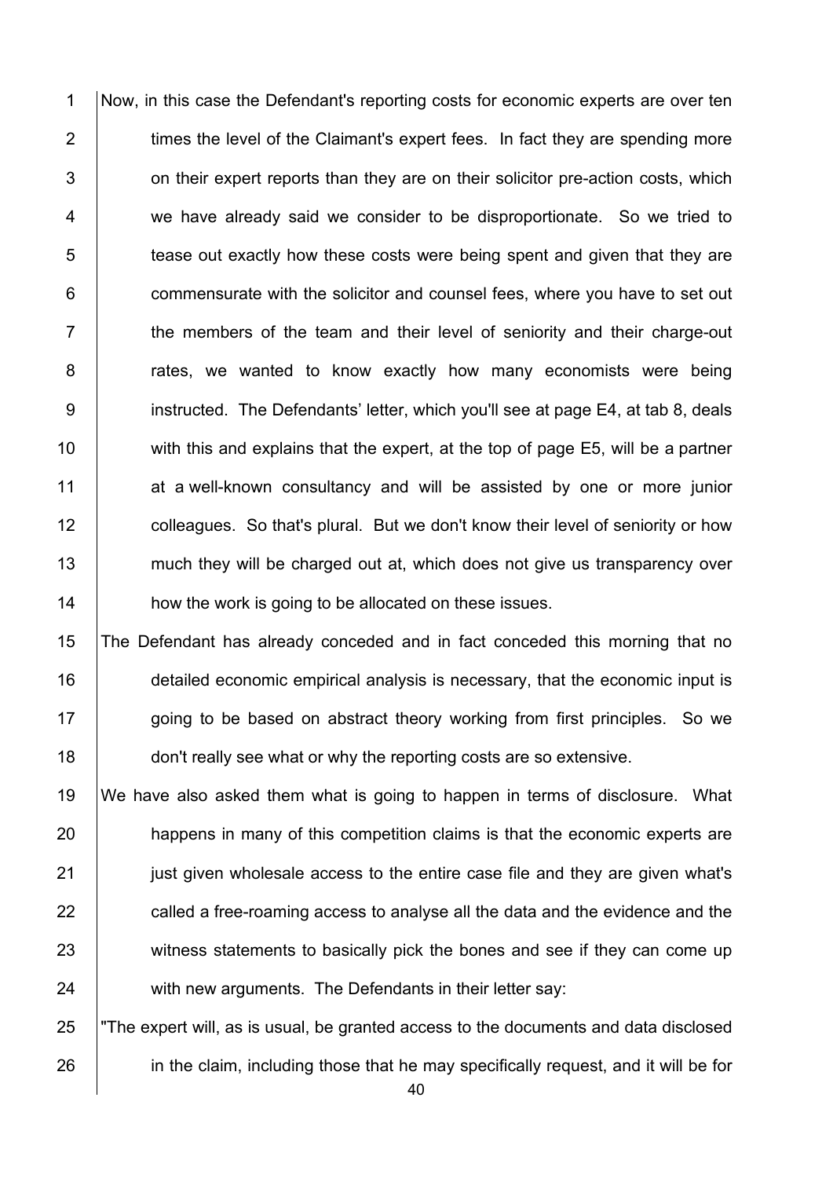Now, in this case the Defendant's reporting costs for economic experts are over ten times the level of the Claimant's expert fees. In fact they are spending more on their expert reports than they are on their solicitor pre-action costs, which we have already said we consider to be disproportionate. So we tried to tease out exactly how these costs were being spent and given that they are commensurate with the solicitor and counsel fees, where you have to set out the members of the team and their level of seniority and their charge-out rates, we wanted to know exactly how many economists were being instructed. The Defendants' letter, which you'll see at page E4, at tab 8, deals with this and explains that the expert, at the top of page E5, will be a partner at a well-known consultancy and will be assisted by one or more junior colleagues. So that's plural. But we don't know their level of seniority or how much they will be charged out at, which does not give us transparency over how the work is going to be allocated on these issues.

The Defendant has already conceded and in fact conceded this morning that no detailed economic empirical analysis is necessary, that the economic input is going to be based on abstract theory working from first principles. So we don't really see what or why the reporting costs are so extensive.

We have also asked them what is going to happen in terms of disclosure. What happens in many of this competition claims is that the economic experts are just given wholesale access to the entire case file and they are given what's called a free-roaming access to analyse all the data and the evidence and the witness statements to basically pick the bones and see if they can come up with new arguments. The Defendants in their letter say:

"The expert will, as is usual, be granted access to the documents and data disclosed in the claim, including those that he may specifically request, and it will be for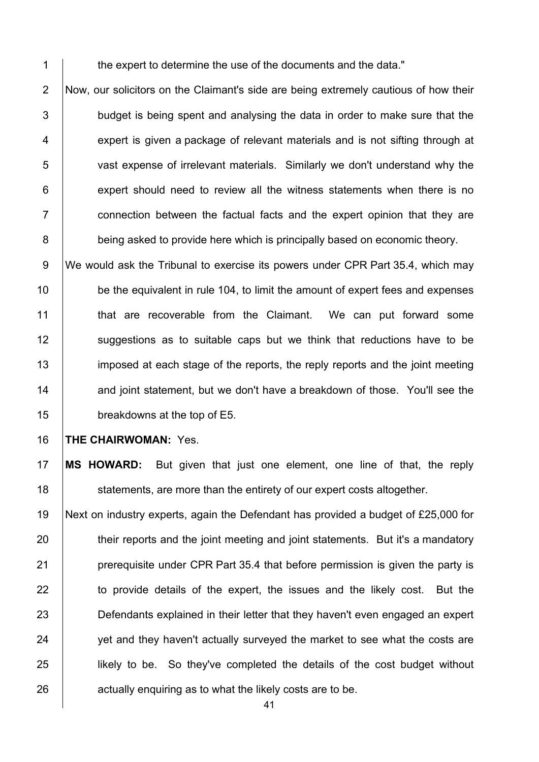the expert to determine the use of the documents and the data."

Now, our solicitors on the Claimant's side are being extremely cautious of how their budget is being spent and analysing the data in order to make sure that the expert is given a package of relevant materials and is not sifting through at vast expense of irrelevant materials. Similarly we don't understand why the expert should need to review all the witness statements when there is no connection between the factual facts and the expert opinion that they are being asked to provide here which is principally based on economic theory.

We would ask the Tribunal to exercise its powers under CPR Part 35.4, which may be the equivalent in rule 104, to limit the amount of expert fees and expenses that are recoverable from the Claimant. We can put forward some suggestions as to suitable caps but we think that reductions have to be imposed at each stage of the reports, the reply reports and the joint meeting and joint statement, but we don't have a breakdown of those. You'll see the breakdowns at the top of E5.

**THE CHAIRWOMAN:** Yes.

**MS HOWARD:** But given that just one element, one line of that, the reply statements, are more than the entirety of our expert costs altogether.

Next on industry experts, again the Defendant has provided a budget of £25,000 for their reports and the joint meeting and joint statements. But it's a mandatory prerequisite under CPR Part 35.4 that before permission is given the party is to provide details of the expert, the issues and the likely cost. But the Defendants explained in their letter that they haven't even engaged an expert yet and they haven't actually surveyed the market to see what the costs are likely to be. So they've completed the details of the cost budget without actually enquiring as to what the likely costs are to be.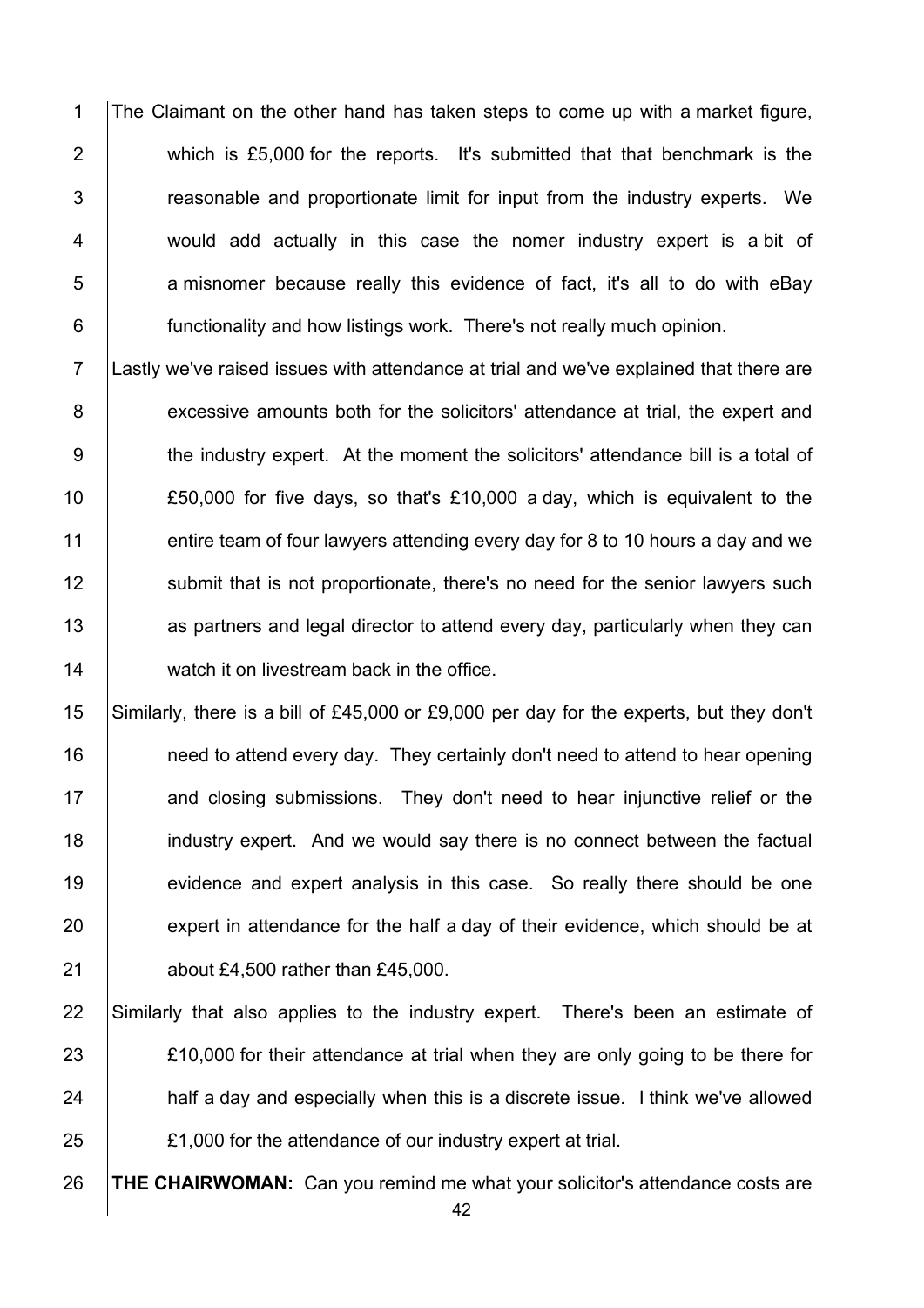The Claimant on the other hand has taken steps to come up with a market figure, which is £5,000 for the reports. It's submitted that that benchmark is the reasonable and proportionate limit for input from the industry experts. We would add actually in this case the nomer industry expert is a bit of a misnomer because really this evidence of fact, it's all to do with eBay functionality and how listings work. There's not really much opinion.

Lastly we've raised issues with attendance at trial and we've explained that there are excessive amounts both for the solicitors' attendance at trial, the expert and the industry expert. At the moment the solicitors' attendance bill is a total of £50,000 for five days, so that's £10,000 a day, which is equivalent to the entire team of four lawyers attending every day for 8 to 10 hours a day and we submit that is not proportionate, there's no need for the senior lawyers such as partners and legal director to attend every day, particularly when they can watch it on livestream back in the office.

Similarly, there is a bill of £45,000 or £9,000 per day for the experts, but they don't need to attend every day. They certainly don't need to attend to hear opening and closing submissions. They don't need to hear injunctive relief or the industry expert. And we would say there is no connect between the factual evidence and expert analysis in this case. So really there should be one expert in attendance for the half a day of their evidence, which should be at about £4,500 rather than £45,000.

Similarly that also applies to the industry expert. There's been an estimate of £10,000 for their attendance at trial when they are only going to be there for half a day and especially when this is a discrete issue. I think we've allowed £1,000 for the attendance of our industry expert at trial.

**THE CHAIRWOMAN:** Can you remind me what your solicitor's attendance costs are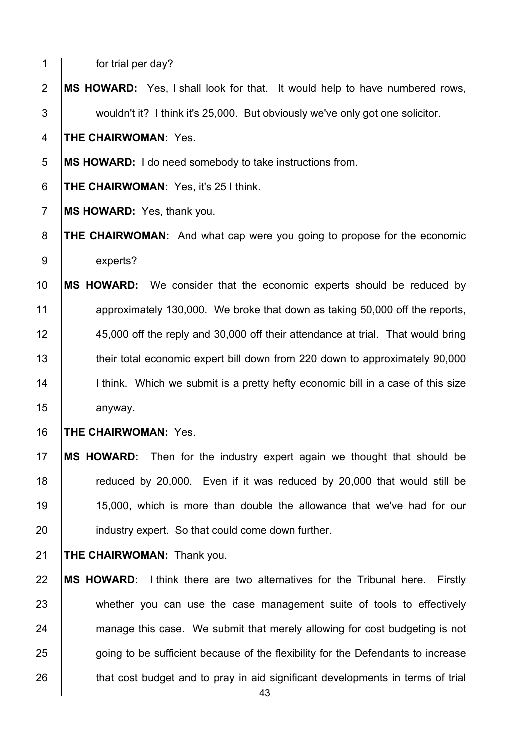for trial per day?

**MS HOWARD:** Yes, I shall look for that. It would help to have numbered rows, wouldn't it? I think it's 25,000. But obviously we've only got one solicitor.

**THE CHAIRWOMAN:** Yes.

**MS HOWARD:** I do need somebody to take instructions from.

**THE CHAIRWOMAN:** Yes, it's 25 I think.

**MS HOWARD:** Yes, thank you.

**THE CHAIRWOMAN:** And what cap were you going to propose for the economic experts?

**MS HOWARD:** We consider that the economic experts should be reduced by approximately 130,000. We broke that down as taking 50,000 off the reports, 45,000 off the reply and 30,000 off their attendance at trial. That would bring their total economic expert bill down from 220 down to approximately 90,000 I think. Which we submit is a pretty hefty economic bill in a case of this size anyway.

**THE CHAIRWOMAN:** Yes.

**MS HOWARD:** Then for the industry expert again we thought that should be reduced by 20,000. Even if it was reduced by 20,000 that would still be 15,000, which is more than double the allowance that we've had for our industry expert. So that could come down further.

**THE CHAIRWOMAN:** Thank you.

**MS HOWARD:** I think there are two alternatives for the Tribunal here. Firstly whether you can use the case management suite of tools to effectively manage this case. We submit that merely allowing for cost budgeting is not going to be sufficient because of the flexibility for the Defendants to increase that cost budget and to pray in aid significant developments in terms of trial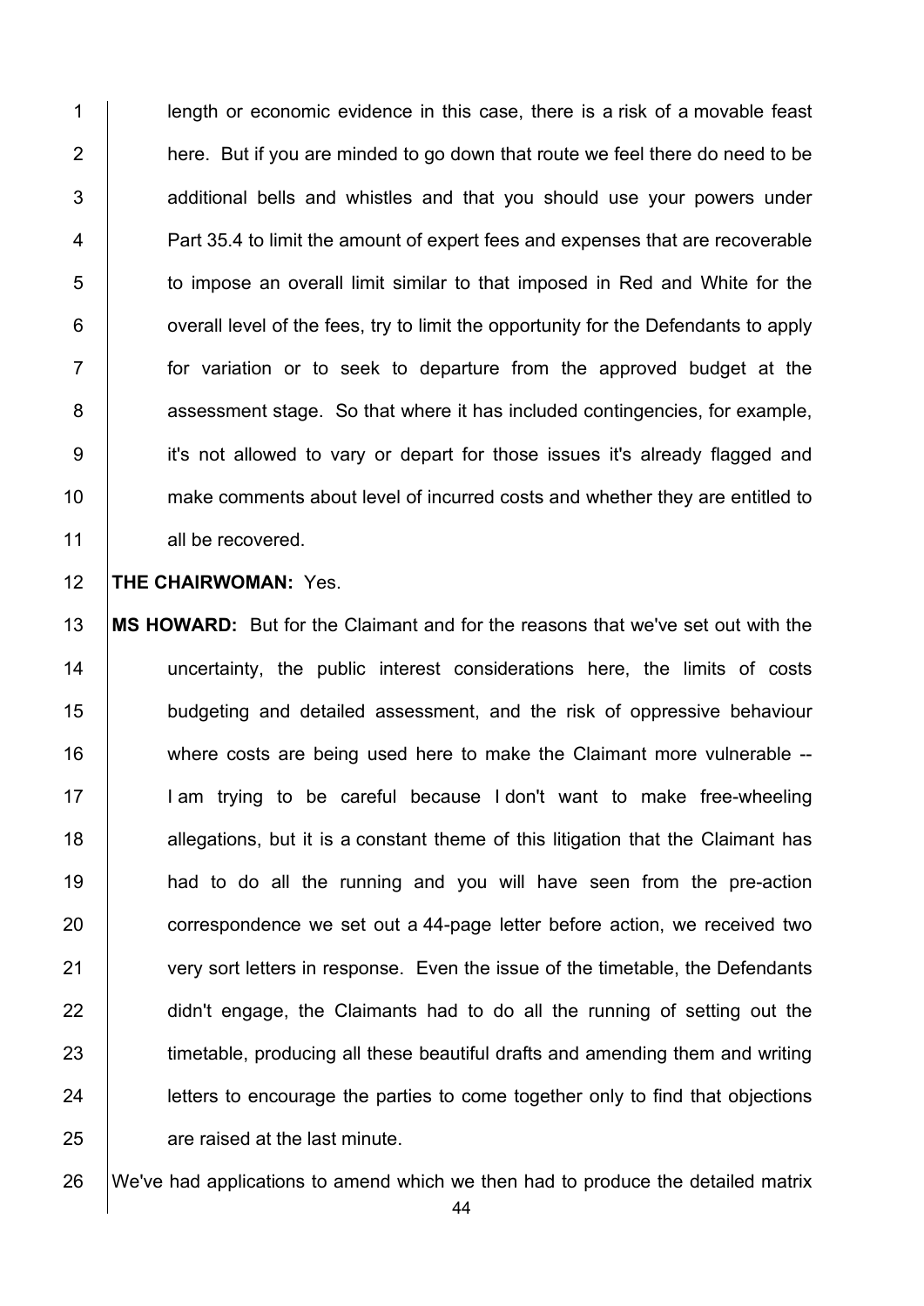length or economic evidence in this case, there is a risk of a movable feast here. But if you are minded to go down that route we feel there do need to be additional bells and whistles and that you should use your powers under Part 35.4 to limit the amount of expert fees and expenses that are recoverable to impose an overall limit similar to that imposed in Red and White for the overall level of the fees, try to limit the opportunity for the Defendants to apply for variation or to seek to departure from the approved budget at the assessment stage. So that where it has included contingencies, for example, it's not allowed to vary or depart for those issues it's already flagged and make comments about level of incurred costs and whether they are entitled to all be recovered.

**THE CHAIRWOMAN:** Yes.

**MS HOWARD:** But for the Claimant and for the reasons that we've set out with the uncertainty, the public interest considerations here, the limits of costs budgeting and detailed assessment, and the risk of oppressive behaviour where costs are being used here to make the Claimant more vulnerable -- I am trying to be careful because I don't want to make free-wheeling allegations, but it is a constant theme of this litigation that the Claimant has had to do all the running and you will have seen from the pre-action correspondence we set out a 44-page letter before action, we received two very sort letters in response. Even the issue of the timetable, the Defendants didn't engage, the Claimants had to do all the running of setting out the timetable, producing all these beautiful drafts and amending them and writing letters to encourage the parties to come together only to find that objections are raised at the last minute.

We've had applications to amend which we then had to produce the detailed matrix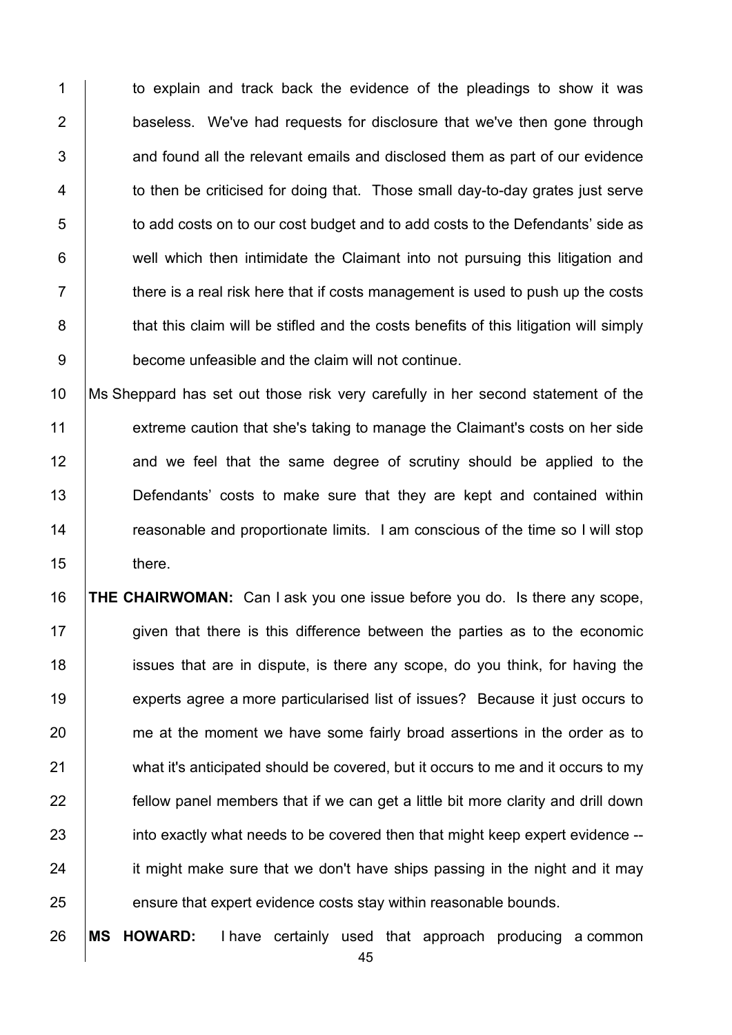to explain and track back the evidence of the pleadings to show it was baseless. We've had requests for disclosure that we've then gone through and found all the relevant emails and disclosed them as part of our evidence to then be criticised for doing that. Those small day-to-day grates just serve to add costs on to our cost budget and to add costs to the Defendants' side as well which then intimidate the Claimant into not pursuing this litigation and there is a real risk here that if costs management is used to push up the costs that this claim will be stifled and the costs benefits of this litigation will simply become unfeasible and the claim will not continue.

Ms Sheppard has set out those risk very carefully in her second statement of the extreme caution that she's taking to manage the Claimant's costs on her side and we feel that the same degree of scrutiny should be applied to the Defendants' costs to make sure that they are kept and contained within reasonable and proportionate limits. I am conscious of the time so I will stop there.

**THE CHAIRWOMAN:** Can I ask you one issue before you do. Is there any scope, given that there is this difference between the parties as to the economic issues that are in dispute, is there any scope, do you think, for having the experts agree a more particularised list of issues? Because it just occurs to me at the moment we have some fairly broad assertions in the order as to what it's anticipated should be covered, but it occurs to me and it occurs to my fellow panel members that if we can get a little bit more clarity and drill down into exactly what needs to be covered then that might keep expert evidence -- it might make sure that we don't have ships passing in the night and it may ensure that expert evidence costs stay within reasonable bounds.

**MS HOWARD:** I have certainly used that approach producing a common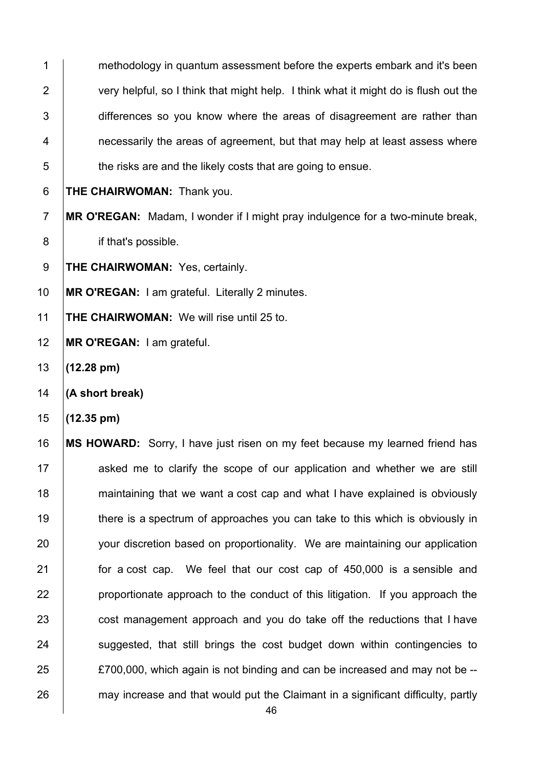methodology in quantum assessment before the experts embark and it's been very helpful, so I think that might help. I think what it might do is flush out the differences so you know where the areas of disagreement are rather than necessarily the areas of agreement, but that may help at least assess where the risks are and the likely costs that are going to ensue.

**THE CHAIRWOMAN:** Thank you.

**MR O'REGAN:** Madam, I wonder if I might pray indulgence for a two-minute break, if that's possible.

**THE CHAIRWOMAN:** Yes, certainly.

**MR O'REGAN:** I am grateful. Literally 2 minutes.

**THE CHAIRWOMAN:** We will rise until 25 to.

**MR O'REGAN:** I am grateful.

**(12.28 pm)**

**(A short break)**

**(12.35 pm)**

**MS HOWARD:** Sorry, I have just risen on my feet because my learned friend has asked me to clarify the scope of our application and whether we are still maintaining that we want a cost cap and what I have explained is obviously there is a spectrum of approaches you can take to this which is obviously in your discretion based on proportionality. We are maintaining our application for a cost cap. We feel that our cost cap of 450,000 is a sensible and proportionate approach to the conduct of this litigation. If you approach the cost management approach and you do take off the reductions that I have suggested, that still brings the cost budget down within contingencies to £700,000, which again is not binding and can be increased and may not be -- may increase and that would put the Claimant in a significant difficulty, partly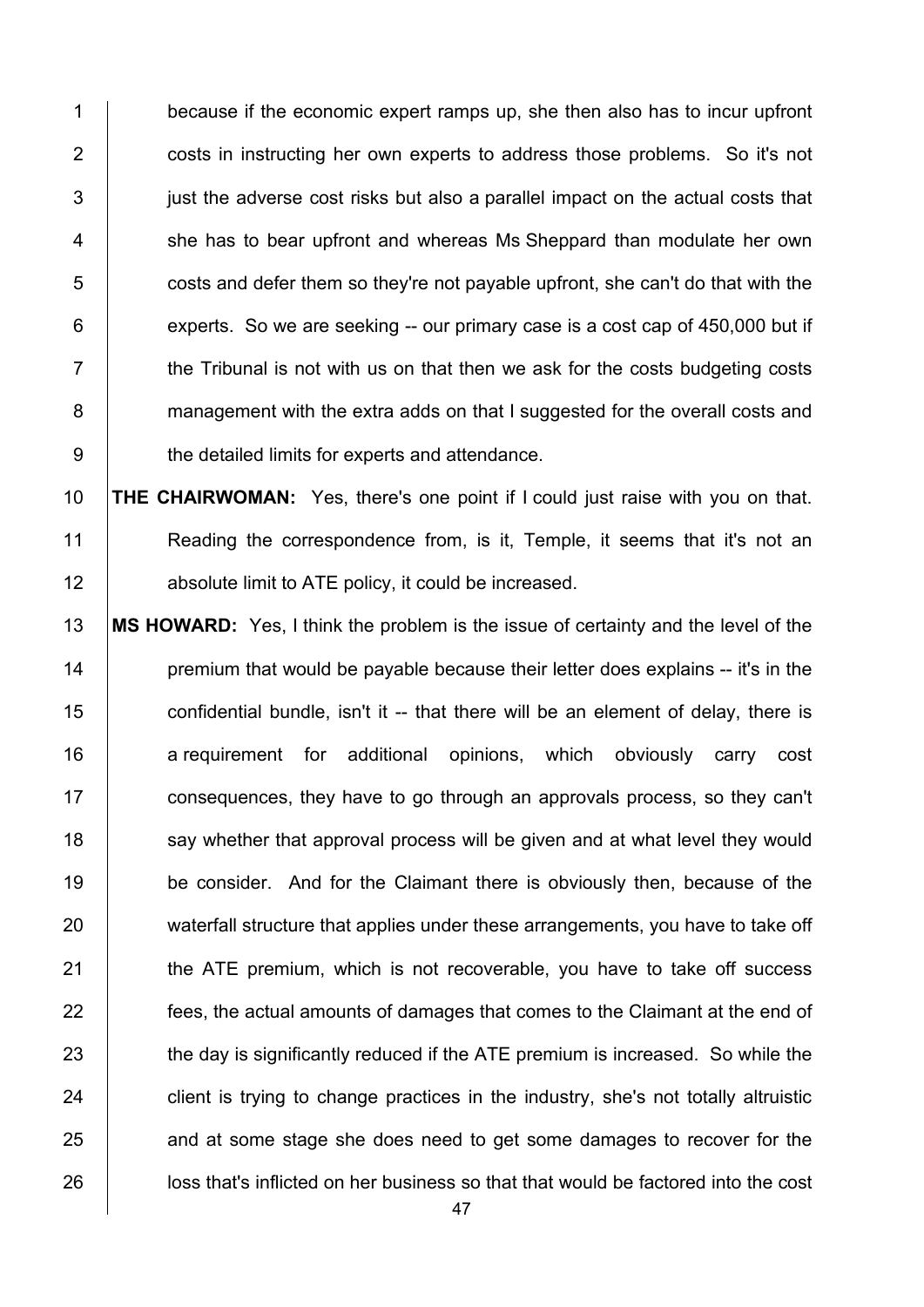because if the economic expert ramps up, she then also has to incur upfront costs in instructing her own experts to address those problems. So it's not just the adverse cost risks but also a parallel impact on the actual costs that she has to bear upfront and whereas Ms Sheppard than modulate her own costs and defer them so they're not payable upfront, she can't do that with the experts. So we are seeking -- our primary case is a cost cap of 450,000 but if the Tribunal is not with us on that then we ask for the costs budgeting costs management with the extra adds on that I suggested for the overall costs and the detailed limits for experts and attendance.

**THE CHAIRWOMAN:** Yes, there's one point if I could just raise with you on that. Reading the correspondence from, is it, Temple, it seems that it's not an absolute limit to ATE policy, it could be increased.

**MS HOWARD:** Yes, I think the problem is the issue of certainty and the level of the premium that would be payable because their letter does explains -- it's in the confidential bundle, isn't it -- that there will be an element of delay, there is a requirement for additional opinions, which obviously carry cost consequences, they have to go through an approvals process, so they can't say whether that approval process will be given and at what level they would be consider. And for the Claimant there is obviously then, because of the waterfall structure that applies under these arrangements, you have to take off the ATE premium, which is not recoverable, you have to take off success fees, the actual amounts of damages that comes to the Claimant at the end of the day is significantly reduced if the ATE premium is increased. So while the client is trying to change practices in the industry, she's not totally altruistic and at some stage she does need to get some damages to recover for the loss that's inflicted on her business so that that would be factored into the cost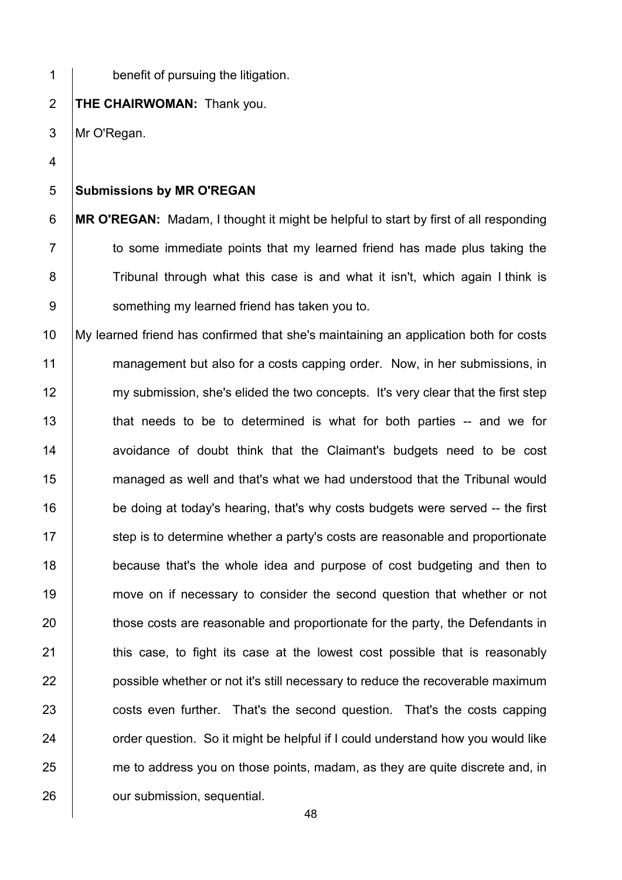benefit of pursuing the litigation.

**THE CHAIRWOMAN:** Thank you.

Mr O'Regan.

**Submissions by MR O'REGAN**

**MR O'REGAN:** Madam, I thought it might be helpful to start by first of all responding to some immediate points that my learned friend has made plus taking the Tribunal through what this case is and what it isn't, which again I think is something my learned friend has taken you to.

My learned friend has confirmed that she's maintaining an application both for costs management but also for a costs capping order. Now, in her submissions, in my submission, she's elided the two concepts. It's very clear that the first step that needs to be to determined is what for both parties -- and we for avoidance of doubt think that the Claimant's budgets need to be cost managed as well and that's what we had understood that the Tribunal would be doing at today's hearing, that's why costs budgets were served -- the first step is to determine whether a party's costs are reasonable and proportionate because that's the whole idea and purpose of cost budgeting and then to move on if necessary to consider the second question that whether or not those costs are reasonable and proportionate for the party, the Defendants in this case, to fight its case at the lowest cost possible that is reasonably possible whether or not it's still necessary to reduce the recoverable maximum costs even further. That's the second question. That's the costs capping order question. So it might be helpful if I could understand how you would like me to address you on those points, madam, as they are quite discrete and, in our submission, sequential.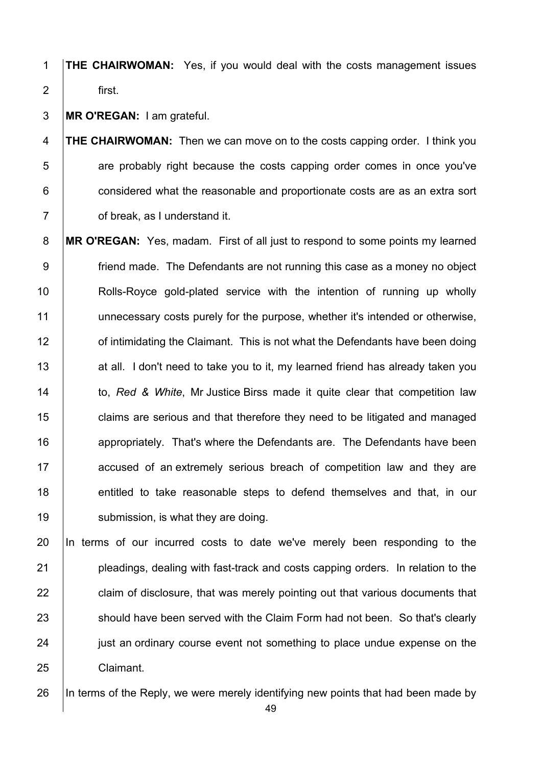**THE CHAIRWOMAN:** Yes, if you would deal with the costs management issues first.

**MR O'REGAN:** I am grateful.

**THE CHAIRWOMAN:** Then we can move on to the costs capping order. I think you are probably right because the costs capping order comes in once you've considered what the reasonable and proportionate costs are as an extra sort of break, as I understand it.

**MR O'REGAN:** Yes, madam. First of all just to respond to some points my learned friend made. The Defendants are not running this case as a money no object Rolls-Royce gold-plated service with the intention of running up wholly unnecessary costs purely for the purpose, whether it's intended or otherwise, of intimidating the Claimant. This is not what the Defendants have been doing at all. I don't need to take you to it, my learned friend has already taken you to, *Red & White*, Mr Justice Birss made it quite clear that competition law claims are serious and that therefore they need to be litigated and managed appropriately. That's where the Defendants are. The Defendants have been accused of an extremely serious breach of competition law and they are entitled to take reasonable steps to defend themselves and that, in our submission, is what they are doing.

In terms of our incurred costs to date we've merely been responding to the pleadings, dealing with fast-track and costs capping orders. In relation to the claim of disclosure, that was merely pointing out that various documents that should have been served with the Claim Form had not been. So that's clearly just an ordinary course event not something to place undue expense on the Claimant.

In terms of the Reply, we were merely identifying new points that had been made by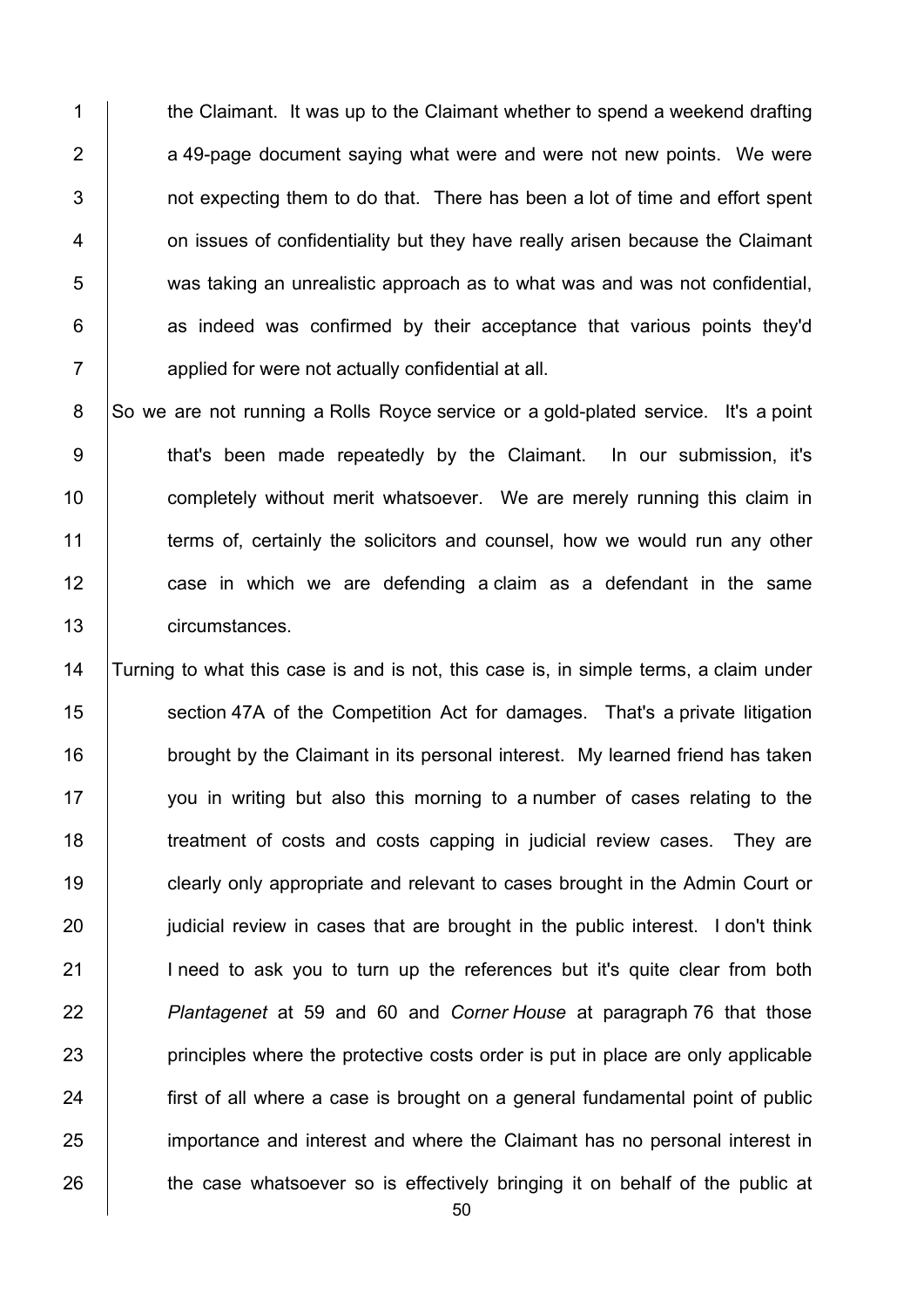the Claimant. It was up to the Claimant whether to spend a weekend drafting a 49-page document saying what were and were not new points. We were not expecting them to do that. There has been a lot of time and effort spent on issues of confidentiality but they have really arisen because the Claimant was taking an unrealistic approach as to what was and was not confidential, as indeed was confirmed by their acceptance that various points they'd applied for were not actually confidential at all.

So we are not running a Rolls Royce service or a gold-plated service. It's a point that's been made repeatedly by the Claimant. In our submission, it's completely without merit whatsoever. We are merely running this claim in terms of, certainly the solicitors and counsel, how we would run any other case in which we are defending a claim as a defendant in the same circumstances.

Turning to what this case is and is not, this case is, in simple terms, a claim under section 47A of the Competition Act for damages. That's a private litigation brought by the Claimant in its personal interest. My learned friend has taken you in writing but also this morning to a number of cases relating to the treatment of costs and costs capping in judicial review cases. They are clearly only appropriate and relevant to cases brought in the Admin Court or judicial review in cases that are brought in the public interest. I don't think I need to ask you to turn up the references but it's quite clear from both *Plantagenet* at 59 and 60 and *Corner House* at paragraph 76 that those principles where the protective costs order is put in place are only applicable first of all where a case is brought on a general fundamental point of public importance and interest and where the Claimant has no personal interest in the case whatsoever so is effectively bringing it on behalf of the public at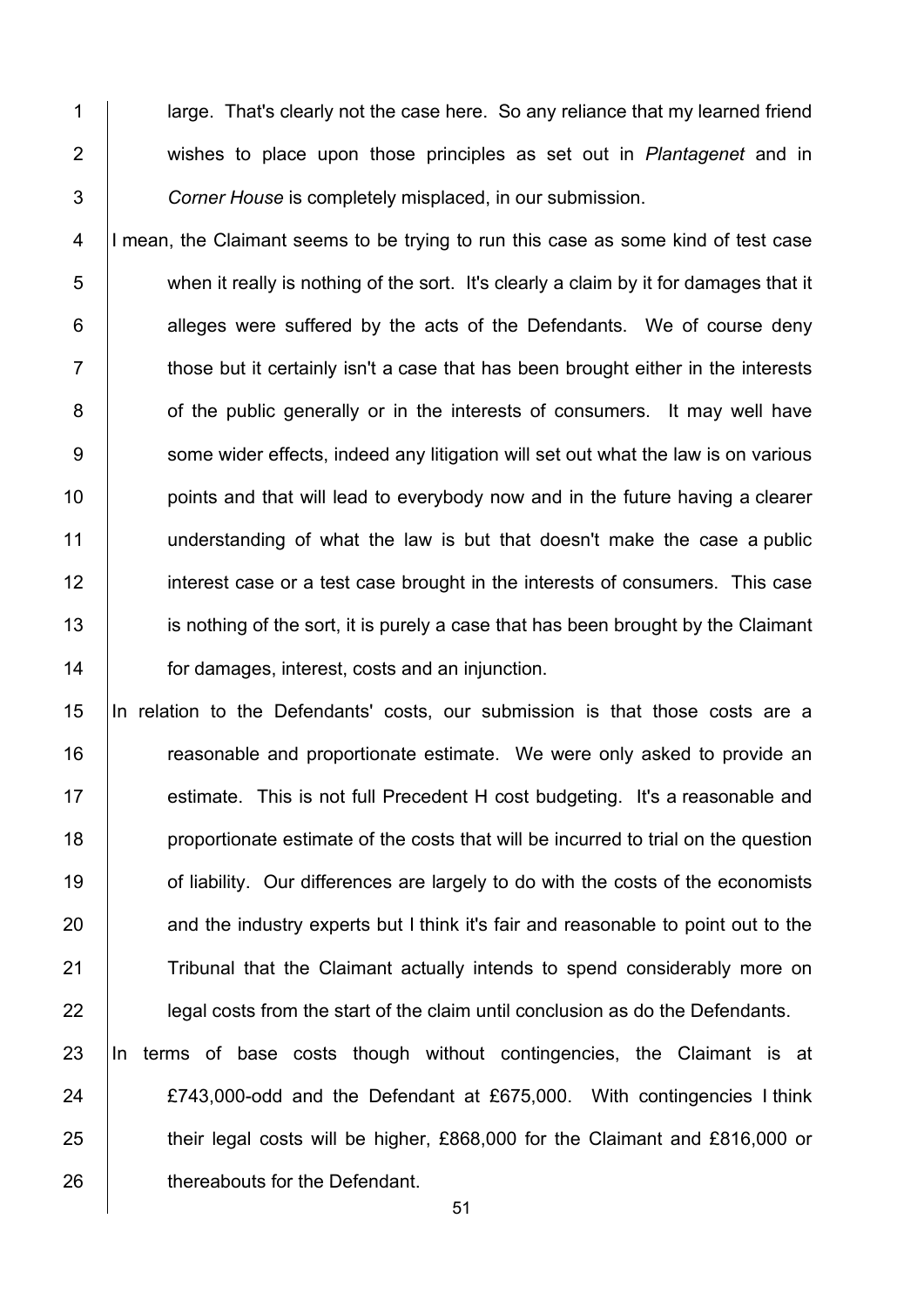large. That's clearly not the case here. So any reliance that my learned friend wishes to place upon those principles as set out in *Plantagenet* and in *Corner House* is completely misplaced, in our submission.

I mean, the Claimant seems to be trying to run this case as some kind of test case when it really is nothing of the sort. It's clearly a claim by it for damages that it alleges were suffered by the acts of the Defendants. We of course deny those but it certainly isn't a case that has been brought either in the interests of the public generally or in the interests of consumers. It may well have some wider effects, indeed any litigation will set out what the law is on various points and that will lead to everybody now and in the future having a clearer understanding of what the law is but that doesn't make the case a public interest case or a test case brought in the interests of consumers. This case is nothing of the sort, it is purely a case that has been brought by the Claimant for damages, interest, costs and an injunction.

In relation to the Defendants' costs, our submission is that those costs are a reasonable and proportionate estimate. We were only asked to provide an estimate. This is not full Precedent H cost budgeting. It's a reasonable and proportionate estimate of the costs that will be incurred to trial on the question of liability. Our differences are largely to do with the costs of the economists and the industry experts but I think it's fair and reasonable to point out to the Tribunal that the Claimant actually intends to spend considerably more on legal costs from the start of the claim until conclusion as do the Defendants.

In terms of base costs though without contingencies, the Claimant is at £743,000-odd and the Defendant at £675,000. With contingencies I think their legal costs will be higher, £868,000 for the Claimant and £816,000 or thereabouts for the Defendant.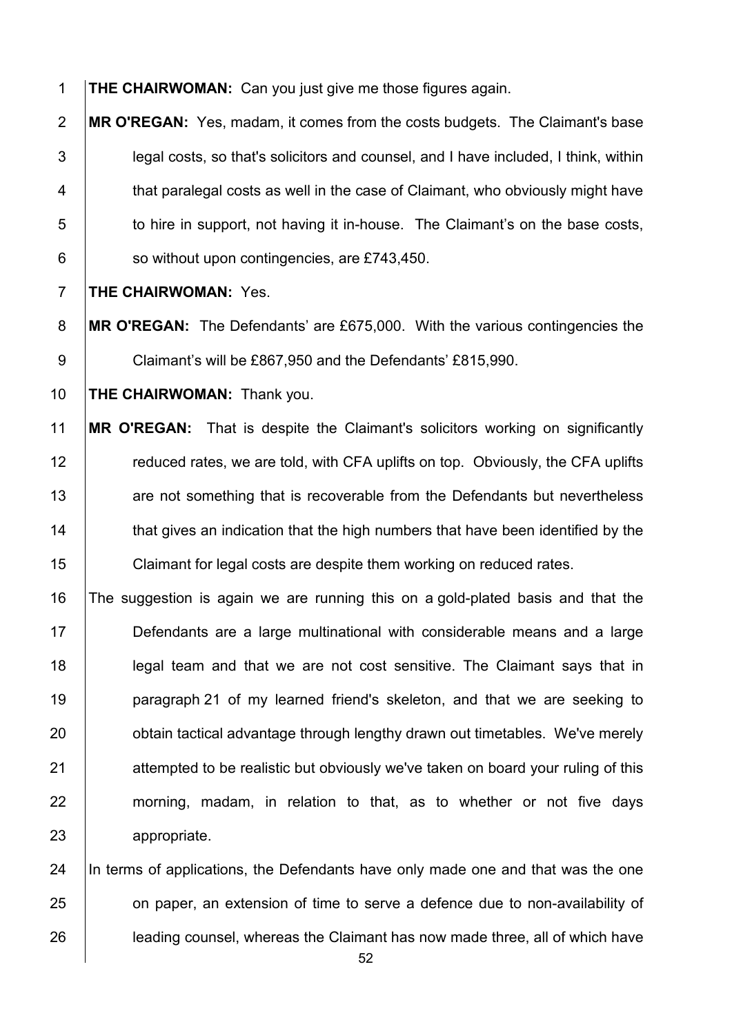**THE CHAIRWOMAN:** Can you just give me those figures again.

**MR O'REGAN:** Yes, madam, it comes from the costs budgets. The Claimant's base legal costs, so that's solicitors and counsel, and I have included, I think, within that paralegal costs as well in the case of Claimant, who obviously might have to hire in support, not having it in-house. The Claimant's on the base costs, so without upon contingencies, are £743,450.

**THE CHAIRWOMAN:** Yes.

**MR O'REGAN:** The Defendants' are £675,000. With the various contingencies the Claimant's will be £867,950 and the Defendants' £815,990.

**THE CHAIRWOMAN:** Thank you.

**MR O'REGAN:** That is despite the Claimant's solicitors working on significantly reduced rates, we are told, with CFA uplifts on top. Obviously, the CFA uplifts are not something that is recoverable from the Defendants but nevertheless that gives an indication that the high numbers that have been identified by the Claimant for legal costs are despite them working on reduced rates.

The suggestion is again we are running this on a gold-plated basis and that the Defendants are a large multinational with considerable means and a large legal team and that we are not cost sensitive. The Claimant says that in paragraph 21 of my learned friend's skeleton, and that we are seeking to obtain tactical advantage through lengthy drawn out timetables. We've merely attempted to be realistic but obviously we've taken on board your ruling of this morning, madam, in relation to that, as to whether or not five days appropriate.

In terms of applications, the Defendants have only made one and that was the one on paper, an extension of time to serve a defence due to non-availability of leading counsel, whereas the Claimant has now made three, all of which have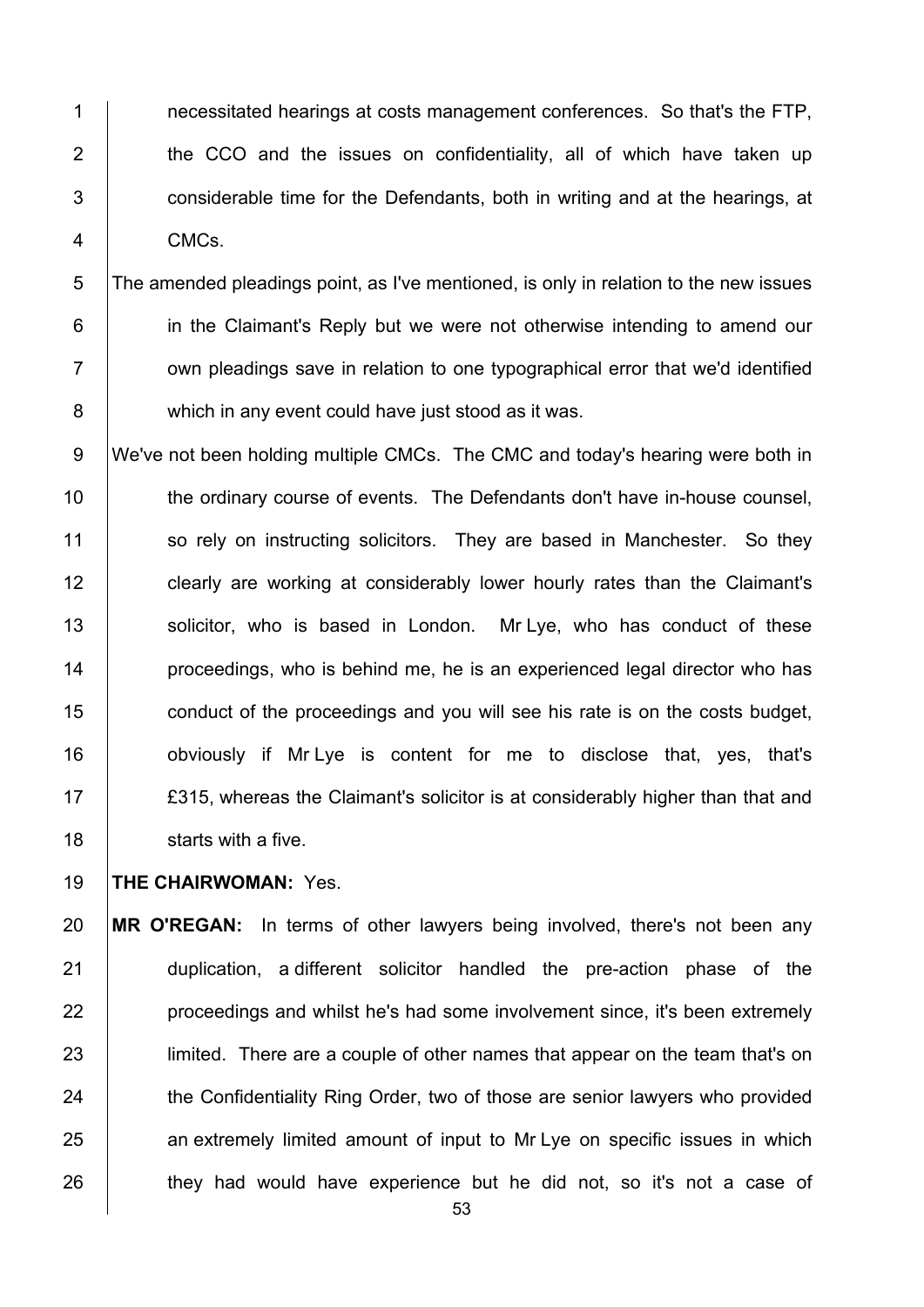necessitated hearings at costs management conferences. So that's the FTP, the CCO and the issues on confidentiality, all of which have taken up considerable time for the Defendants, both in writing and at the hearings, at CMCs.

The amended pleadings point, as I've mentioned, is only in relation to the new issues in the Claimant's Reply but we were not otherwise intending to amend our own pleadings save in relation to one typographical error that we'd identified which in any event could have just stood as it was.

We've not been holding multiple CMCs. The CMC and today's hearing were both in the ordinary course of events. The Defendants don't have in-house counsel, so rely on instructing solicitors. They are based in Manchester. So they clearly are working at considerably lower hourly rates than the Claimant's solicitor, who is based in London. Mr Lye, who has conduct of these proceedings, who is behind me, he is an experienced legal director who has conduct of the proceedings and you will see his rate is on the costs budget, obviously if Mr Lye is content for me to disclose that, yes, that's £315, whereas the Claimant's solicitor is at considerably higher than that and starts with a five.

**THE CHAIRWOMAN:** Yes.

**MR O'REGAN:** In terms of other lawyers being involved, there's not been any duplication, a different solicitor handled the pre-action phase of the proceedings and whilst he's had some involvement since, it's been extremely limited. There are a couple of other names that appear on the team that's on the Confidentiality Ring Order, two of those are senior lawyers who provided an extremely limited amount of input to Mr Lye on specific issues in which they had would have experience but he did not, so it's not a case of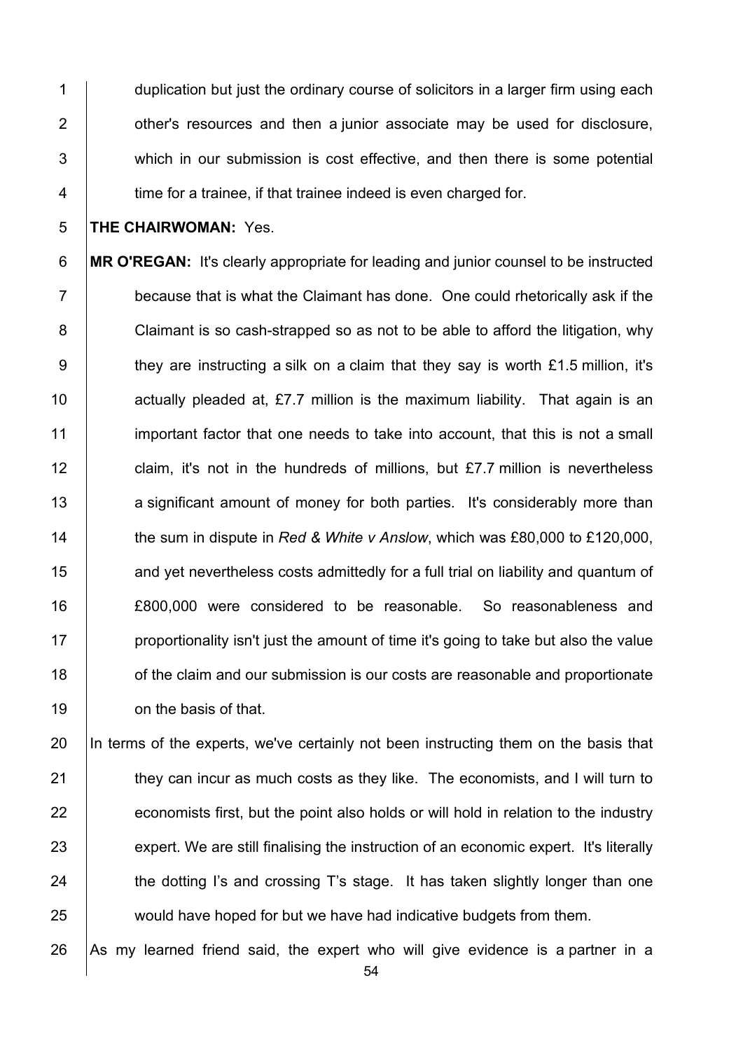duplication but just the ordinary course of solicitors in a larger firm using each other's resources and then a junior associate may be used for disclosure, which in our submission is cost effective, and then there is some potential time for a trainee, if that trainee indeed is even charged for.

**THE CHAIRWOMAN:** Yes.

**MR O'REGAN:** It's clearly appropriate for leading and junior counsel to be instructed because that is what the Claimant has done. One could rhetorically ask if the Claimant is so cash-strapped so as not to be able to afford the litigation, why they are instructing a silk on a claim that they say is worth £1.5 million, it's actually pleaded at, £7.7 million is the maximum liability. That again is an important factor that one needs to take into account, that this is not a small claim, it's not in the hundreds of millions, but £7.7 million is nevertheless a significant amount of money for both parties. It's considerably more than the sum in dispute in *Red & White v Anslow*, which was £80,000 to £120,000, and yet nevertheless costs admittedly for a full trial on liability and quantum of £800,000 were considered to be reasonable. So reasonableness and proportionality isn't just the amount of time it's going to take but also the value of the claim and our submission is our costs are reasonable and proportionate on the basis of that.

In terms of the experts, we've certainly not been instructing them on the basis that they can incur as much costs as they like. The economists, and I will turn to economists first, but the point also holds or will hold in relation to the industry expert. We are still finalising the instruction of an economic expert. It's literally the dotting I's and crossing T's stage. It has taken slightly longer than one would have hoped for but we have had indicative budgets from them.

As my learned friend said, the expert who will give evidence is a partner in a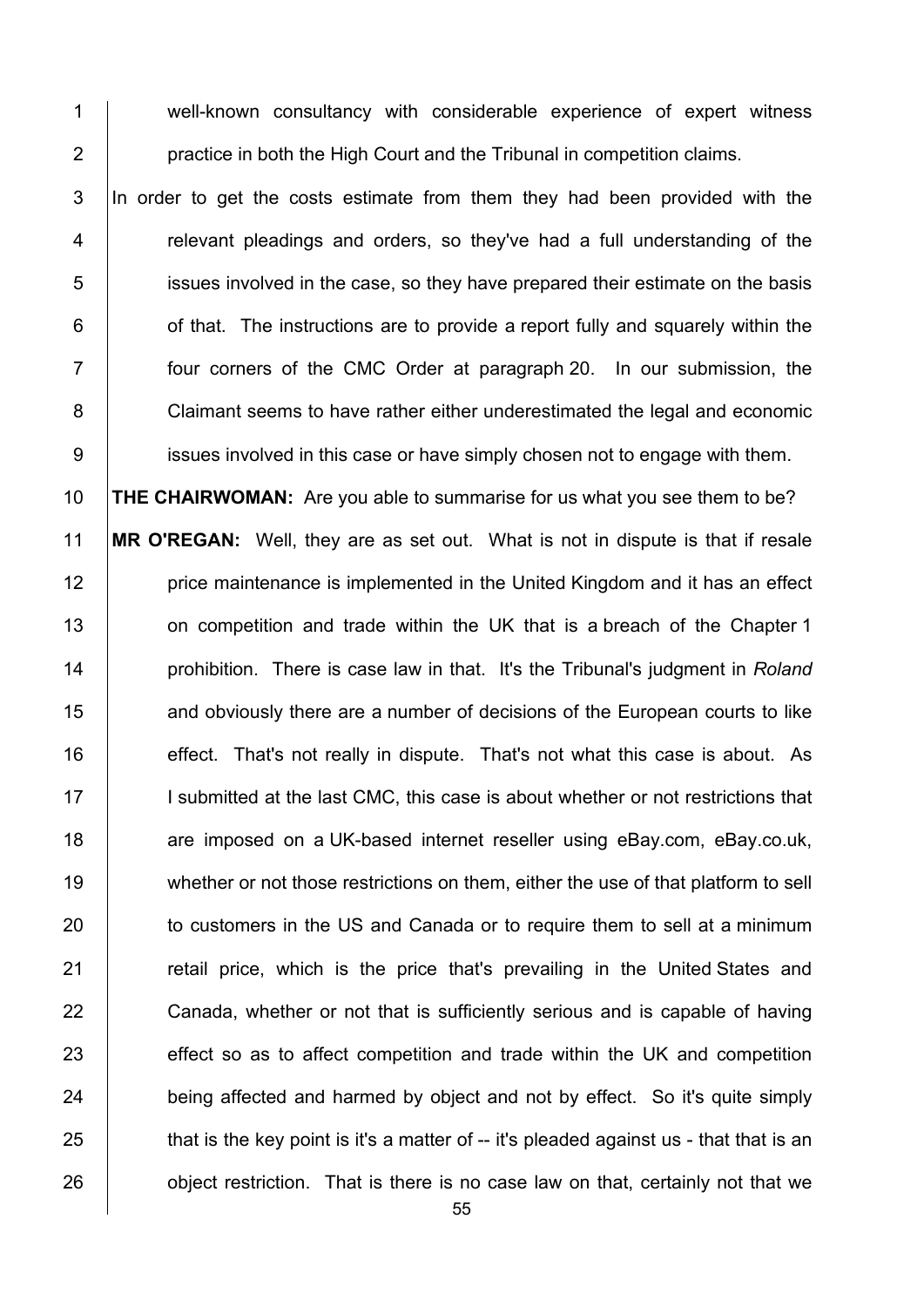well-known consultancy with considerable experience of expert witness practice in both the High Court and the Tribunal in competition claims.

In order to get the costs estimate from them they had been provided with the relevant pleadings and orders, so they've had a full understanding of the issues involved in the case, so they have prepared their estimate on the basis of that. The instructions are to provide a report fully and squarely within the four corners of the CMC Order at paragraph 20. In our submission, the Claimant seems to have rather either underestimated the legal and economic issues involved in this case or have simply chosen not to engage with them.

**THE CHAIRWOMAN:** Are you able to summarise for us what you see them to be?

**MR O'REGAN:** Well, they are as set out. What is not in dispute is that if resale price maintenance is implemented in the United Kingdom and it has an effect on competition and trade within the UK that is a breach of the Chapter 1 prohibition. There is case law in that. It's the Tribunal's judgment in *Roland* and obviously there are a number of decisions of the European courts to like effect. That's not really in dispute. That's not what this case is about. As I submitted at the last CMC, this case is about whether or not restrictions that are imposed on a UK-based internet reseller using eBay.com, eBay.co.uk, whether or not those restrictions on them, either the use of that platform to sell to customers in the US and Canada or to require them to sell at a minimum retail price, which is the price that's prevailing in the United States and Canada, whether or not that is sufficiently serious and is capable of having effect so as to affect competition and trade within the UK and competition being affected and harmed by object and not by effect. So it's quite simply that is the key point is it's a matter of -- it's pleaded against us - that that is an object restriction. That is there is no case law on that, certainly not that we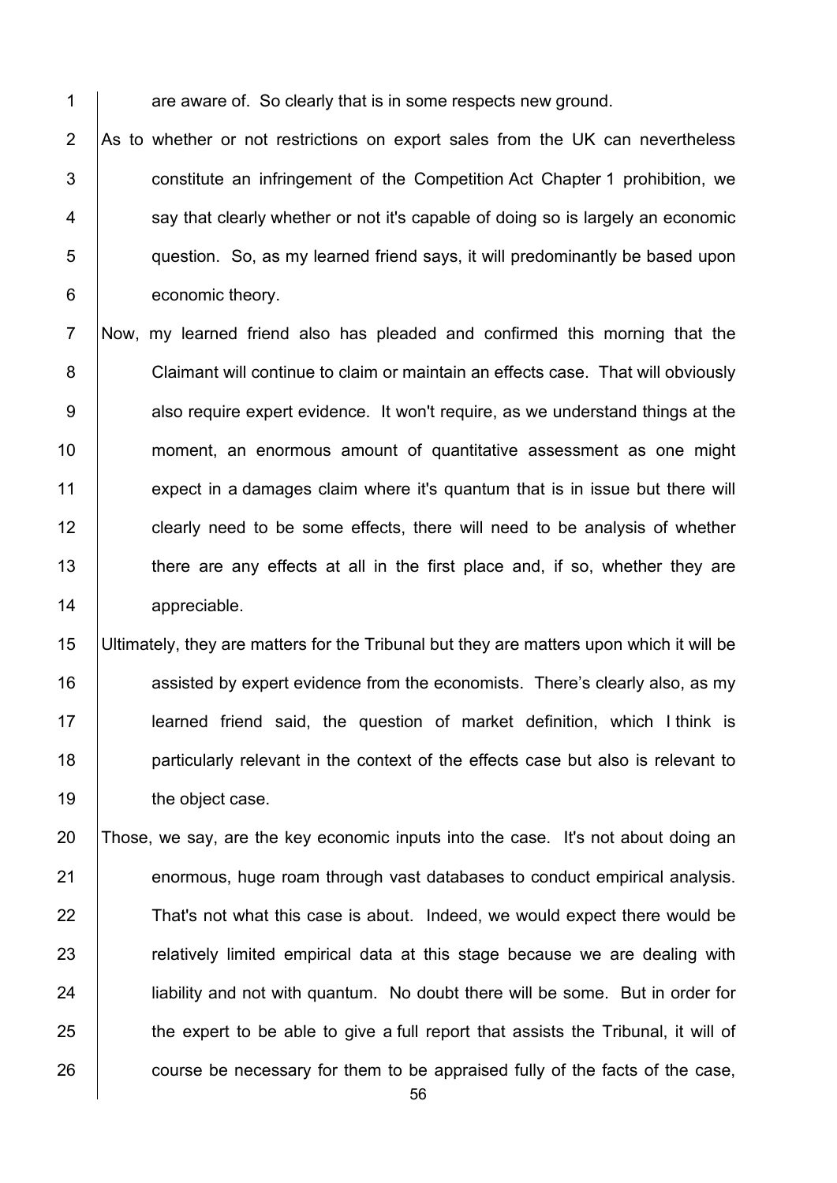are aware of. So clearly that is in some respects new ground.

As to whether or not restrictions on export sales from the UK can nevertheless constitute an infringement of the Competition Act Chapter 1 prohibition, we say that clearly whether or not it's capable of doing so is largely an economic question. So, as my learned friend says, it will predominantly be based upon economic theory.

Now, my learned friend also has pleaded and confirmed this morning that the Claimant will continue to claim or maintain an effects case. That will obviously also require expert evidence. It won't require, as we understand things at the moment, an enormous amount of quantitative assessment as one might expect in a damages claim where it's quantum that is in issue but there will clearly need to be some effects, there will need to be analysis of whether there are any effects at all in the first place and, if so, whether they are appreciable.

Ultimately, they are matters for the Tribunal but they are matters upon which it will be assisted by expert evidence from the economists. There's clearly also, as my learned friend said, the question of market definition, which I think is particularly relevant in the context of the effects case but also is relevant to the object case.

Those, we say, are the key economic inputs into the case. It's not about doing an enormous, huge roam through vast databases to conduct empirical analysis. That's not what this case is about. Indeed, we would expect there would be relatively limited empirical data at this stage because we are dealing with liability and not with quantum. No doubt there will be some. But in order for the expert to be able to give a full report that assists the Tribunal, it will of course be necessary for them to be appraised fully of the facts of the case,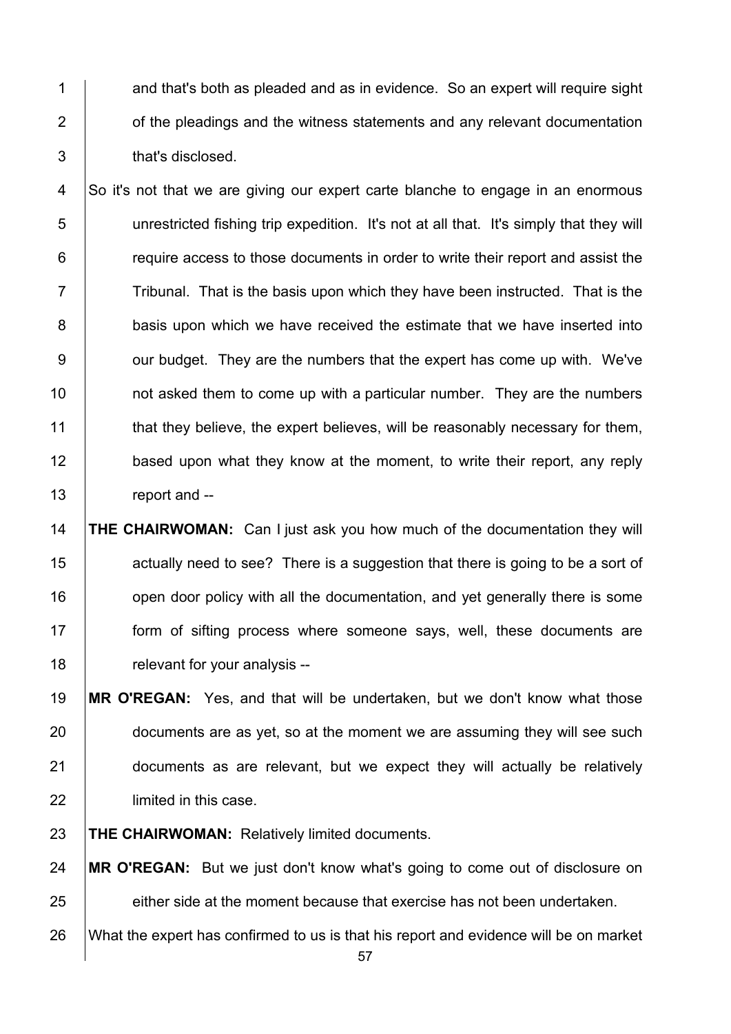and that's both as pleaded and as in evidence. So an expert will require sight of the pleadings and the witness statements and any relevant documentation that's disclosed.

So it's not that we are giving our expert carte blanche to engage in an enormous unrestricted fishing trip expedition. It's not at all that. It's simply that they will require access to those documents in order to write their report and assist the Tribunal. That is the basis upon which they have been instructed. That is the basis upon which we have received the estimate that we have inserted into our budget. They are the numbers that the expert has come up with. We've not asked them to come up with a particular number. They are the numbers that they believe, the expert believes, will be reasonably necessary for them, based upon what they know at the moment, to write their report, any reply report and --

**THE CHAIRWOMAN:** Can I just ask you how much of the documentation they will actually need to see? There is a suggestion that there is going to be a sort of open door policy with all the documentation, and yet generally there is some form of sifting process where someone says, well, these documents are relevant for your analysis --

**MR O'REGAN:** Yes, and that will be undertaken, but we don't know what those documents are as yet, so at the moment we are assuming they will see such documents as are relevant, but we expect they will actually be relatively limited in this case.

**THE CHAIRWOMAN:** Relatively limited documents.

**MR O'REGAN:** But we just don't know what's going to come out of disclosure on either side at the moment because that exercise has not been undertaken.

What the expert has confirmed to us is that his report and evidence will be on market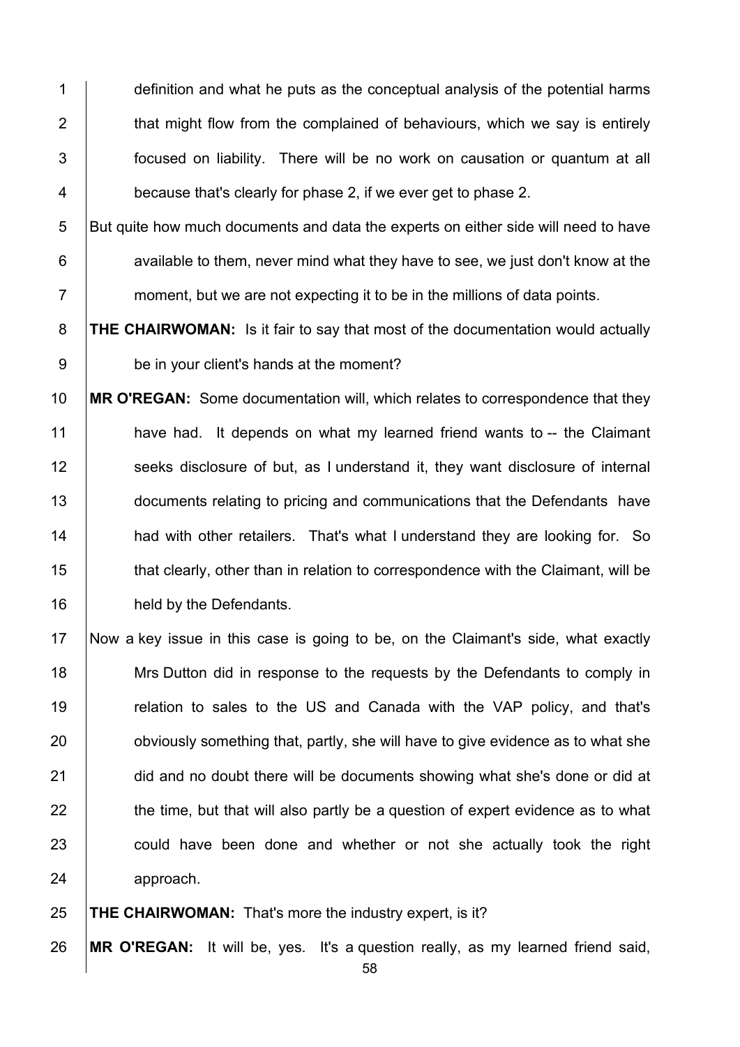definition and what he puts as the conceptual analysis of the potential harms that might flow from the complained of behaviours, which we say is entirely focused on liability. There will be no work on causation or quantum at all because that's clearly for phase 2, if we ever get to phase 2.

But quite how much documents and data the experts on either side will need to have available to them, never mind what they have to see, we just don't know at the moment, but we are not expecting it to be in the millions of data points.

**THE CHAIRWOMAN:** Is it fair to say that most of the documentation would actually be in your client's hands at the moment?

**MR O'REGAN:** Some documentation will, which relates to correspondence that they have had. It depends on what my learned friend wants to -- the Claimant seeks disclosure of but, as I understand it, they want disclosure of internal documents relating to pricing and communications that the Defendants have had with other retailers. That's what I understand they are looking for. So that clearly, other than in relation to correspondence with the Claimant, will be held by the Defendants.

Now a key issue in this case is going to be, on the Claimant's side, what exactly Mrs Dutton did in response to the requests by the Defendants to comply in relation to sales to the US and Canada with the VAP policy, and that's obviously something that, partly, she will have to give evidence as to what she did and no doubt there will be documents showing what she's done or did at the time, but that will also partly be a question of expert evidence as to what could have been done and whether or not she actually took the right approach.

**THE CHAIRWOMAN:** That's more the industry expert, is it?

**MR O'REGAN:** It will be, yes. It's a question really, as my learned friend said,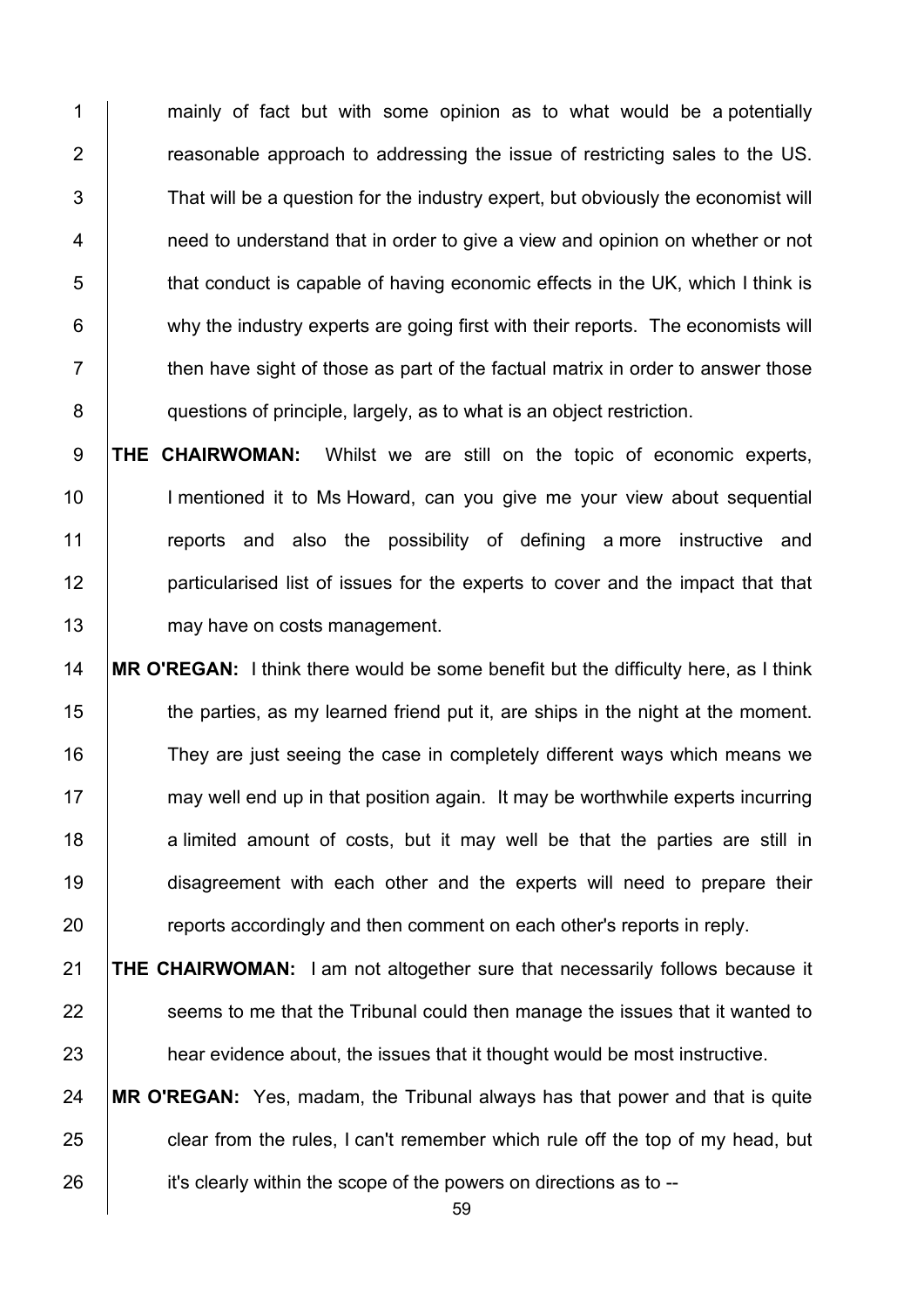mainly of fact but with some opinion as to what would be a potentially reasonable approach to addressing the issue of restricting sales to the US. That will be a question for the industry expert, but obviously the economist will need to understand that in order to give a view and opinion on whether or not that conduct is capable of having economic effects in the UK, which I think is why the industry experts are going first with their reports. The economists will then have sight of those as part of the factual matrix in order to answer those questions of principle, largely, as to what is an object restriction.

**THE CHAIRWOMAN:** Whilst we are still on the topic of economic experts, I mentioned it to Ms Howard, can you give me your view about sequential reports and also the possibility of defining a more instructive and particularised list of issues for the experts to cover and the impact that that may have on costs management.

**MR O'REGAN:** I think there would be some benefit but the difficulty here, as I think the parties, as my learned friend put it, are ships in the night at the moment. They are just seeing the case in completely different ways which means we may well end up in that position again. It may be worthwhile experts incurring a limited amount of costs, but it may well be that the parties are still in disagreement with each other and the experts will need to prepare their reports accordingly and then comment on each other's reports in reply.

**THE CHAIRWOMAN:** I am not altogether sure that necessarily follows because it seems to me that the Tribunal could then manage the issues that it wanted to hear evidence about, the issues that it thought would be most instructive.

**MR O'REGAN:** Yes, madam, the Tribunal always has that power and that is quite clear from the rules, I can't remember which rule off the top of my head, but it's clearly within the scope of the powers on directions as to --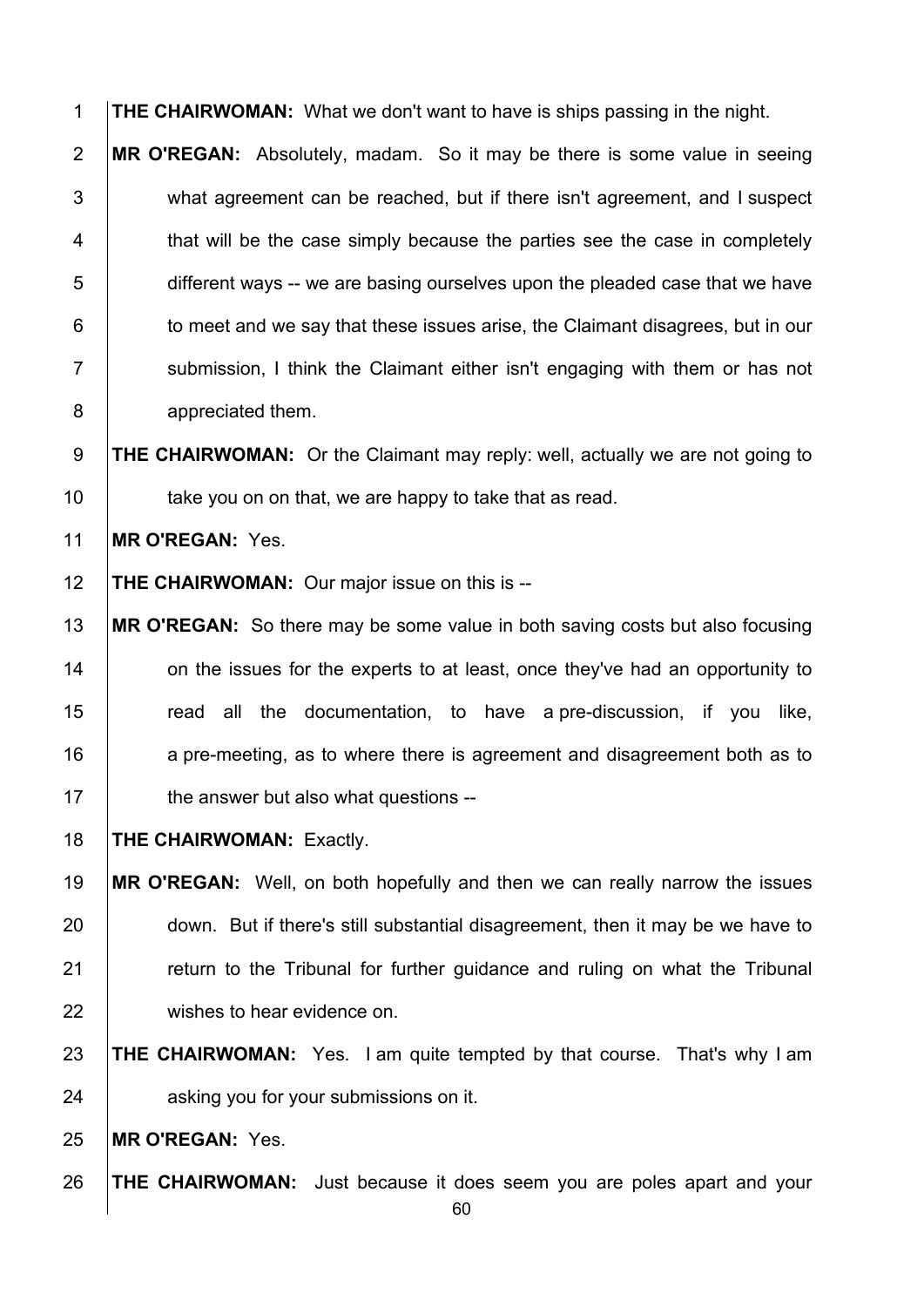**THE CHAIRWOMAN:** What we don't want to have is ships passing in the night.

**MR O'REGAN:** Absolutely, madam. So it may be there is some value in seeing what agreement can be reached, but if there isn't agreement, and I suspect that will be the case simply because the parties see the case in completely different ways -- we are basing ourselves upon the pleaded case that we have to meet and we say that these issues arise, the Claimant disagrees, but in our submission, I think the Claimant either isn't engaging with them or has not appreciated them.

**THE CHAIRWOMAN:** Or the Claimant may reply: well, actually we are not going to take you on on that, we are happy to take that as read.

**MR O'REGAN:** Yes.

**THE CHAIRWOMAN:** Our major issue on this is --

**MR O'REGAN:** So there may be some value in both saving costs but also focusing on the issues for the experts to at least, once they've had an opportunity to read all the documentation, to have a pre-discussion, if you like, a pre-meeting, as to where there is agreement and disagreement both as to the answer but also what questions --

**THE CHAIRWOMAN:** Exactly.

**MR O'REGAN:** Well, on both hopefully and then we can really narrow the issues down. But if there's still substantial disagreement, then it may be we have to return to the Tribunal for further guidance and ruling on what the Tribunal wishes to hear evidence on.

**THE CHAIRWOMAN:** Yes. I am quite tempted by that course. That's why I am asking you for your submissions on it.

**MR O'REGAN:** Yes.

**THE CHAIRWOMAN:** Just because it does seem you are poles apart and your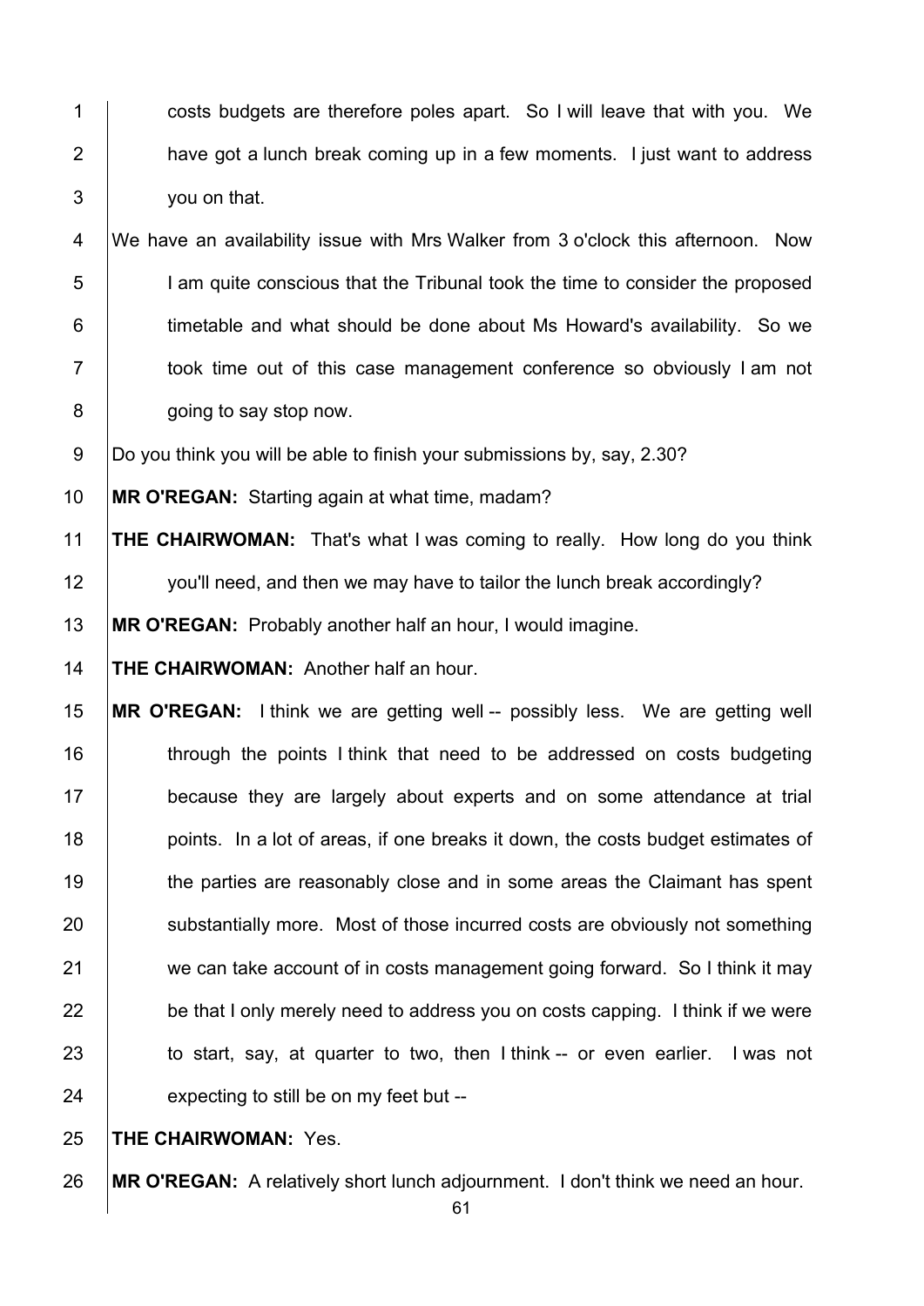costs budgets are therefore poles apart. So I will leave that with you. We have got a lunch break coming up in a few moments. I just want to address you on that.

We have an availability issue with Mrs Walker from 3 o'clock this afternoon. Now I am quite conscious that the Tribunal took the time to consider the proposed timetable and what should be done about Ms Howard's availability. So we took time out of this case management conference so obviously I am not going to say stop now.

Do you think you will be able to finish your submissions by, say, 2.30?

**MR O'REGAN:** Starting again at what time, madam?

**THE CHAIRWOMAN:** That's what I was coming to really. How long do you think you'll need, and then we may have to tailor the lunch break accordingly?

**MR O'REGAN:** Probably another half an hour, I would imagine.

**THE CHAIRWOMAN:** Another half an hour.

**MR O'REGAN:** I think we are getting well -- possibly less. We are getting well through the points I think that need to be addressed on costs budgeting because they are largely about experts and on some attendance at trial points. In a lot of areas, if one breaks it down, the costs budget estimates of the parties are reasonably close and in some areas the Claimant has spent substantially more. Most of those incurred costs are obviously not something we can take account of in costs management going forward. So I think it may be that I only merely need to address you on costs capping. I think if we were to start, say, at quarter to two, then I think -- or even earlier. I was not expecting to still be on my feet but --

**THE CHAIRWOMAN:** Yes.

**MR O'REGAN:** A relatively short lunch adjournment. I don't think we need an hour.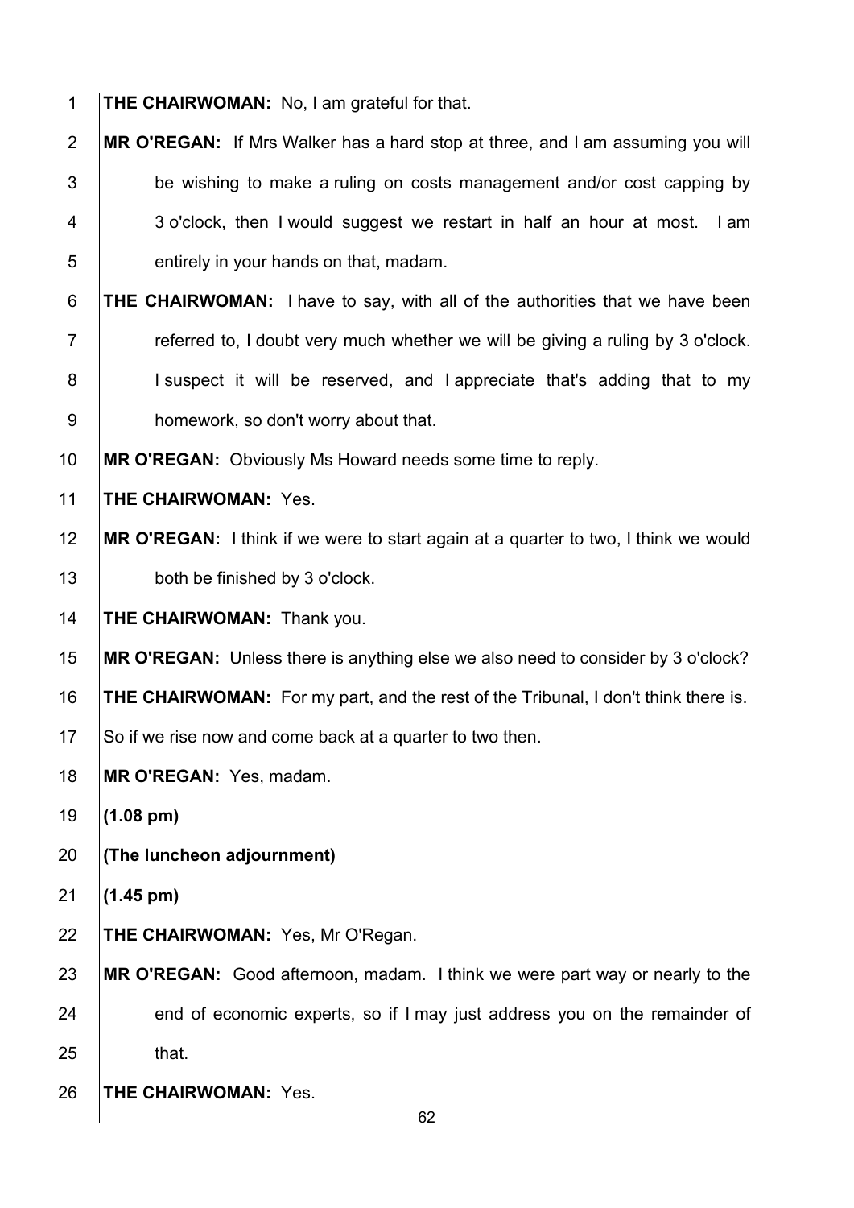**THE CHAIRWOMAN:** No, I am grateful for that.

**MR O'REGAN:** If Mrs Walker has a hard stop at three, and I am assuming you will be wishing to make a ruling on costs management and/or cost capping by 3 o'clock, then I would suggest we restart in half an hour at most. I am entirely in your hands on that, madam.

**THE CHAIRWOMAN:** I have to say, with all of the authorities that we have been referred to, I doubt very much whether we will be giving a ruling by 3 o'clock. I suspect it will be reserved, and I appreciate that's adding that to my homework, so don't worry about that.

**MR O'REGAN:** Obviously Ms Howard needs some time to reply.

**THE CHAIRWOMAN:** Yes.

**MR O'REGAN:** I think if we were to start again at a quarter to two, I think we would both be finished by 3 o'clock.

**THE CHAIRWOMAN:** Thank you.

**MR O'REGAN:** Unless there is anything else we also need to consider by 3 o'clock?

**THE CHAIRWOMAN:** For my part, and the rest of the Tribunal, I don't think there is. So if we rise now and come back at a quarter to two then.

**MR O'REGAN:** Yes, madam.

**(1.08 pm)**

**(The luncheon adjournment)**

**(1.45 pm)**

**THE CHAIRWOMAN:** Yes, Mr O'Regan.

**MR O'REGAN:** Good afternoon, madam. I think we were part way or nearly to the end of economic experts, so if I may just address you on the remainder of that.

**THE CHAIRWOMAN:** Yes.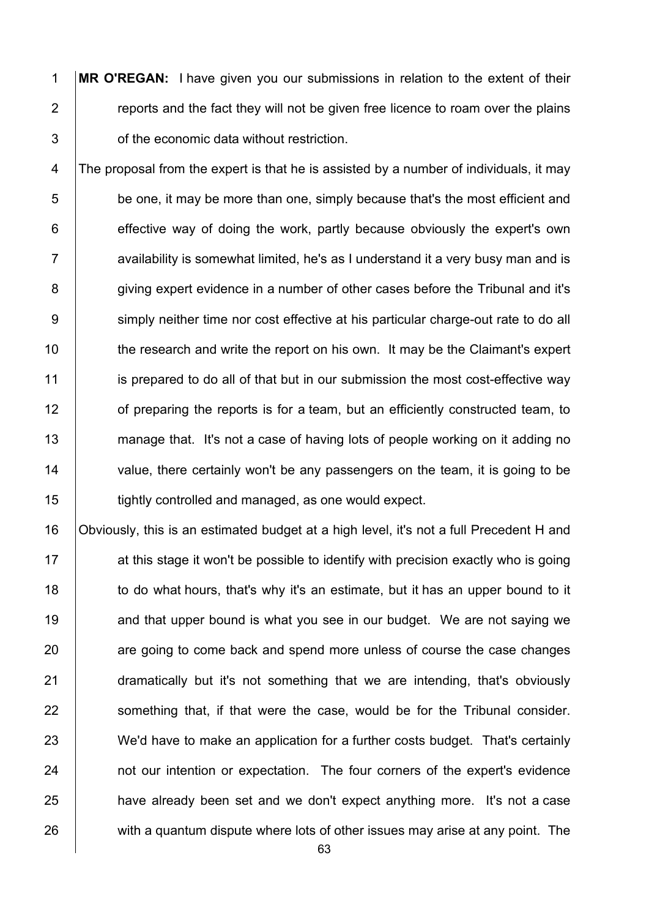**MR O'REGAN:** I have given you our submissions in relation to the extent of their reports and the fact they will not be given free licence to roam over the plains of the economic data without restriction.

The proposal from the expert is that he is assisted by a number of individuals, it may be one, it may be more than one, simply because that's the most efficient and effective way of doing the work, partly because obviously the expert's own availability is somewhat limited, he's as I understand it a very busy man and is giving expert evidence in a number of other cases before the Tribunal and it's simply neither time nor cost effective at his particular charge-out rate to do all the research and write the report on his own. It may be the Claimant's expert is prepared to do all of that but in our submission the most cost-effective way of preparing the reports is for a team, but an efficiently constructed team, to manage that. It's not a case of having lots of people working on it adding no value, there certainly won't be any passengers on the team, it is going to be tightly controlled and managed, as one would expect.

Obviously, this is an estimated budget at a high level, it's not a full Precedent H and at this stage it won't be possible to identify with precision exactly who is going to do what hours, that's why it's an estimate, but it has an upper bound to it and that upper bound is what you see in our budget. We are not saying we are going to come back and spend more unless of course the case changes dramatically but it's not something that we are intending, that's obviously something that, if that were the case, would be for the Tribunal consider. We'd have to make an application for a further costs budget. That's certainly not our intention or expectation. The four corners of the expert's evidence have already been set and we don't expect anything more. It's not a case with a quantum dispute where lots of other issues may arise at any point. The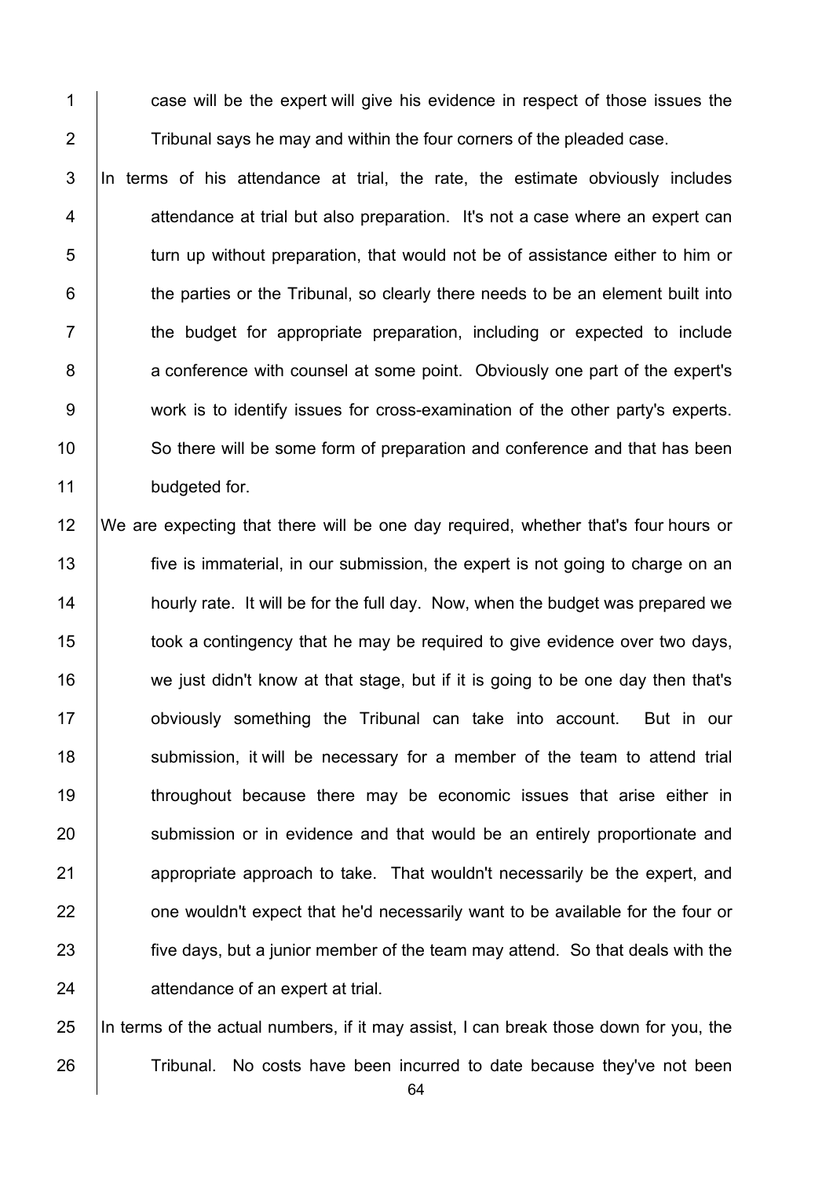case will be the expert will give his evidence in respect of those issues the Tribunal says he may and within the four corners of the pleaded case.

In terms of his attendance at trial, the rate, the estimate obviously includes attendance at trial but also preparation. It's not a case where an expert can turn up without preparation, that would not be of assistance either to him or the parties or the Tribunal, so clearly there needs to be an element built into the budget for appropriate preparation, including or expected to include a conference with counsel at some point. Obviously one part of the expert's work is to identify issues for cross-examination of the other party's experts. So there will be some form of preparation and conference and that has been budgeted for.

We are expecting that there will be one day required, whether that's four hours or five is immaterial, in our submission, the expert is not going to charge on an hourly rate. It will be for the full day. Now, when the budget was prepared we took a contingency that he may be required to give evidence over two days, we just didn't know at that stage, but if it is going to be one day then that's obviously something the Tribunal can take into account. But in our submission, it will be necessary for a member of the team to attend trial throughout because there may be economic issues that arise either in submission or in evidence and that would be an entirely proportionate and appropriate approach to take. That wouldn't necessarily be the expert, and one wouldn't expect that he'd necessarily want to be available for the four or five days, but a junior member of the team may attend. So that deals with the attendance of an expert at trial.

In terms of the actual numbers, if it may assist, I can break those down for you, the Tribunal. No costs have been incurred to date because they've not been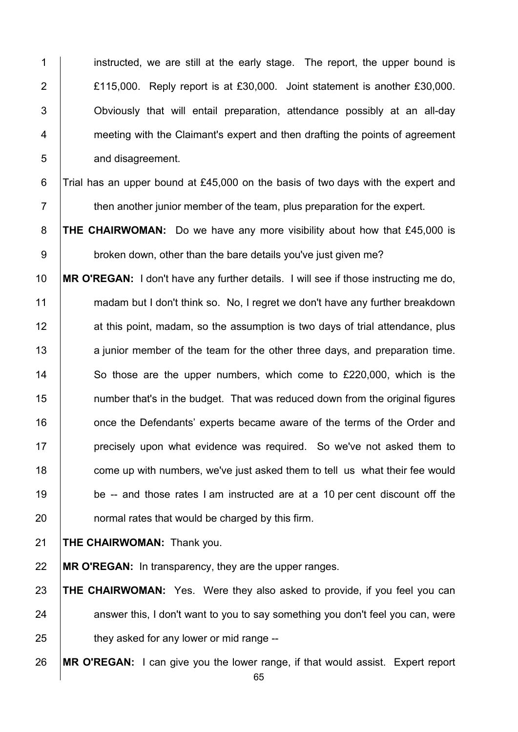instructed, we are still at the early stage. The report, the upper bound is £115,000. Reply report is at £30,000. Joint statement is another £30,000. Obviously that will entail preparation, attendance possibly at an all-day meeting with the Claimant's expert and then drafting the points of agreement and disagreement.

Trial has an upper bound at £45,000 on the basis of two days with the expert and then another junior member of the team, plus preparation for the expert.

**THE CHAIRWOMAN:** Do we have any more visibility about how that £45,000 is broken down, other than the bare details you've just given me?

**MR O'REGAN:** I don't have any further details. I will see if those instructing me do, madam but I don't think so. No, I regret we don't have any further breakdown at this point, madam, so the assumption is two days of trial attendance, plus a junior member of the team for the other three days, and preparation time. So those are the upper numbers, which come to £220,000, which is the number that's in the budget. That was reduced down from the original figures once the Defendants' experts became aware of the terms of the Order and precisely upon what evidence was required. So we've not asked them to come up with numbers, we've just asked them to tell us what their fee would be -- and those rates I am instructed are at a 10 per cent discount off the normal rates that would be charged by this firm.

**THE CHAIRWOMAN:** Thank you.

**MR O'REGAN:** In transparency, they are the upper ranges.

**THE CHAIRWOMAN:** Yes. Were they also asked to provide, if you feel you can answer this, I don't want to you to say something you don't feel you can, were they asked for any lower or mid range --

**MR O'REGAN:** I can give you the lower range, if that would assist. Expert report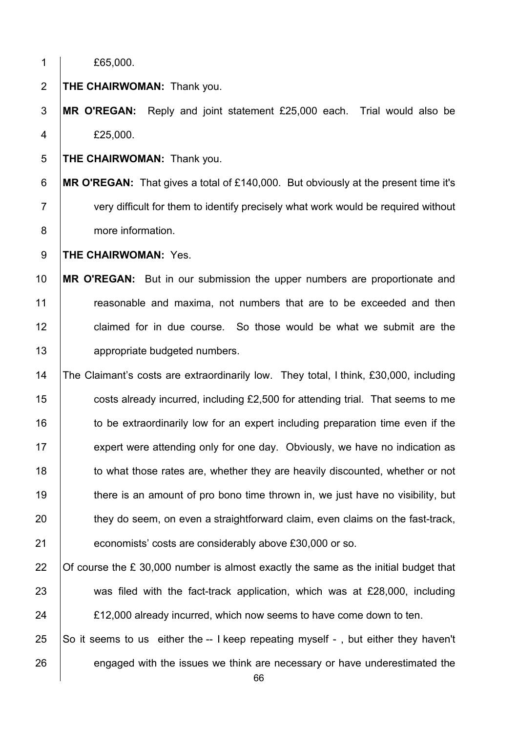£65,000.

**THE CHAIRWOMAN:** Thank you.

**MR O'REGAN:** Reply and joint statement £25,000 each. Trial would also be £25,000.

**THE CHAIRWOMAN:** Thank you.

**MR O'REGAN:** That gives a total of £140,000. But obviously at the present time it's very difficult for them to identify precisely what work would be required without more information.

**THE CHAIRWOMAN:** Yes.

**MR O'REGAN:** But in our submission the upper numbers are proportionate and reasonable and maxima, not numbers that are to be exceeded and then claimed for in due course. So those would be what we submit are the appropriate budgeted numbers.

The Claimant's costs are extraordinarily low. They total, I think, £30,000, including costs already incurred, including £2,500 for attending trial. That seems to me to be extraordinarily low for an expert including preparation time even if the expert were attending only for one day. Obviously, we have no indication as to what those rates are, whether they are heavily discounted, whether or not there is an amount of pro bono time thrown in, we just have no visibility, but they do seem, on even a straightforward claim, even claims on the fast-track, economists' costs are considerably above £30,000 or so.

Of course the £ 30,000 number is almost exactly the same as the initial budget that was filed with the fact-track application, which was at £28,000, including £12,000 already incurred, which now seems to have come down to ten.

So it seems to us either the -- I keep repeating myself - , but either they haven't engaged with the issues we think are necessary or have underestimated the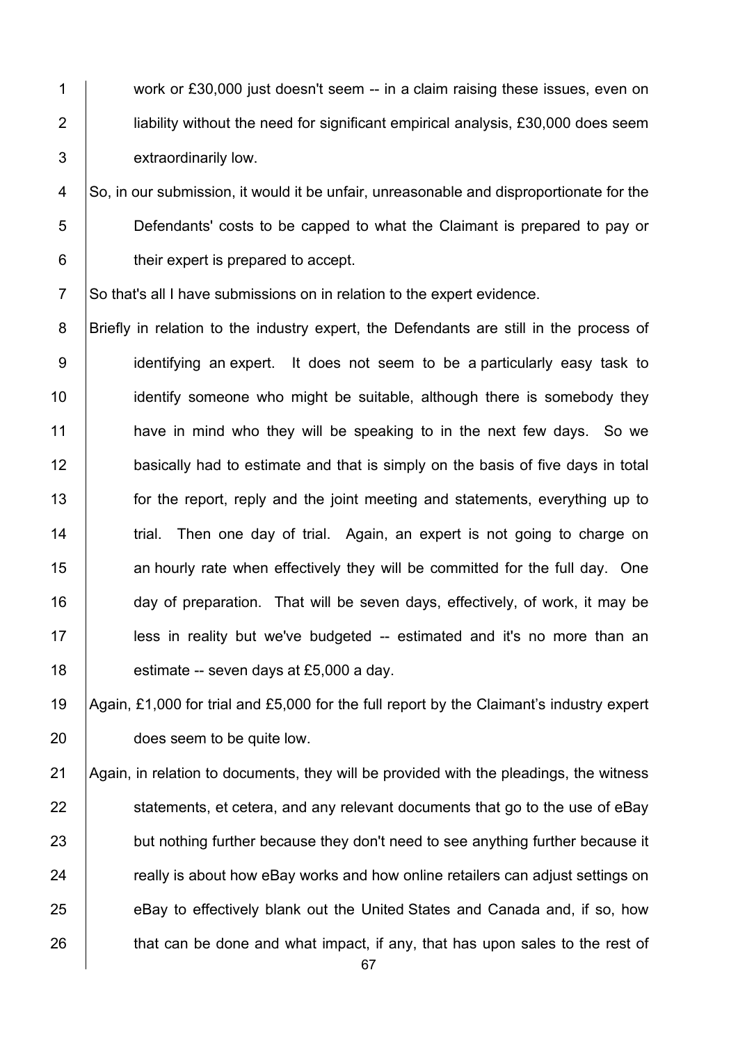work or £30,000 just doesn't seem -- in a claim raising these issues, even on liability without the need for significant empirical analysis, £30,000 does seem extraordinarily low.

So, in our submission, it would it be unfair, unreasonable and disproportionate for the Defendants' costs to be capped to what the Claimant is prepared to pay or their expert is prepared to accept.

So that's all I have submissions on in relation to the expert evidence.

Briefly in relation to the industry expert, the Defendants are still in the process of identifying an expert. It does not seem to be a particularly easy task to identify someone who might be suitable, although there is somebody they have in mind who they will be speaking to in the next few days. So we basically had to estimate and that is simply on the basis of five days in total for the report, reply and the joint meeting and statements, everything up to trial. Then one day of trial. Again, an expert is not going to charge on an hourly rate when effectively they will be committed for the full day. One day of preparation. That will be seven days, effectively, of work, it may be less in reality but we've budgeted -- estimated and it's no more than an estimate -- seven days at £5,000 a day.

Again, £1,000 for trial and £5,000 for the full report by the Claimant's industry expert does seem to be quite low.

Again, in relation to documents, they will be provided with the pleadings, the witness statements, et cetera, and any relevant documents that go to the use of eBay but nothing further because they don't need to see anything further because it really is about how eBay works and how online retailers can adjust settings on eBay to effectively blank out the United States and Canada and, if so, how that can be done and what impact, if any, that has upon sales to the rest of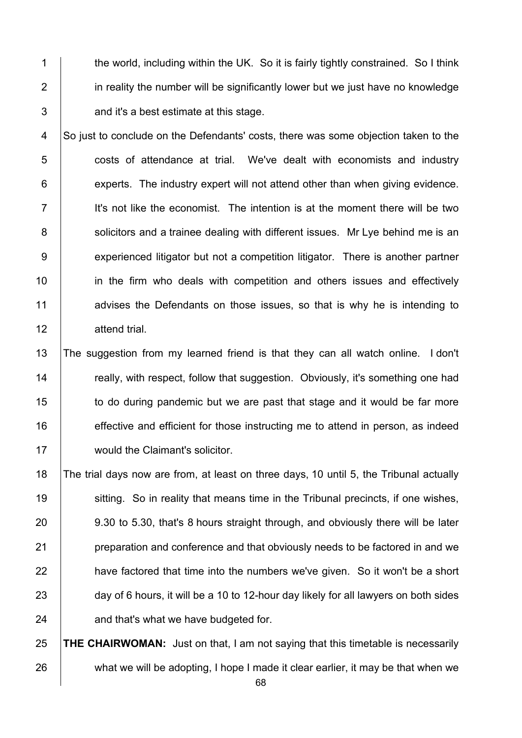the world, including within the UK. So it is fairly tightly constrained. So I think in reality the number will be significantly lower but we just have no knowledge and it's a best estimate at this stage.

So just to conclude on the Defendants' costs, there was some objection taken to the costs of attendance at trial. We've dealt with economists and industry experts. The industry expert will not attend other than when giving evidence. It's not like the economist. The intention is at the moment there will be two solicitors and a trainee dealing with different issues. Mr Lye behind me is an experienced litigator but not a competition litigator. There is another partner in the firm who deals with competition and others issues and effectively advises the Defendants on those issues, so that is why he is intending to attend trial.

The suggestion from my learned friend is that they can all watch online. I don't really, with respect, follow that suggestion. Obviously, it's something one had to do during pandemic but we are past that stage and it would be far more effective and efficient for those instructing me to attend in person, as indeed would the Claimant's solicitor.

The trial days now are from, at least on three days, 10 until 5, the Tribunal actually sitting. So in reality that means time in the Tribunal precincts, if one wishes, 9.30 to 5.30, that's 8 hours straight through, and obviously there will be later preparation and conference and that obviously needs to be factored in and we have factored that time into the numbers we've given. So it won't be a short day of 6 hours, it will be a 10 to 12-hour day likely for all lawyers on both sides and that's what we have budgeted for.

**THE CHAIRWOMAN:** Just on that, I am not saying that this timetable is necessarily what we will be adopting, I hope I made it clear earlier, it may be that when we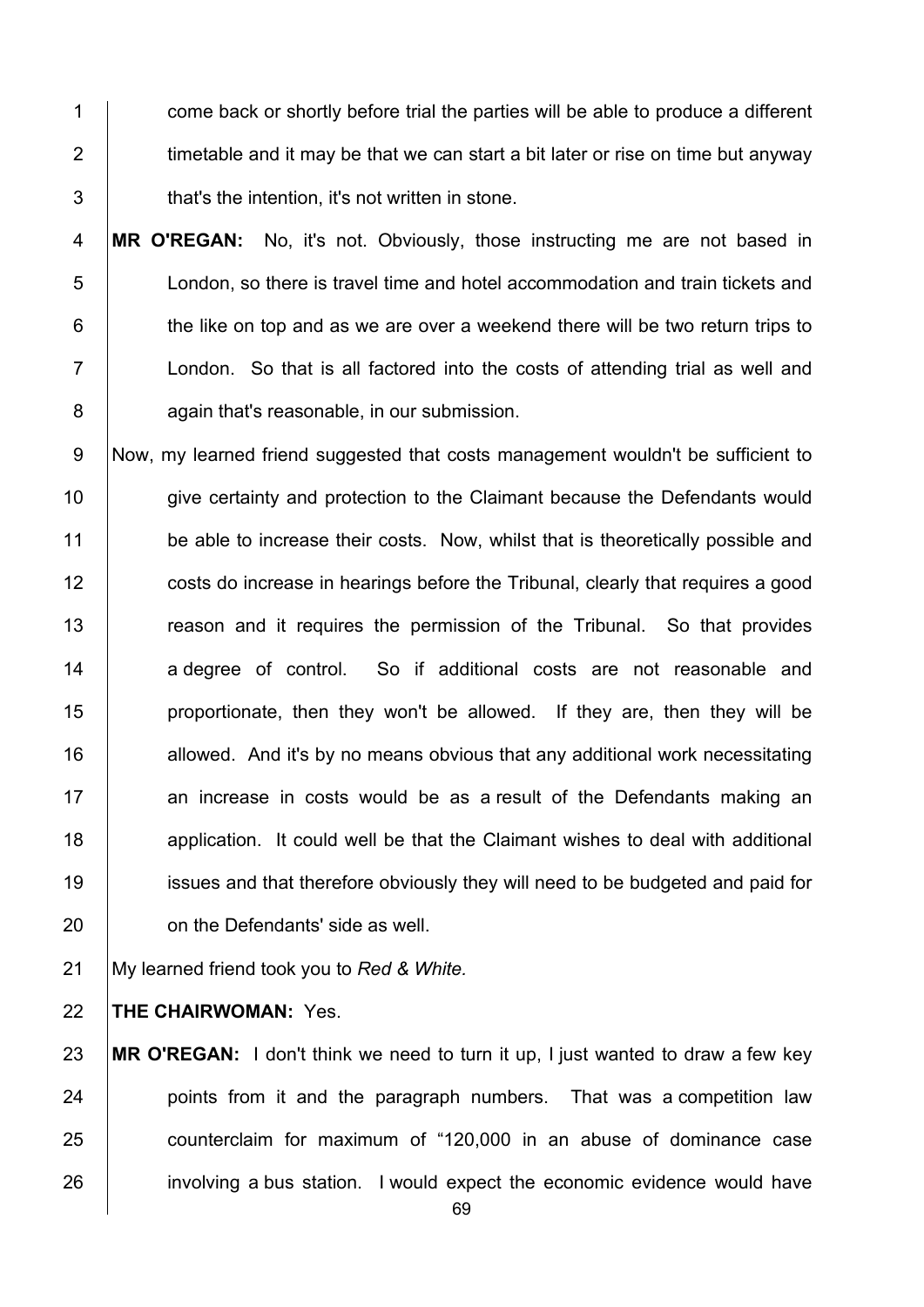come back or shortly before trial the parties will be able to produce a different timetable and it may be that we can start a bit later or rise on time but anyway that's the intention, it's not written in stone.

**MR O'REGAN:** No, it's not. Obviously, those instructing me are not based in London, so there is travel time and hotel accommodation and train tickets and the like on top and as we are over a weekend there will be two return trips to London. So that is all factored into the costs of attending trial as well and again that's reasonable, in our submission.

Now, my learned friend suggested that costs management wouldn't be sufficient to give certainty and protection to the Claimant because the Defendants would be able to increase their costs. Now, whilst that is theoretically possible and costs do increase in hearings before the Tribunal, clearly that requires a good reason and it requires the permission of the Tribunal. So that provides a degree of control. So if additional costs are not reasonable and proportionate, then they won't be allowed. If they are, then they will be allowed. And it's by no means obvious that any additional work necessitating an increase in costs would be as a result of the Defendants making an application. It could well be that the Claimant wishes to deal with additional issues and that therefore obviously they will need to be budgeted and paid for on the Defendants' side as well.

My learned friend took you to *Red & White.*

**THE CHAIRWOMAN:** Yes.

**MR O'REGAN:** I don't think we need to turn it up, I just wanted to draw a few key points from it and the paragraph numbers. That was a competition law counterclaim for maximum of "120,000 in an abuse of dominance case involving a bus station. I would expect the economic evidence would have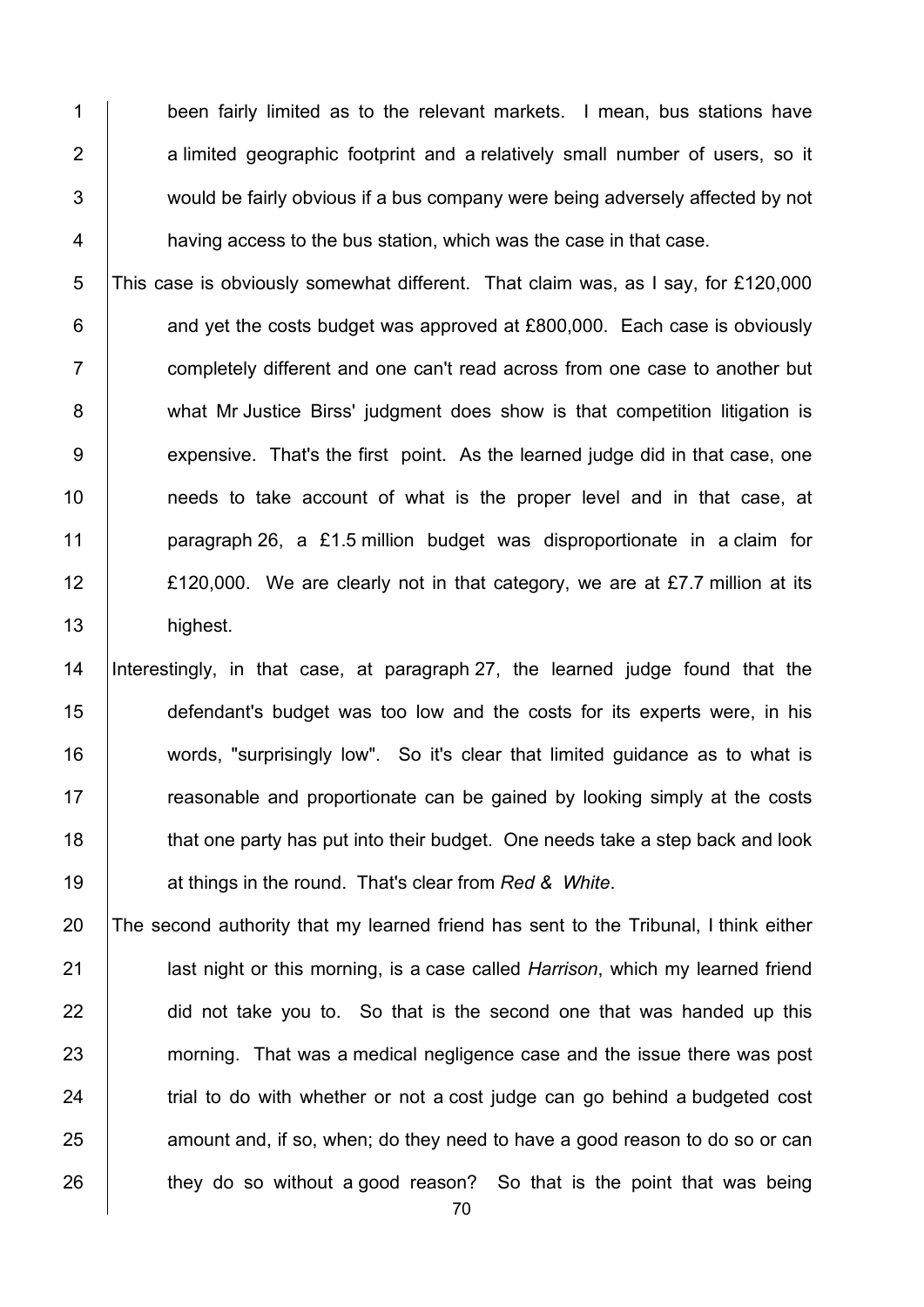been fairly limited as to the relevant markets. I mean, bus stations have a limited geographic footprint and a relatively small number of users, so it would be fairly obvious if a bus company were being adversely affected by not having access to the bus station, which was the case in that case.

This case is obviously somewhat different. That claim was, as I say, for £120,000 and yet the costs budget was approved at £800,000. Each case is obviously completely different and one can't read across from one case to another but what Mr Justice Birss' judgment does show is that competition litigation is expensive. That's the first point. As the learned judge did in that case, one needs to take account of what is the proper level and in that case, at paragraph 26, a £1.5 million budget was disproportionate in a claim for £120,000. We are clearly not in that category, we are at £7.7 million at its highest.

Interestingly, in that case, at paragraph 27, the learned judge found that the defendant's budget was too low and the costs for its experts were, in his words, "surprisingly low". So it's clear that limited guidance as to what is reasonable and proportionate can be gained by looking simply at the costs that one party has put into their budget. One needs take a step back and look at things in the round. That's clear from *Red & White*.

The second authority that my learned friend has sent to the Tribunal, I think either last night or this morning, is a case called *Harrison*, which my learned friend did not take you to. So that is the second one that was handed up this morning. That was a medical negligence case and the issue there was post trial to do with whether or not a cost judge can go behind a budgeted cost amount and, if so, when; do they need to have a good reason to do so or can they do so without a good reason? So that is the point that was being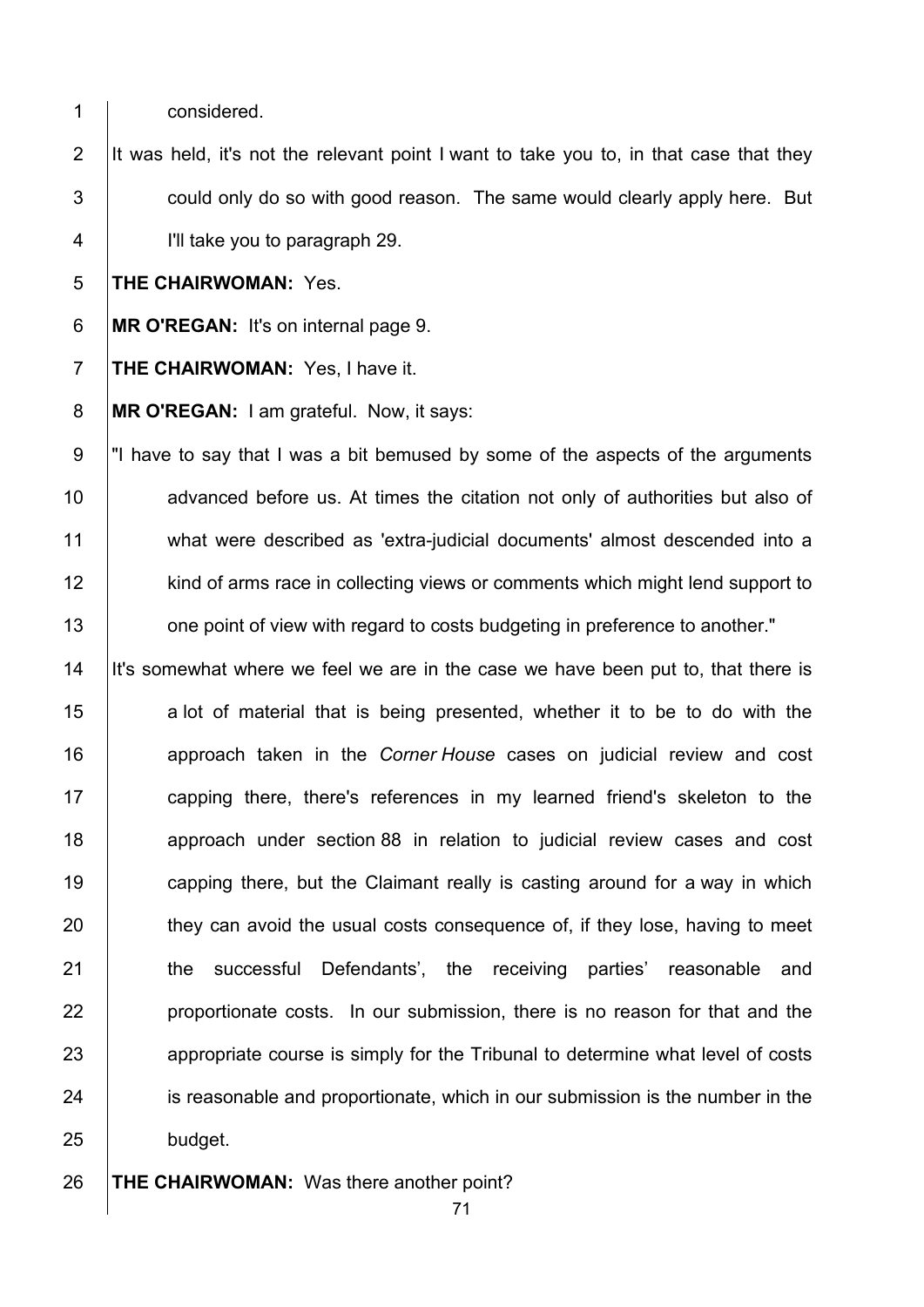considered.

It was held, it's not the relevant point I want to take you to, in that case that they could only do so with good reason. The same would clearly apply here. But I'll take you to paragraph 29.

**THE CHAIRWOMAN:** Yes.

**MR O'REGAN:** It's on internal page 9.

**THE CHAIRWOMAN:** Yes, I have it.

**MR O'REGAN:** I am grateful. Now, it says:

"I have to say that I was a bit bemused by some of the aspects of the arguments advanced before us. At times the citation not only of authorities but also of what were described as 'extra-judicial documents' almost descended into a kind of arms race in collecting views or comments which might lend support to one point of view with regard to costs budgeting in preference to another."

It's somewhat where we feel we are in the case we have been put to, that there is a lot of material that is being presented, whether it to be to do with the approach taken in the *Corner House* cases on judicial review and cost capping there, there's references in my learned friend's skeleton to the approach under section 88 in relation to judicial review cases and cost capping there, but the Claimant really is casting around for a way in which they can avoid the usual costs consequence of, if they lose, having to meet the successful Defendants', the receiving parties' reasonable and proportionate costs. In our submission, there is no reason for that and the appropriate course is simply for the Tribunal to determine what level of costs is reasonable and proportionate, which in our submission is the number in the budget.

**THE CHAIRWOMAN:** Was there another point?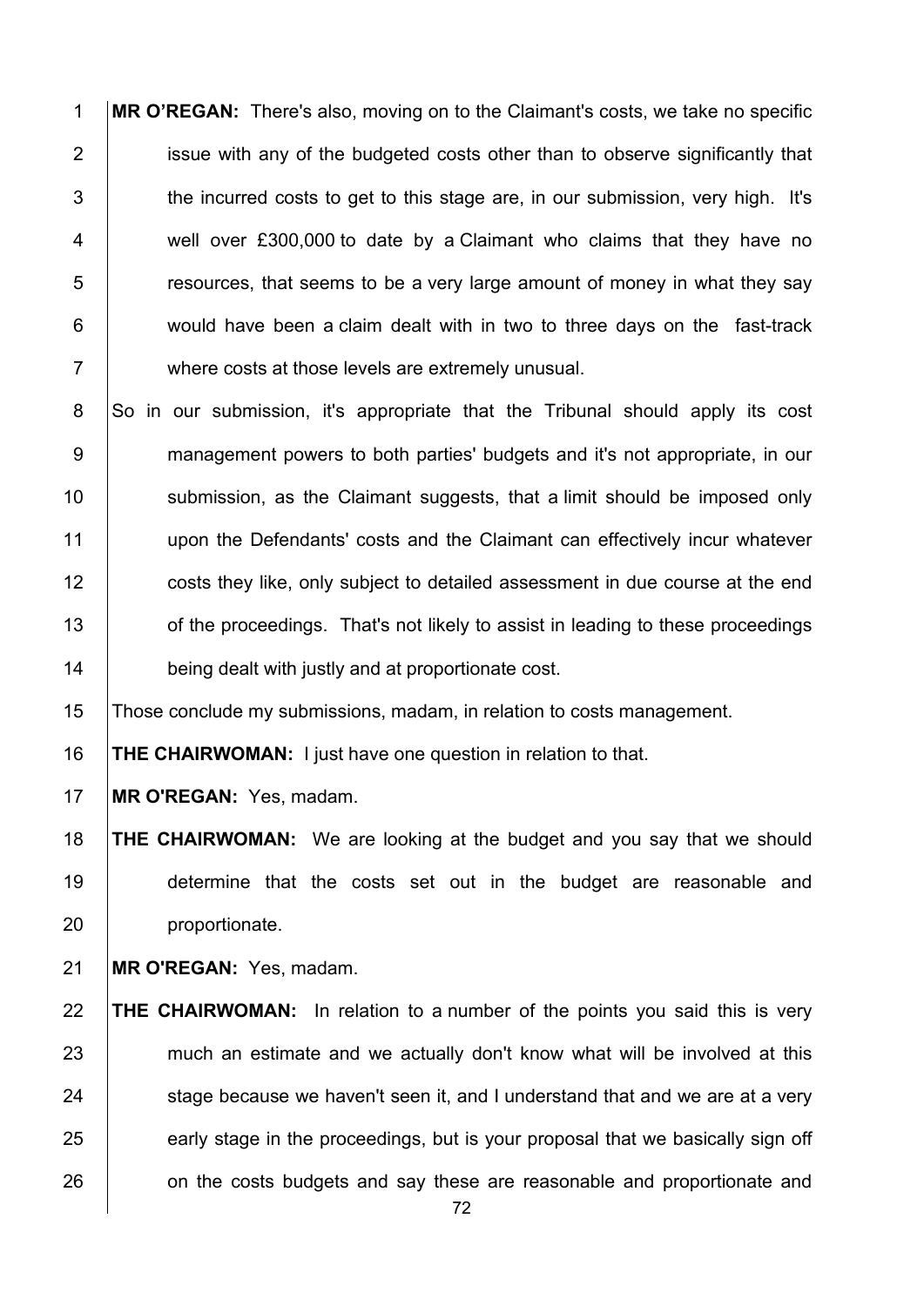**MR O'REGAN:** There's also, moving on to the Claimant's costs, we take no specific issue with any of the budgeted costs other than to observe significantly that the incurred costs to get to this stage are, in our submission, very high. It's well over £300,000 to date by a Claimant who claims that they have no resources, that seems to be a very large amount of money in what they say would have been a claim dealt with in two to three days on the fast-track where costs at those levels are extremely unusual.

So in our submission, it's appropriate that the Tribunal should apply its cost management powers to both parties' budgets and it's not appropriate, in our submission, as the Claimant suggests, that a limit should be imposed only upon the Defendants' costs and the Claimant can effectively incur whatever costs they like, only subject to detailed assessment in due course at the end of the proceedings. That's not likely to assist in leading to these proceedings being dealt with justly and at proportionate cost.

Those conclude my submissions, madam, in relation to costs management.

**THE CHAIRWOMAN:** I just have one question in relation to that.

**MR O'REGAN:** Yes, madam.

**THE CHAIRWOMAN:** We are looking at the budget and you say that we should determine that the costs set out in the budget are reasonable and proportionate.

**MR O'REGAN:** Yes, madam.

**THE CHAIRWOMAN:** In relation to a number of the points you said this is very much an estimate and we actually don't know what will be involved at this stage because we haven't seen it, and I understand that and we are at a very early stage in the proceedings, but is your proposal that we basically sign off on the costs budgets and say these are reasonable and proportionate and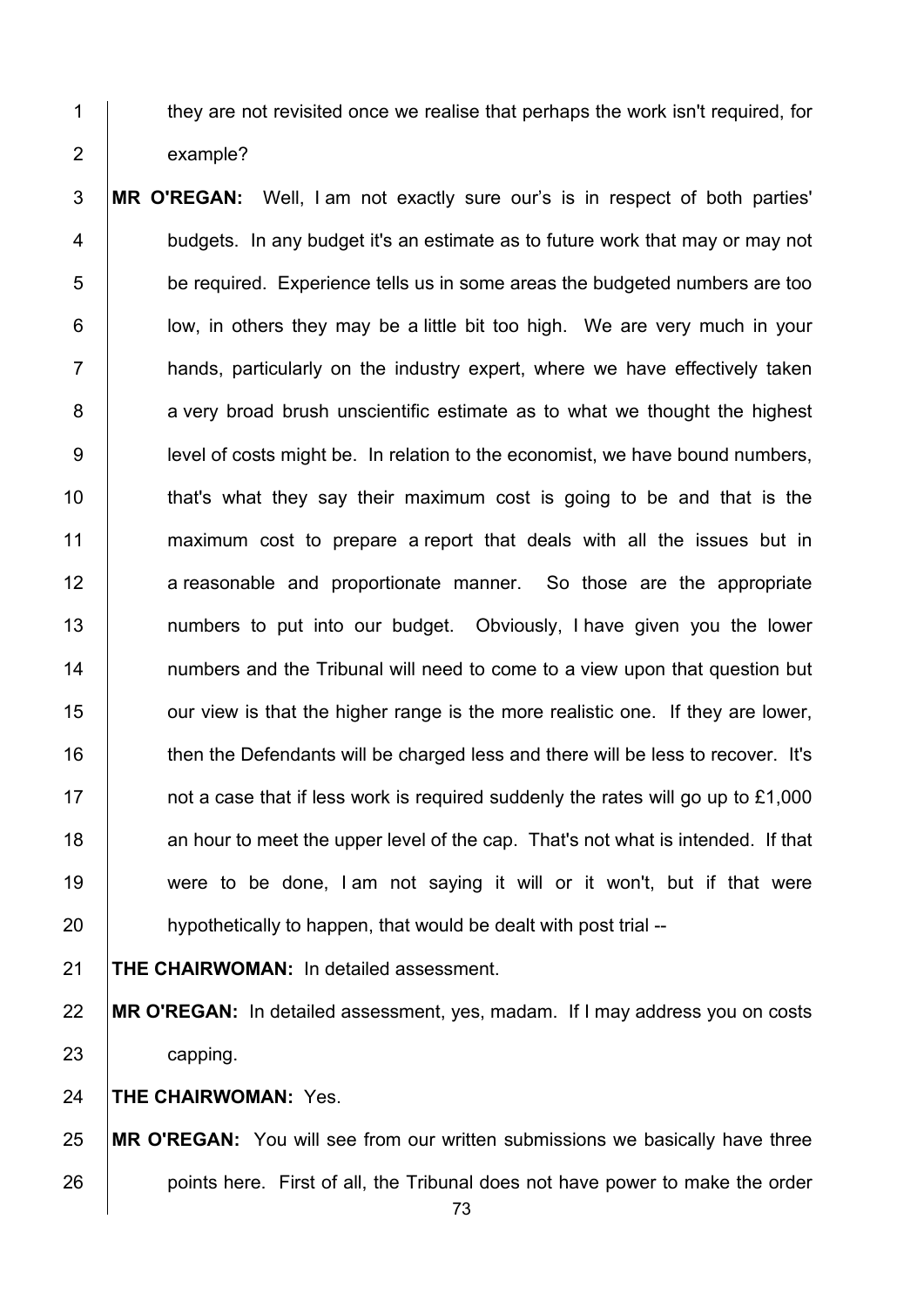they are not revisited once we realise that perhaps the work isn't required, for example?

**MR O'REGAN:** Well, I am not exactly sure our's is in respect of both parties' budgets. In any budget it's an estimate as to future work that may or may not be required. Experience tells us in some areas the budgeted numbers are too low, in others they may be a little bit too high. We are very much in your hands, particularly on the industry expert, where we have effectively taken a very broad brush unscientific estimate as to what we thought the highest level of costs might be. In relation to the economist, we have bound numbers, that's what they say their maximum cost is going to be and that is the maximum cost to prepare a report that deals with all the issues but in a reasonable and proportionate manner. So those are the appropriate numbers to put into our budget. Obviously, I have given you the lower numbers and the Tribunal will need to come to a view upon that question but our view is that the higher range is the more realistic one. If they are lower, then the Defendants will be charged less and there will be less to recover. It's not a case that if less work is required suddenly the rates will go up to £1,000 an hour to meet the upper level of the cap. That's not what is intended. If that were to be done, I am not saying it will or it won't, but if that were hypothetically to happen, that would be dealt with post trial --

**THE CHAIRWOMAN:** In detailed assessment.

**MR O'REGAN:** In detailed assessment, yes, madam. If I may address you on costs capping.

**THE CHAIRWOMAN:** Yes.

**MR O'REGAN:** You will see from our written submissions we basically have three points here. First of all, the Tribunal does not have power to make the order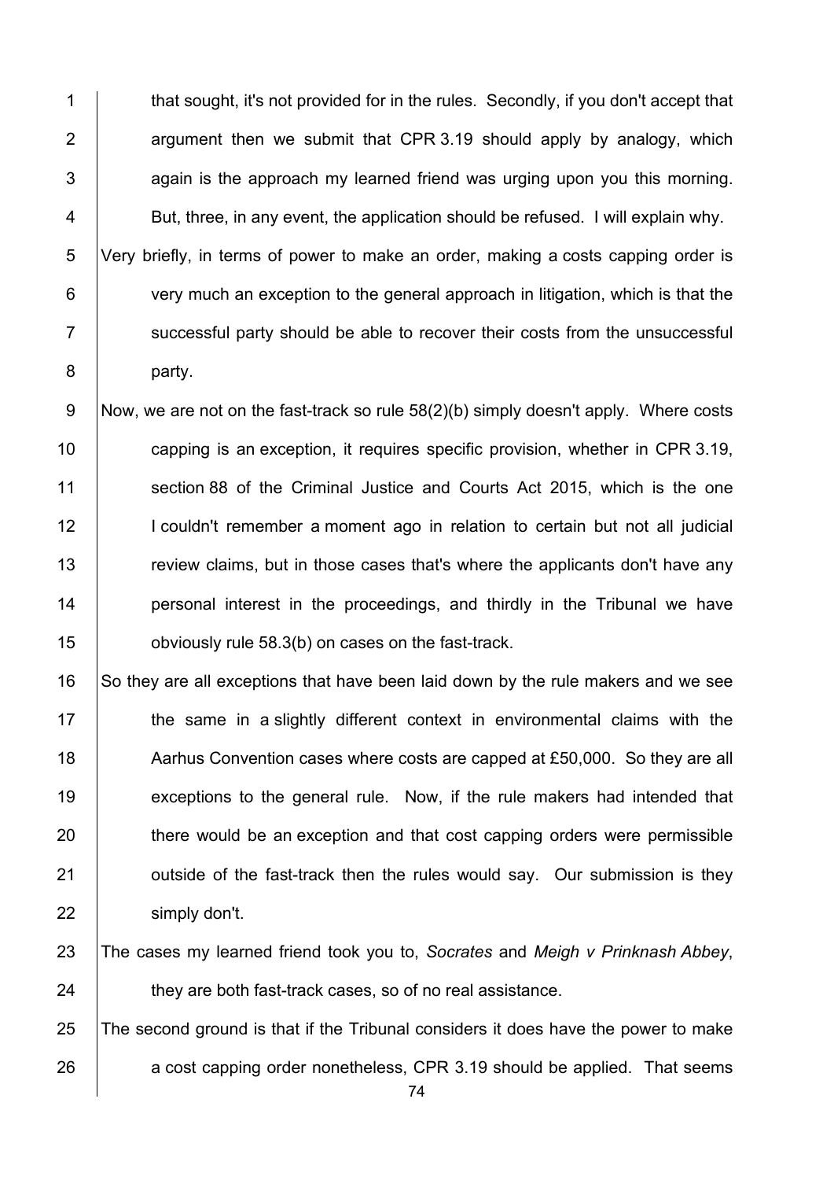that sought, it's not provided for in the rules. Secondly, if you don't accept that argument then we submit that CPR 3.19 should apply by analogy, which again is the approach my learned friend was urging upon you this morning. But, three, in any event, the application should be refused. I will explain why.

Very briefly, in terms of power to make an order, making a costs capping order is very much an exception to the general approach in litigation, which is that the successful party should be able to recover their costs from the unsuccessful party.

Now, we are not on the fast-track so rule 58(2)(b) simply doesn't apply. Where costs capping is an exception, it requires specific provision, whether in CPR 3.19, section 88 of the Criminal Justice and Courts Act 2015, which is the one I couldn't remember a moment ago in relation to certain but not all judicial review claims, but in those cases that's where the applicants don't have any personal interest in the proceedings, and thirdly in the Tribunal we have obviously rule 58.3(b) on cases on the fast-track.

So they are all exceptions that have been laid down by the rule makers and we see the same in a slightly different context in environmental claims with the Aarhus Convention cases where costs are capped at £50,000. So they are all exceptions to the general rule. Now, if the rule makers had intended that there would be an exception and that cost capping orders were permissible outside of the fast-track then the rules would say. Our submission is they simply don't.

The cases my learned friend took you to, *Socrates* and *Meigh v Prinknash Abbey*, they are both fast-track cases, so of no real assistance.

The second ground is that if the Tribunal considers it does have the power to make a cost capping order nonetheless, CPR 3.19 should be applied. That seems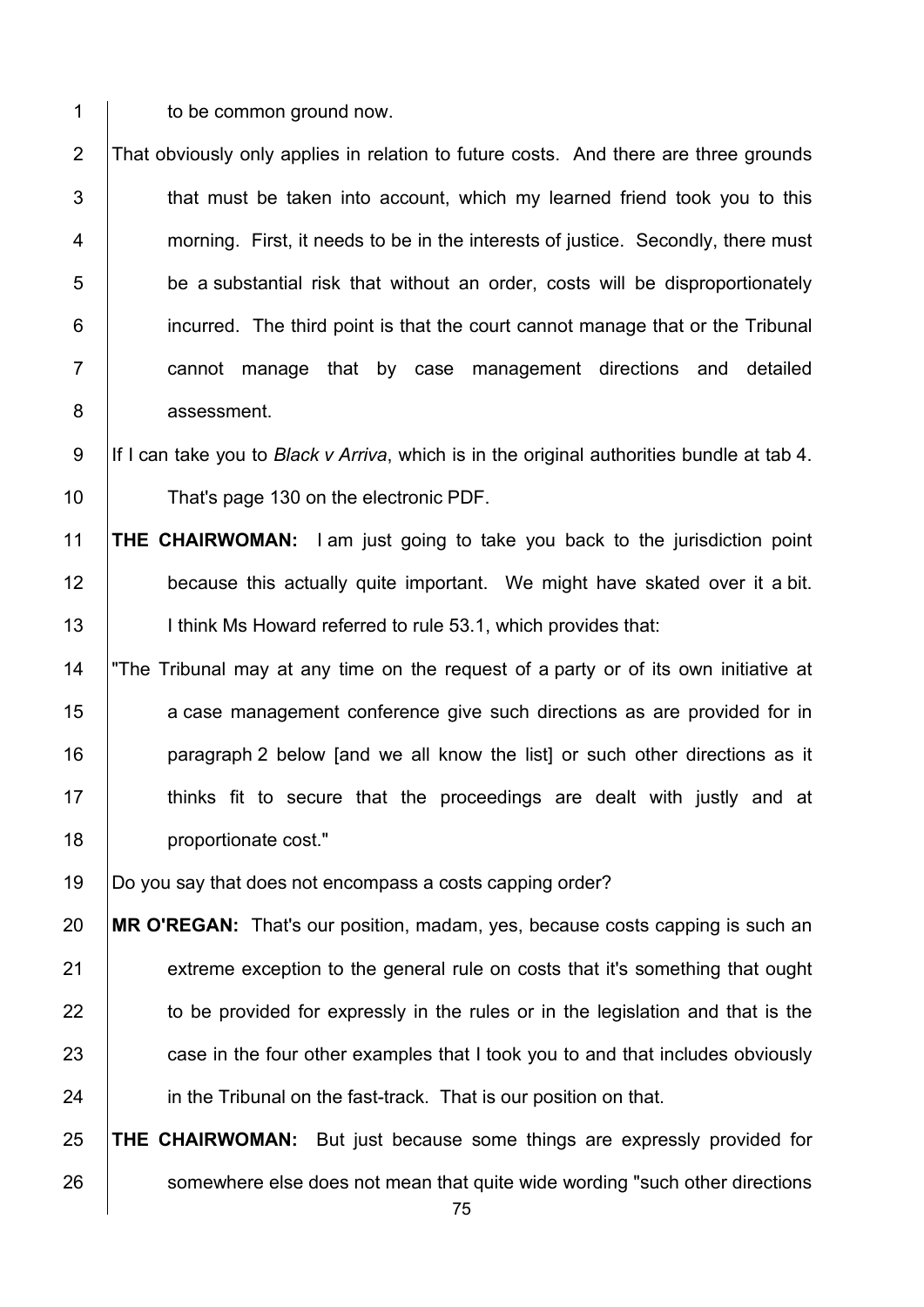to be common ground now.

That obviously only applies in relation to future costs. And there are three grounds that must be taken into account, which my learned friend took you to this morning. First, it needs to be in the interests of justice. Secondly, there must be a substantial risk that without an order, costs will be disproportionately incurred. The third point is that the court cannot manage that or the Tribunal cannot manage that by case management directions and detailed assessment.

If I can take you to *Black v Arriva*, which is in the original authorities bundle at tab 4. That's page 130 on the electronic PDF.

**THE CHAIRWOMAN:** I am just going to take you back to the jurisdiction point because this actually quite important. We might have skated over it a bit. I think Ms Howard referred to rule 53.1, which provides that:

"The Tribunal may at any time on the request of a party or of its own initiative at a case management conference give such directions as are provided for in paragraph 2 below [and we all know the list] or such other directions as it thinks fit to secure that the proceedings are dealt with justly and at proportionate cost."

Do you say that does not encompass a costs capping order?

**MR O'REGAN:** That's our position, madam, yes, because costs capping is such an extreme exception to the general rule on costs that it's something that ought to be provided for expressly in the rules or in the legislation and that is the case in the four other examples that I took you to and that includes obviously in the Tribunal on the fast-track. That is our position on that.

**THE CHAIRWOMAN:** But just because some things are expressly provided for somewhere else does not mean that quite wide wording "such other directions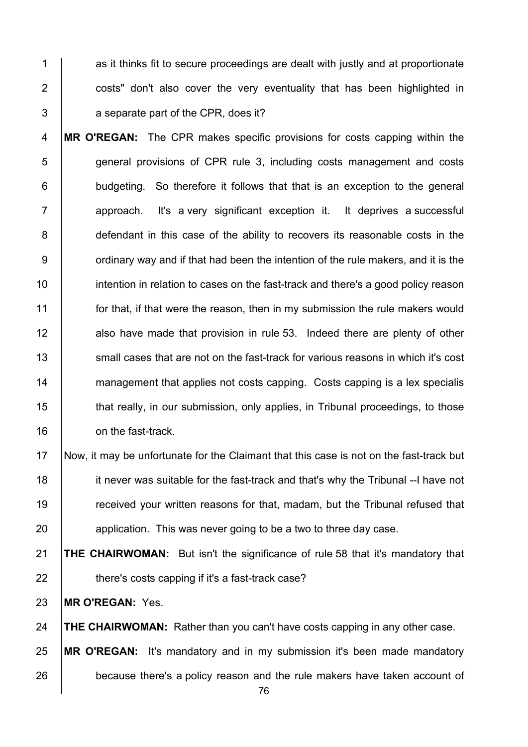as it thinks fit to secure proceedings are dealt with justly and at proportionate costs" don't also cover the very eventuality that has been highlighted in a separate part of the CPR, does it?

**MR O'REGAN:** The CPR makes specific provisions for costs capping within the general provisions of CPR rule 3, including costs management and costs budgeting. So therefore it follows that that is an exception to the general approach. It's a very significant exception it. It deprives a successful defendant in this case of the ability to recovers its reasonable costs in the ordinary way and if that had been the intention of the rule makers, and it is the intention in relation to cases on the fast-track and there's a good policy reason for that, if that were the reason, then in my submission the rule makers would also have made that provision in rule 53. Indeed there are plenty of other small cases that are not on the fast-track for various reasons in which it's cost management that applies not costs capping. Costs capping is a lex specialis that really, in our submission, only applies, in Tribunal proceedings, to those on the fast-track.

Now, it may be unfortunate for the Claimant that this case is not on the fast-track but it never was suitable for the fast-track and that's why the Tribunal --I have not received your written reasons for that, madam, but the Tribunal refused that application. This was never going to be a two to three day case.

**THE CHAIRWOMAN:** But isn't the significance of rule 58 that it's mandatory that there's costs capping if it's a fast-track case?

**MR O'REGAN:** Yes.

**THE CHAIRWOMAN:** Rather than you can't have costs capping in any other case.

**MR O'REGAN:** It's mandatory and in my submission it's been made mandatory because there's a policy reason and the rule makers have taken account of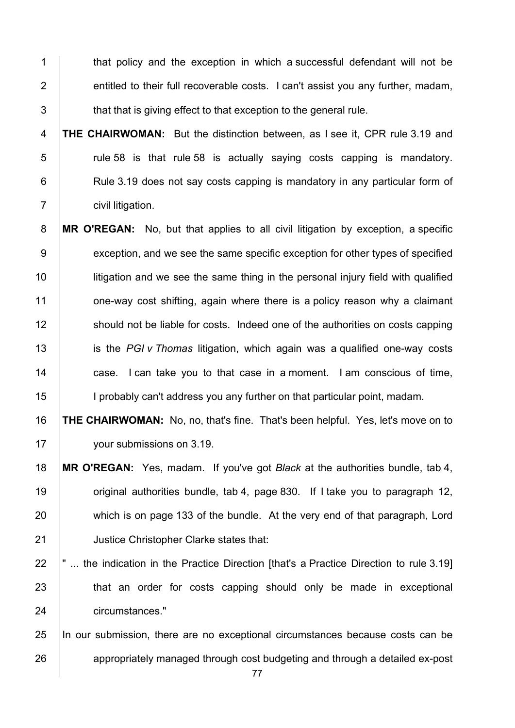that policy and the exception in which a successful defendant will not be entitled to their full recoverable costs. I can't assist you any further, madam, that that is giving effect to that exception to the general rule.

**THE CHAIRWOMAN:** But the distinction between, as I see it, CPR rule 3.19 and rule 58 is that rule 58 is actually saying costs capping is mandatory. Rule 3.19 does not say costs capping is mandatory in any particular form of civil litigation.

**MR O'REGAN:** No, but that applies to all civil litigation by exception, a specific exception, and we see the same specific exception for other types of specified litigation and we see the same thing in the personal injury field with qualified one-way cost shifting, again where there is a policy reason why a claimant should not be liable for costs. Indeed one of the authorities on costs capping is the *PGI v Thomas* litigation, which again was a qualified one-way costs case. I can take you to that case in a moment. I am conscious of time, I probably can't address you any further on that particular point, madam.

**THE CHAIRWOMAN:** No, no, that's fine. That's been helpful. Yes, let's move on to your submissions on 3.19.

**MR O'REGAN:** Yes, madam. If you've got *Black* at the authorities bundle, tab 4, original authorities bundle, tab 4, page 830. If I take you to paragraph 12, which is on page 133 of the bundle. At the very end of that paragraph, Lord Justice Christopher Clarke states that:

" ... the indication in the Practice Direction [that's a Practice Direction to rule 3.19] that an order for costs capping should only be made in exceptional circumstances."

In our submission, there are no exceptional circumstances because costs can be appropriately managed through cost budgeting and through a detailed ex-post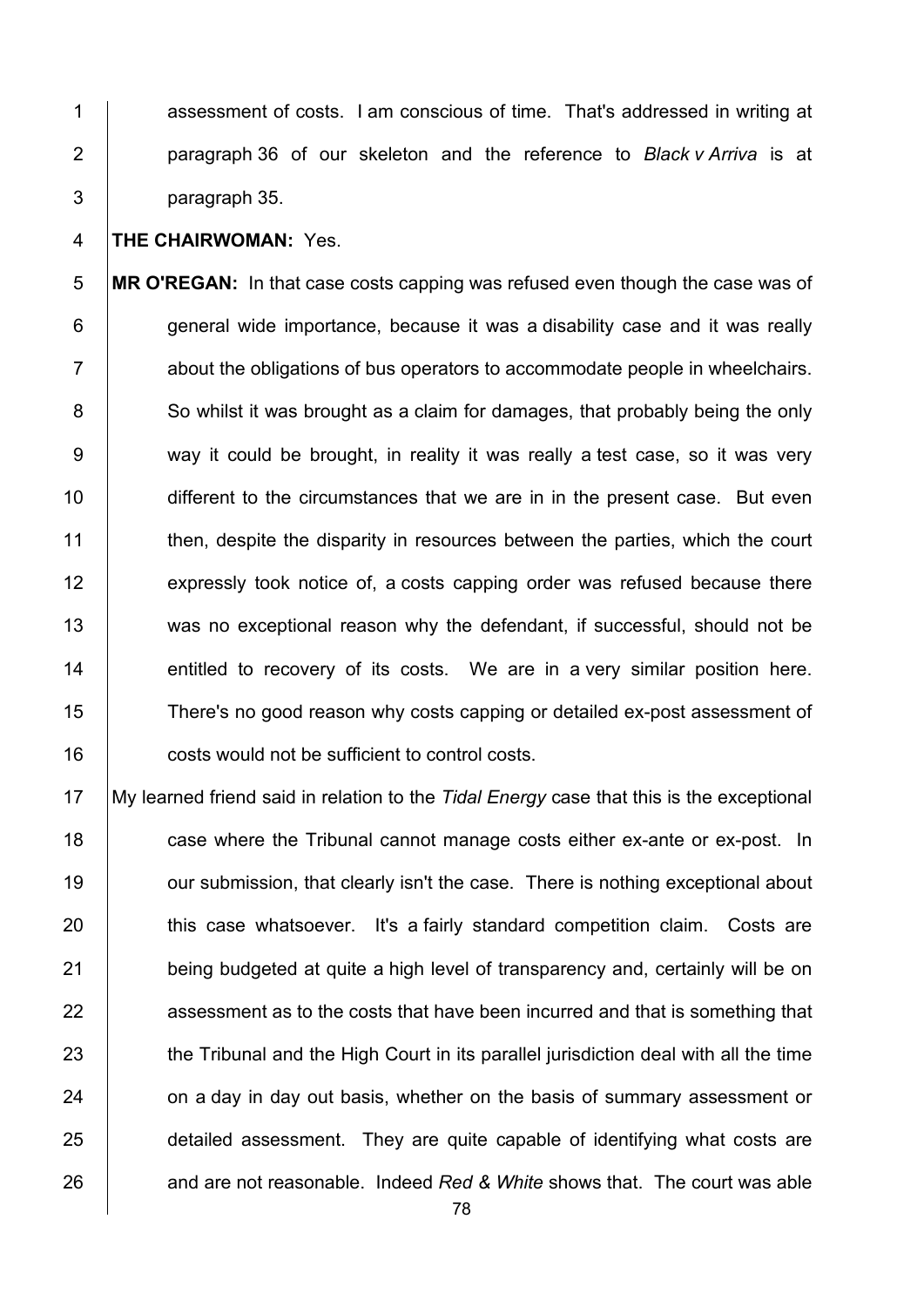assessment of costs. I am conscious of time. That's addressed in writing at paragraph 36 of our skeleton and the reference to *Black v Arriva* is at paragraph 35.

**THE CHAIRWOMAN:** Yes.

**MR O'REGAN:** In that case costs capping was refused even though the case was of general wide importance, because it was a disability case and it was really about the obligations of bus operators to accommodate people in wheelchairs. So whilst it was brought as a claim for damages, that probably being the only way it could be brought, in reality it was really a test case, so it was very different to the circumstances that we are in in the present case. But even then, despite the disparity in resources between the parties, which the court expressly took notice of, a costs capping order was refused because there was no exceptional reason why the defendant, if successful, should not be entitled to recovery of its costs. We are in a very similar position here. There's no good reason why costs capping or detailed ex-post assessment of costs would not be sufficient to control costs.

My learned friend said in relation to the *Tidal Energy* case that this is the exceptional case where the Tribunal cannot manage costs either ex-ante or ex-post. In our submission, that clearly isn't the case. There is nothing exceptional about this case whatsoever. It's a fairly standard competition claim. Costs are being budgeted at quite a high level of transparency and, certainly will be on assessment as to the costs that have been incurred and that is something that the Tribunal and the High Court in its parallel jurisdiction deal with all the time on a day in day out basis, whether on the basis of summary assessment or detailed assessment. They are quite capable of identifying what costs are and are not reasonable. Indeed *Red & White* shows that. The court was able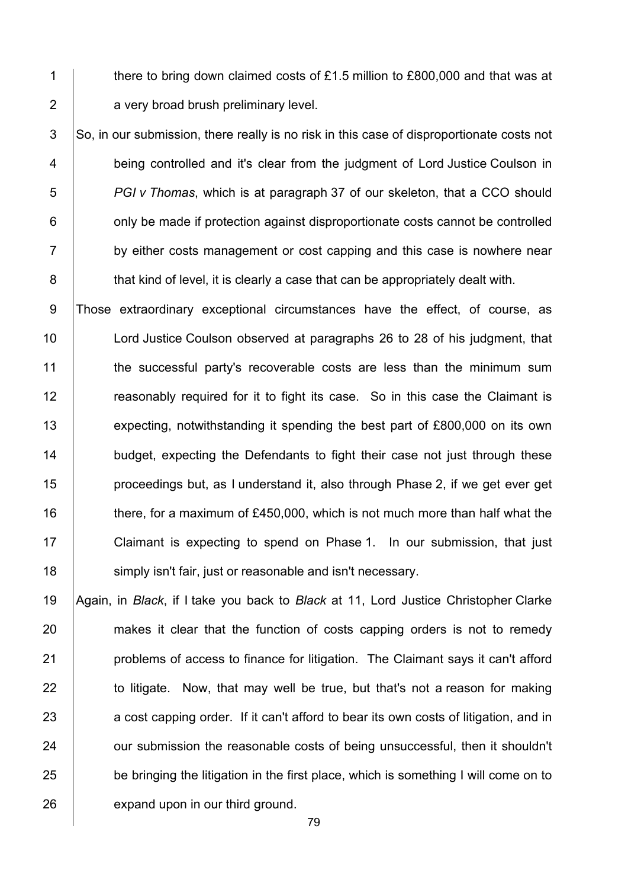there to bring down claimed costs of £1.5 million to £800,000 and that was at a very broad brush preliminary level.

So, in our submission, there really is no risk in this case of disproportionate costs not being controlled and it's clear from the judgment of Lord Justice Coulson in *PGI v Thomas*, which is at paragraph 37 of our skeleton, that a CCO should only be made if protection against disproportionate costs cannot be controlled by either costs management or cost capping and this case is nowhere near that kind of level, it is clearly a case that can be appropriately dealt with.

Those extraordinary exceptional circumstances have the effect, of course, as Lord Justice Coulson observed at paragraphs 26 to 28 of his judgment, that the successful party's recoverable costs are less than the minimum sum reasonably required for it to fight its case. So in this case the Claimant is expecting, notwithstanding it spending the best part of £800,000 on its own budget, expecting the Defendants to fight their case not just through these proceedings but, as I understand it, also through Phase 2, if we get ever get there, for a maximum of £450,000, which is not much more than half what the Claimant is expecting to spend on Phase 1. In our submission, that just simply isn't fair, just or reasonable and isn't necessary.

Again, in *Black*, if I take you back to *Black* at 11, Lord Justice Christopher Clarke makes it clear that the function of costs capping orders is not to remedy problems of access to finance for litigation. The Claimant says it can't afford to litigate. Now, that may well be true, but that's not a reason for making a cost capping order. If it can't afford to bear its own costs of litigation, and in our submission the reasonable costs of being unsuccessful, then it shouldn't be bringing the litigation in the first place, which is something I will come on to expand upon in our third ground.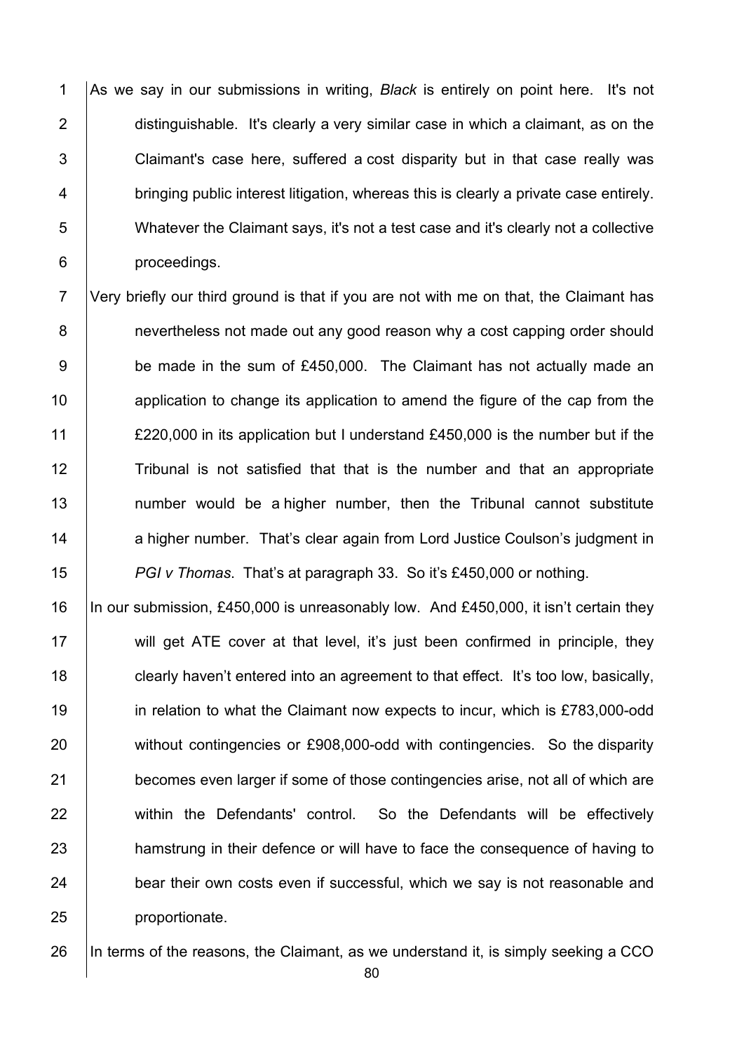As we say in our submissions in writing, *Black* is entirely on point here. It's not distinguishable. It's clearly a very similar case in which a claimant, as on the Claimant's case here, suffered a cost disparity but in that case really was bringing public interest litigation, whereas this is clearly a private case entirely. Whatever the Claimant says, it's not a test case and it's clearly not a collective proceedings.

Very briefly our third ground is that if you are not with me on that, the Claimant has nevertheless not made out any good reason why a cost capping order should be made in the sum of £450,000. The Claimant has not actually made an application to change its application to amend the figure of the cap from the £220,000 in its application but I understand £450,000 is the number but if the Tribunal is not satisfied that that is the number and that an appropriate number would be a higher number, then the Tribunal cannot substitute a higher number. That's clear again from Lord Justice Coulson's judgment in *PGI v Thomas*. That's at paragraph 33. So it's £450,000 or nothing.

In our submission, £450,000 is unreasonably low. And £450,000, it isn't certain they will get ATE cover at that level, it's just been confirmed in principle, they clearly haven't entered into an agreement to that effect. It's too low, basically, in relation to what the Claimant now expects to incur, which is £783,000-odd without contingencies or £908,000-odd with contingencies. So the disparity becomes even larger if some of those contingencies arise, not all of which are within the Defendants' control. So the Defendants will be effectively hamstrung in their defence or will have to face the consequence of having to bear their own costs even if successful, which we say is not reasonable and proportionate.

In terms of the reasons, the Claimant, as we understand it, is simply seeking a CCO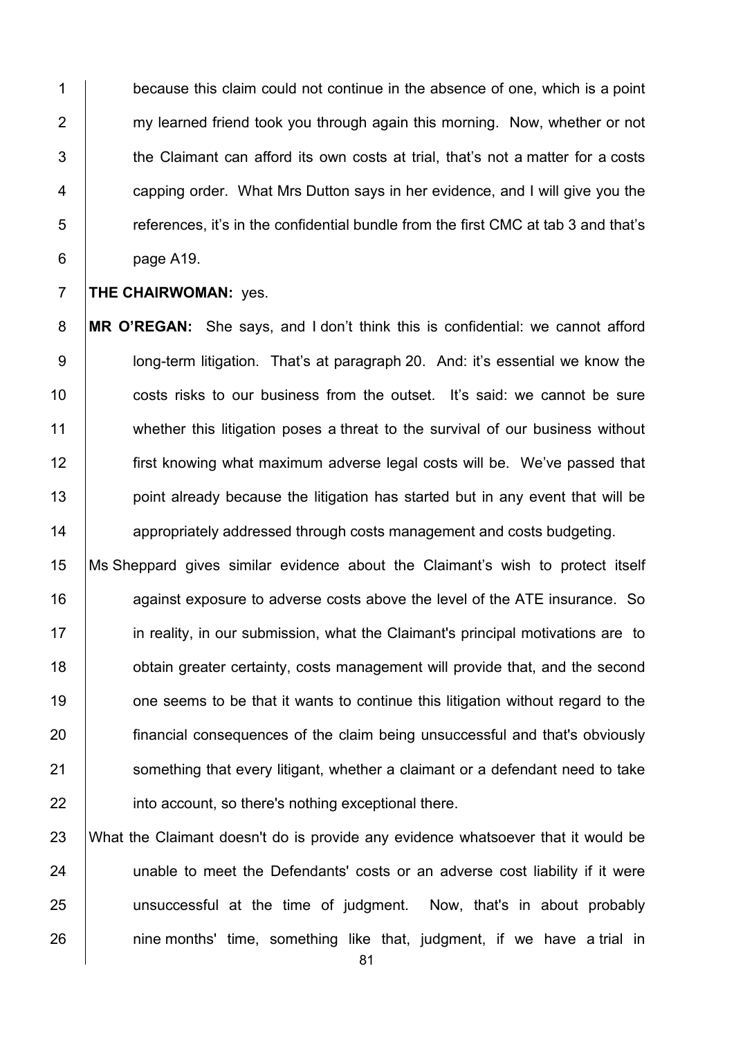because this claim could not continue in the absence of one, which is a point my learned friend took you through again this morning. Now, whether or not the Claimant can afford its own costs at trial, that's not a matter for a costs capping order. What Mrs Dutton says in her evidence, and I will give you the references, it's in the confidential bundle from the first CMC at tab 3 and that's page A19.

**THE CHAIRWOMAN:** yes.

**MR O'REGAN:** She says, and I don't think this is confidential: we cannot afford long-term litigation. That's at paragraph 20. And: it's essential we know the costs risks to our business from the outset. It's said: we cannot be sure whether this litigation poses a threat to the survival of our business without first knowing what maximum adverse legal costs will be. We've passed that point already because the litigation has started but in any event that will be appropriately addressed through costs management and costs budgeting.

Ms Sheppard gives similar evidence about the Claimant's wish to protect itself against exposure to adverse costs above the level of the ATE insurance. So in reality, in our submission, what the Claimant's principal motivations are to obtain greater certainty, costs management will provide that, and the second one seems to be that it wants to continue this litigation without regard to the financial consequences of the claim being unsuccessful and that's obviously something that every litigant, whether a claimant or a defendant need to take into account, so there's nothing exceptional there.

What the Claimant doesn't do is provide any evidence whatsoever that it would be unable to meet the Defendants' costs or an adverse cost liability if it were unsuccessful at the time of judgment. Now, that's in about probably nine months' time, something like that, judgment, if we have a trial in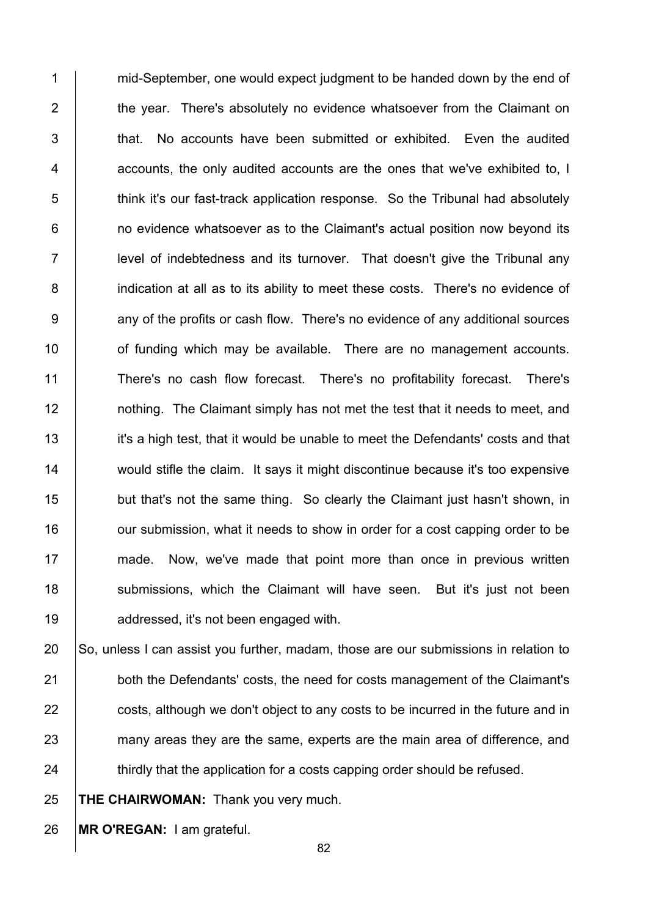mid-September, one would expect judgment to be handed down by the end of the year. There's absolutely no evidence whatsoever from the Claimant on that. No accounts have been submitted or exhibited. Even the audited accounts, the only audited accounts are the ones that we've exhibited to, I think it's our fast-track application response. So the Tribunal had absolutely no evidence whatsoever as to the Claimant's actual position now beyond its level of indebtedness and its turnover. That doesn't give the Tribunal any indication at all as to its ability to meet these costs. There's no evidence of any of the profits or cash flow. There's no evidence of any additional sources of funding which may be available. There are no management accounts. There's no cash flow forecast. There's no profitability forecast. There's nothing. The Claimant simply has not met the test that it needs to meet, and it's a high test, that it would be unable to meet the Defendants' costs and that would stifle the claim. It says it might discontinue because it's too expensive but that's not the same thing. So clearly the Claimant just hasn't shown, in our submission, what it needs to show in order for a cost capping order to be made. Now, we've made that point more than once in previous written submissions, which the Claimant will have seen. But it's just not been addressed, it's not been engaged with.

So, unless I can assist you further, madam, those are our submissions in relation to both the Defendants' costs, the need for costs management of the Claimant's costs, although we don't object to any costs to be incurred in the future and in many areas they are the same, experts are the main area of difference, and thirdly that the application for a costs capping order should be refused.

**THE CHAIRWOMAN:** Thank you very much.

**MR O'REGAN:** I am grateful.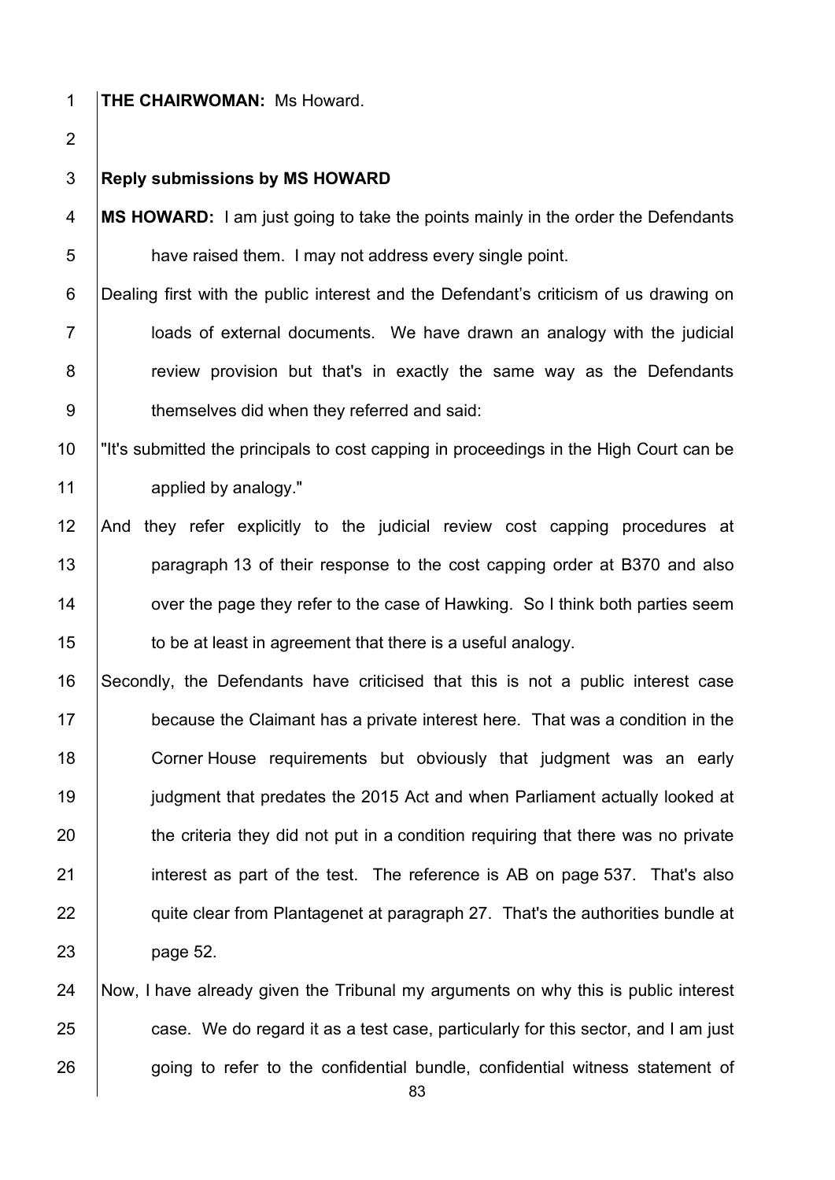**THE CHAIRWOMAN:** Ms Howard.

**Reply submissions by MS HOWARD**

**MS HOWARD:** I am just going to take the points mainly in the order the Defendants have raised them. I may not address every single point.

Dealing first with the public interest and the Defendant's criticism of us drawing on loads of external documents. We have drawn an analogy with the judicial review provision but that's in exactly the same way as the Defendants themselves did when they referred and said:

"It's submitted the principals to cost capping in proceedings in the High Court can be applied by analogy."

And they refer explicitly to the judicial review cost capping procedures at paragraph 13 of their response to the cost capping order at B370 and also over the page they refer to the case of Hawking. So I think both parties seem to be at least in agreement that there is a useful analogy.

Secondly, the Defendants have criticised that this is not a public interest case because the Claimant has a private interest here. That was a condition in the Corner House requirements but obviously that judgment was an early judgment that predates the 2015 Act and when Parliament actually looked at the criteria they did not put in a condition requiring that there was no private interest as part of the test. The reference is AB on page 537. That's also quite clear from Plantagenet at paragraph 27. That's the authorities bundle at page 52.

Now, I have already given the Tribunal my arguments on why this is public interest case. We do regard it as a test case, particularly for this sector, and I am just going to refer to the confidential bundle, confidential witness statement of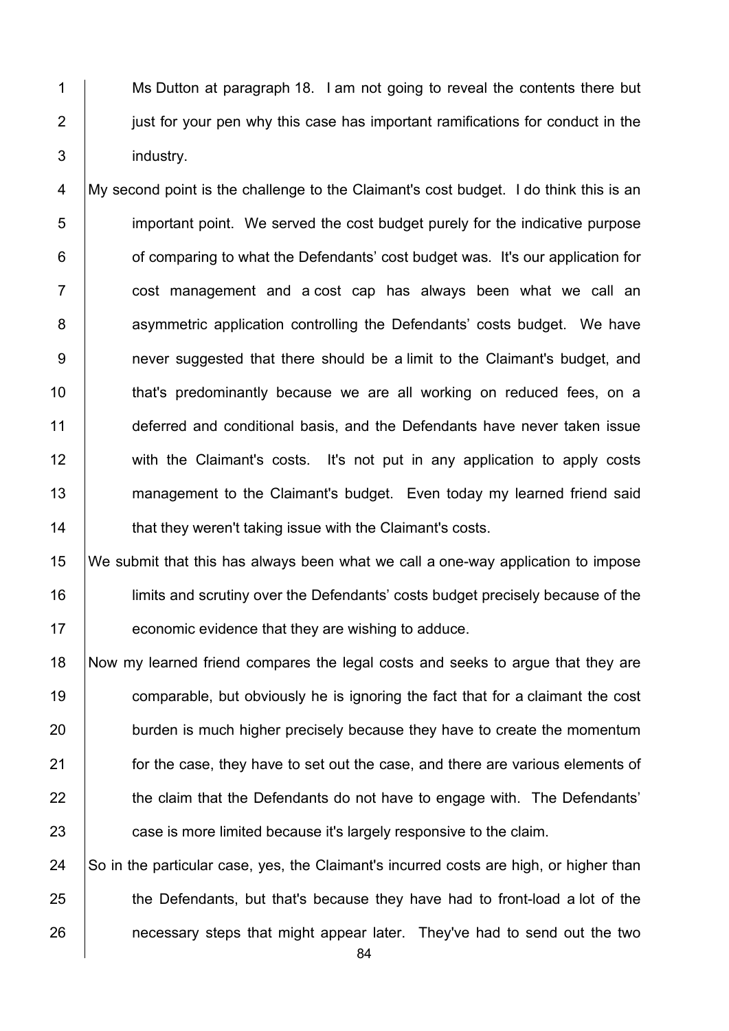Ms Dutton at paragraph 18. I am not going to reveal the contents there but just for your pen why this case has important ramifications for conduct in the industry.

My second point is the challenge to the Claimant's cost budget. I do think this is an important point. We served the cost budget purely for the indicative purpose of comparing to what the Defendants' cost budget was. It's our application for cost management and a cost cap has always been what we call an asymmetric application controlling the Defendants' costs budget. We have never suggested that there should be a limit to the Claimant's budget, and that's predominantly because we are all working on reduced fees, on a deferred and conditional basis, and the Defendants have never taken issue with the Claimant's costs. It's not put in any application to apply costs management to the Claimant's budget. Even today my learned friend said that they weren't taking issue with the Claimant's costs.

We submit that this has always been what we call a one-way application to impose limits and scrutiny over the Defendants' costs budget precisely because of the economic evidence that they are wishing to adduce.

Now my learned friend compares the legal costs and seeks to argue that they are comparable, but obviously he is ignoring the fact that for a claimant the cost burden is much higher precisely because they have to create the momentum for the case, they have to set out the case, and there are various elements of the claim that the Defendants do not have to engage with. The Defendants' case is more limited because it's largely responsive to the claim.

So in the particular case, yes, the Claimant's incurred costs are high, or higher than the Defendants, but that's because they have had to front-load a lot of the necessary steps that might appear later. They've had to send out the two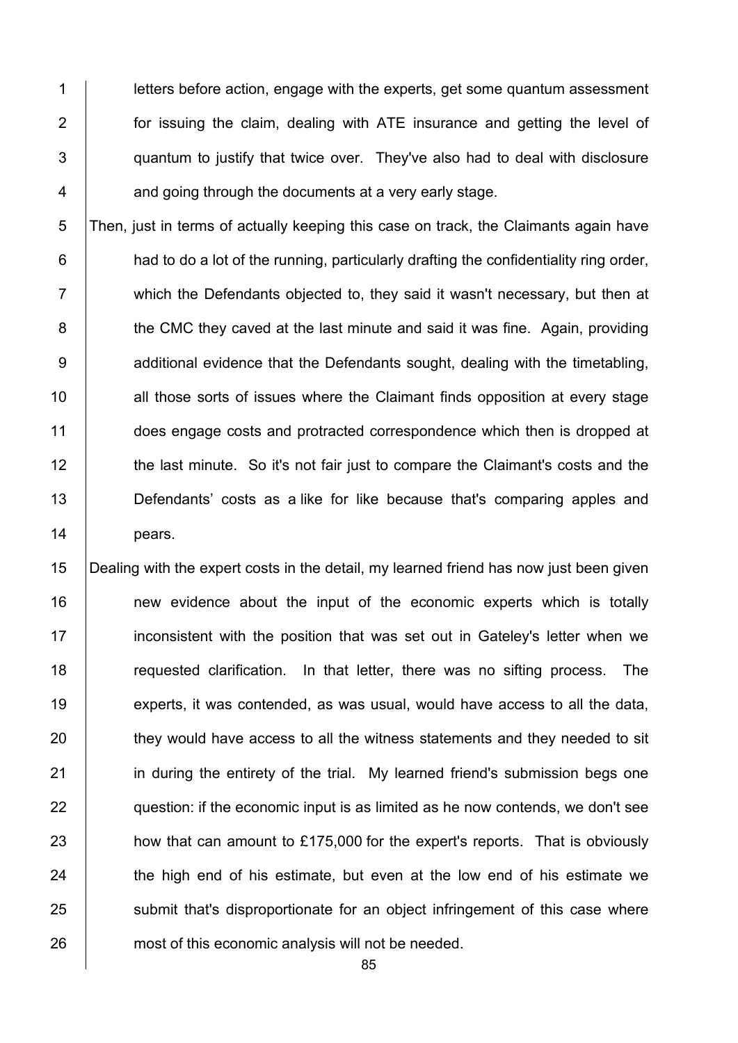letters before action, engage with the experts, get some quantum assessment for issuing the claim, dealing with ATE insurance and getting the level of quantum to justify that twice over. They've also had to deal with disclosure and going through the documents at a very early stage.

Then, just in terms of actually keeping this case on track, the Claimants again have had to do a lot of the running, particularly drafting the confidentiality ring order, which the Defendants objected to, they said it wasn't necessary, but then at the CMC they caved at the last minute and said it was fine. Again, providing additional evidence that the Defendants sought, dealing with the timetabling, all those sorts of issues where the Claimant finds opposition at every stage does engage costs and protracted correspondence which then is dropped at the last minute. So it's not fair just to compare the Claimant's costs and the Defendants' costs as a like for like because that's comparing apples and pears.

Dealing with the expert costs in the detail, my learned friend has now just been given new evidence about the input of the economic experts which is totally inconsistent with the position that was set out in Gateley's letter when we requested clarification. In that letter, there was no sifting process. The experts, it was contended, as was usual, would have access to all the data, they would have access to all the witness statements and they needed to sit in during the entirety of the trial. My learned friend's submission begs one question: if the economic input is as limited as he now contends, we don't see how that can amount to £175,000 for the expert's reports. That is obviously the high end of his estimate, but even at the low end of his estimate we submit that's disproportionate for an object infringement of this case where most of this economic analysis will not be needed.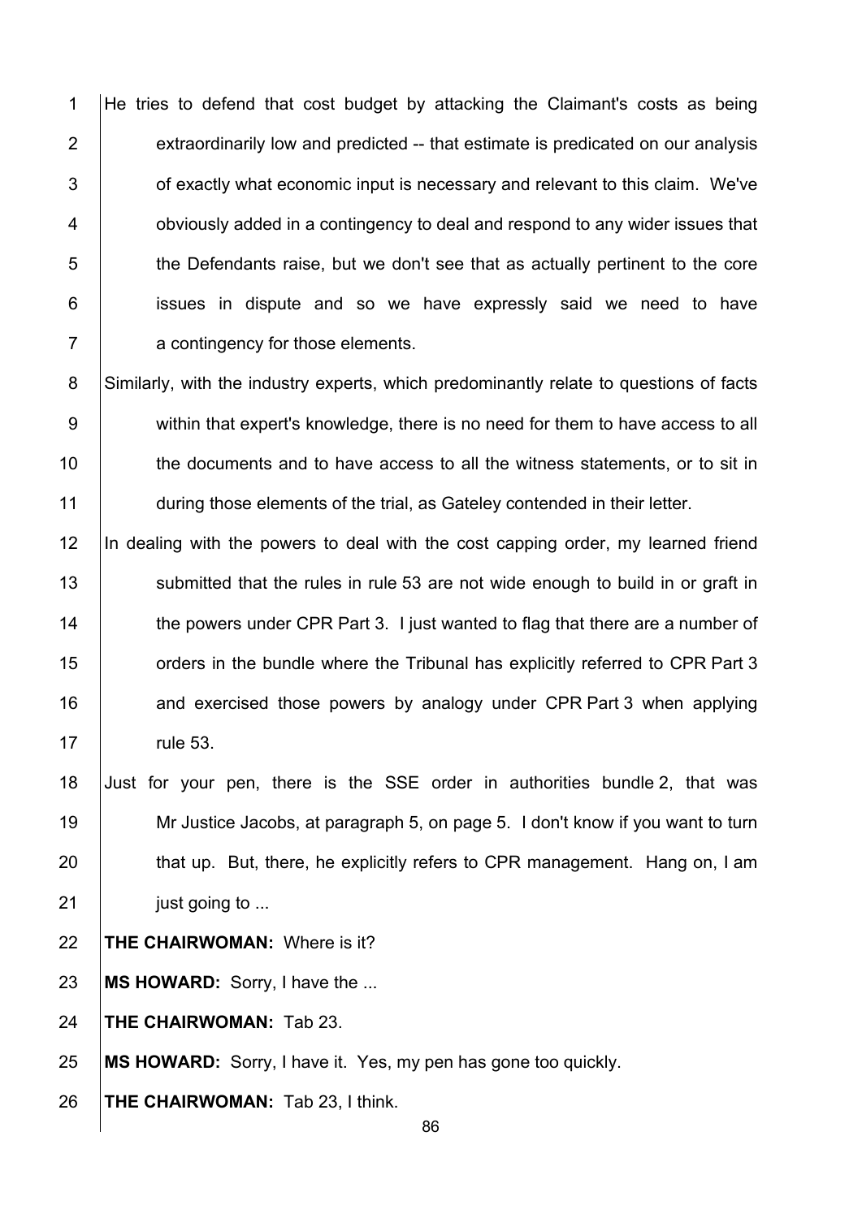He tries to defend that cost budget by attacking the Claimant's costs as being extraordinarily low and predicted -- that estimate is predicated on our analysis of exactly what economic input is necessary and relevant to this claim. We've obviously added in a contingency to deal and respond to any wider issues that the Defendants raise, but we don't see that as actually pertinent to the core issues in dispute and so we have expressly said we need to have a contingency for those elements.

Similarly, with the industry experts, which predominantly relate to questions of facts within that expert's knowledge, there is no need for them to have access to all the documents and to have access to all the witness statements, or to sit in during those elements of the trial, as Gateley contended in their letter.

In dealing with the powers to deal with the cost capping order, my learned friend submitted that the rules in rule 53 are not wide enough to build in or graft in the powers under CPR Part 3. I just wanted to flag that there are a number of orders in the bundle where the Tribunal has explicitly referred to CPR Part 3 and exercised those powers by analogy under CPR Part 3 when applying rule 53.

Just for your pen, there is the SSE order in authorities bundle 2, that was Mr Justice Jacobs, at paragraph 5, on page 5. I don't know if you want to turn that up. But, there, he explicitly refers to CPR management. Hang on, I am just going to ...

**THE CHAIRWOMAN:** Where is it?

**MS HOWARD:** Sorry, I have the ...

**THE CHAIRWOMAN:** Tab 23.

**MS HOWARD:** Sorry, I have it. Yes, my pen has gone too quickly.

**THE CHAIRWOMAN:** Tab 23, I think.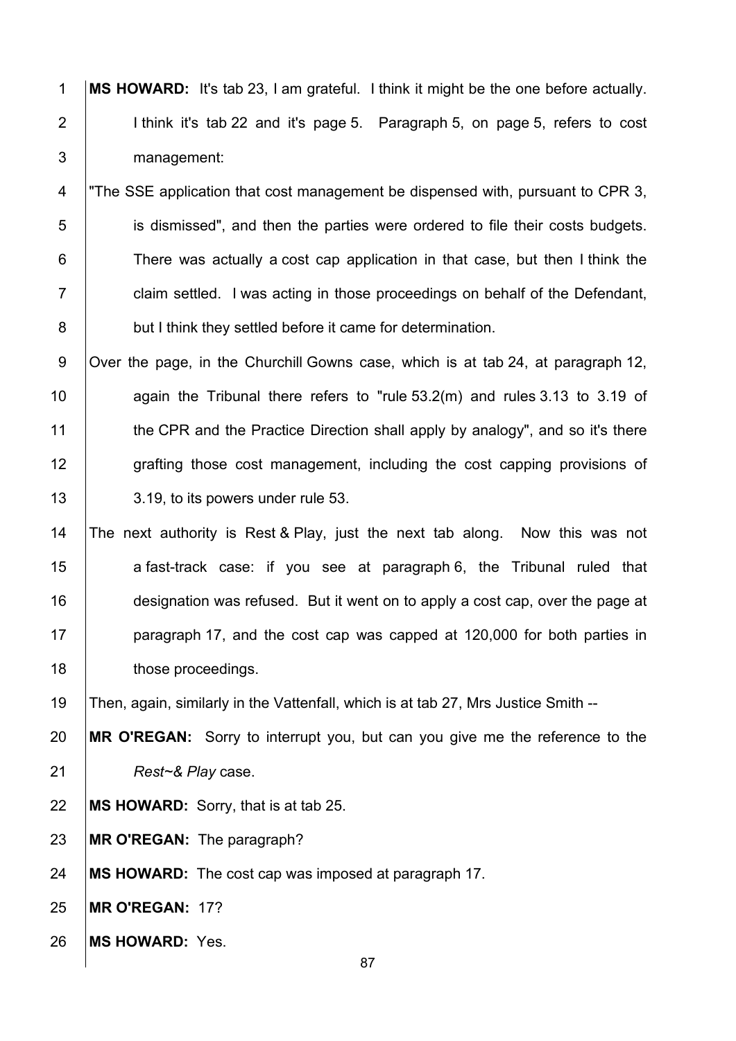**MS HOWARD:** It's tab 23, I am grateful. I think it might be the one before actually. I think it's tab 22 and it's page 5. Paragraph 5, on page 5, refers to cost management:

"The SSE application that cost management be dispensed with, pursuant to CPR 3, is dismissed", and then the parties were ordered to file their costs budgets. There was actually a cost cap application in that case, but then I think the claim settled. I was acting in those proceedings on behalf of the Defendant, but I think they settled before it came for determination.

Over the page, in the Churchill Gowns case, which is at tab 24, at paragraph 12, again the Tribunal there refers to "rule 53.2(m) and rules 3.13 to 3.19 of the CPR and the Practice Direction shall apply by analogy", and so it's there grafting those cost management, including the cost capping provisions of 3.19, to its powers under rule 53.

The next authority is Rest & Play, just the next tab along. Now this was not a fast-track case: if you see at paragraph 6, the Tribunal ruled that designation was refused. But it went on to apply a cost cap, over the page at paragraph 17, and the cost cap was capped at 120,000 for both parties in those proceedings.

Then, again, similarly in the Vattenfall, which is at tab 27, Mrs Justice Smith --

**MR O'REGAN:** Sorry to interrupt you, but can you give me the reference to the *Rest~& Play* case.

**MS HOWARD:** Sorry, that is at tab 25.

**MR O'REGAN:** The paragraph?

**MS HOWARD:** The cost cap was imposed at paragraph 17.

**MR O'REGAN:** 17?

**MS HOWARD:** Yes.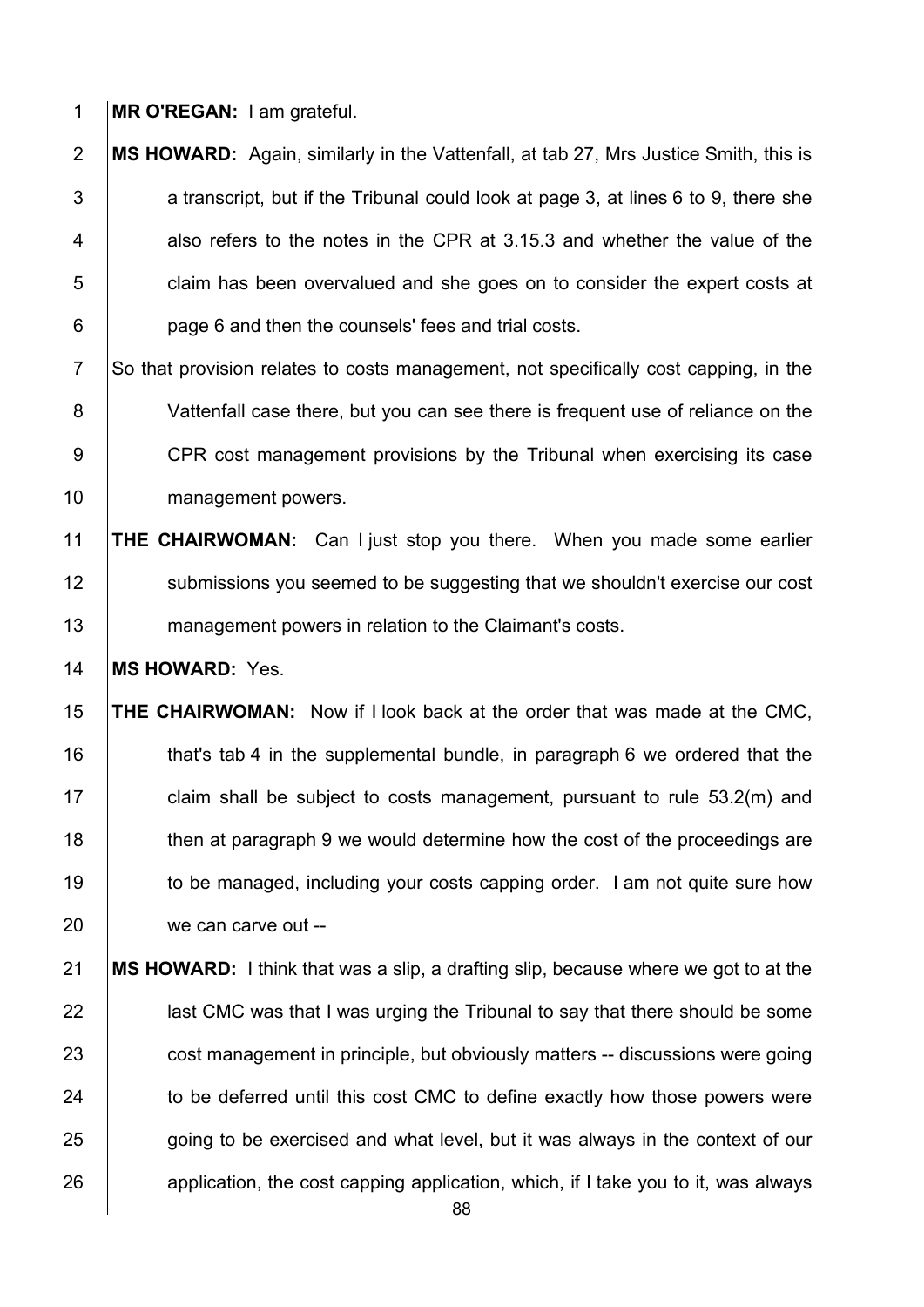**MR O'REGAN:** I am grateful.

**MS HOWARD:** Again, similarly in the Vattenfall, at tab 27, Mrs Justice Smith, this is a transcript, but if the Tribunal could look at page 3, at lines 6 to 9, there she also refers to the notes in the CPR at 3.15.3 and whether the value of the claim has been overvalued and she goes on to consider the expert costs at page 6 and then the counsels' fees and trial costs.

So that provision relates to costs management, not specifically cost capping, in the Vattenfall case there, but you can see there is frequent use of reliance on the CPR cost management provisions by the Tribunal when exercising its case management powers.

**THE CHAIRWOMAN:** Can I just stop you there. When you made some earlier submissions you seemed to be suggesting that we shouldn't exercise our cost management powers in relation to the Claimant's costs.

**MS HOWARD:** Yes.

**THE CHAIRWOMAN:** Now if I look back at the order that was made at the CMC, that's tab 4 in the supplemental bundle, in paragraph 6 we ordered that the claim shall be subject to costs management, pursuant to rule 53.2(m) and then at paragraph 9 we would determine how the cost of the proceedings are to be managed, including your costs capping order. I am not quite sure how we can carve out --

**MS HOWARD:** I think that was a slip, a drafting slip, because where we got to at the last CMC was that I was urging the Tribunal to say that there should be some cost management in principle, but obviously matters -- discussions were going to be deferred until this cost CMC to define exactly how those powers were going to be exercised and what level, but it was always in the context of our application, the cost capping application, which, if I take you to it, was always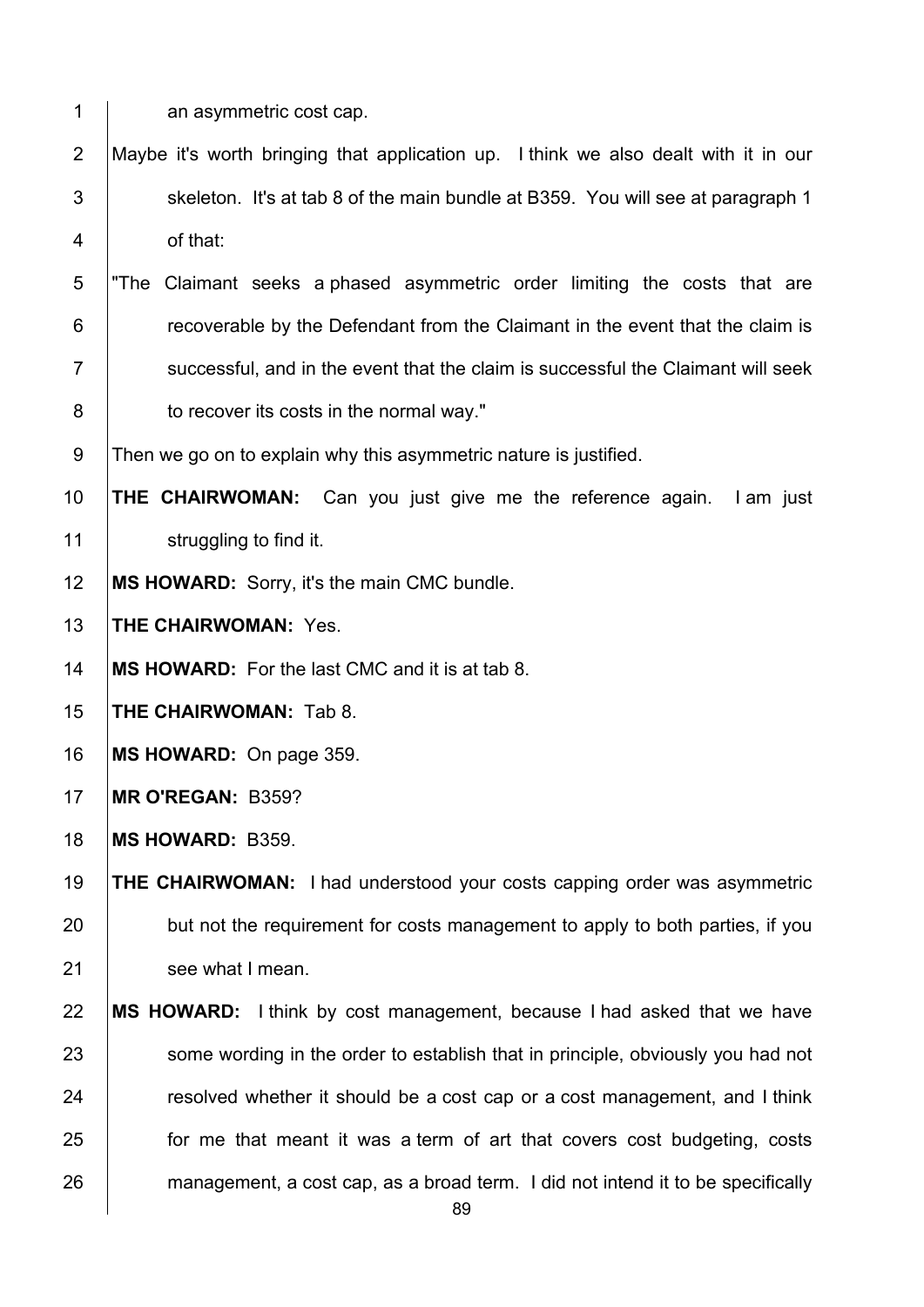an asymmetric cost cap.

Maybe it's worth bringing that application up. I think we also dealt with it in our skeleton. It's at tab 8 of the main bundle at B359. You will see at paragraph 1 of that:

"The Claimant seeks a phased asymmetric order limiting the costs that are recoverable by the Defendant from the Claimant in the event that the claim is successful, and in the event that the claim is successful the Claimant will seek to recover its costs in the normal way."

Then we go on to explain why this asymmetric nature is justified.

**THE CHAIRWOMAN:** Can you just give me the reference again. I am just struggling to find it.

**MS HOWARD:** Sorry, it's the main CMC bundle.

**THE CHAIRWOMAN:** Yes.

**MS HOWARD:** For the last CMC and it is at tab 8.

**THE CHAIRWOMAN:** Tab 8.

**MS HOWARD:** On page 359.

**MR O'REGAN:** B359?

**MS HOWARD:** B359.

**THE CHAIRWOMAN:** I had understood your costs capping order was asymmetric but not the requirement for costs management to apply to both parties, if you see what I mean.

**MS HOWARD:** I think by cost management, because I had asked that we have some wording in the order to establish that in principle, obviously you had not resolved whether it should be a cost cap or a cost management, and I think for me that meant it was a term of art that covers cost budgeting, costs management, a cost cap, as a broad term. I did not intend it to be specifically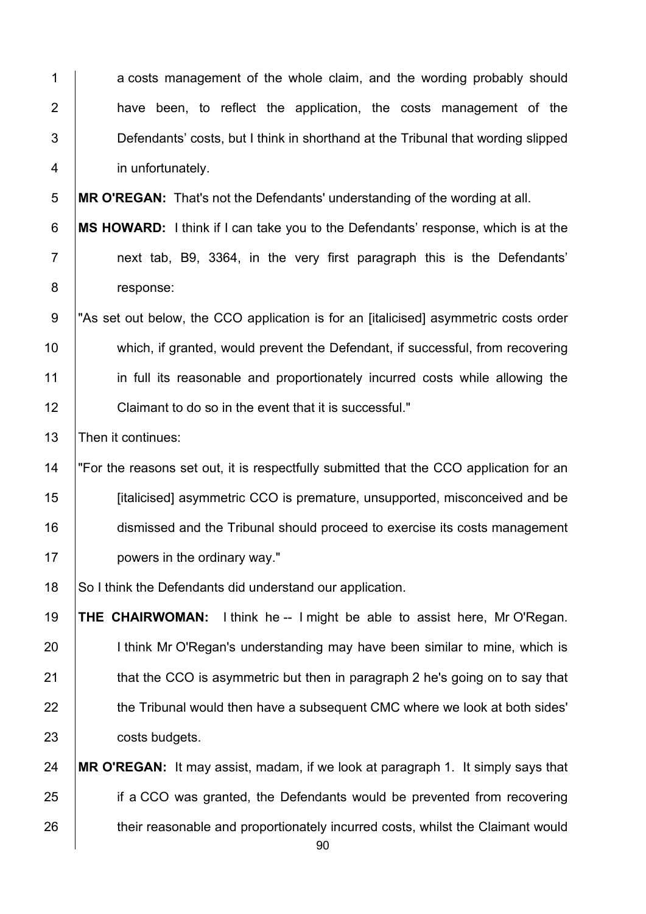a costs management of the whole claim, and the wording probably should have been, to reflect the application, the costs management of the Defendants' costs, but I think in shorthand at the Tribunal that wording slipped in unfortunately.

**MR O'REGAN:** That's not the Defendants' understanding of the wording at all.

**MS HOWARD:** I think if I can take you to the Defendants' response, which is at the next tab, B9, 3364, in the very first paragraph this is the Defendants' response:

"As set out below, the CCO application is for an [italicised] asymmetric costs order which, if granted, would prevent the Defendant, if successful, from recovering in full its reasonable and proportionately incurred costs while allowing the Claimant to do so in the event that it is successful."

Then it continues:

"For the reasons set out, it is respectfully submitted that the CCO application for an [italicised] asymmetric CCO is premature, unsupported, misconceived and be dismissed and the Tribunal should proceed to exercise its costs management powers in the ordinary way."

So I think the Defendants did understand our application.

**THE CHAIRWOMAN:** I think he -- I might be able to assist here, Mr O'Regan. I think Mr O'Regan's understanding may have been similar to mine, which is that the CCO is asymmetric but then in paragraph 2 he's going on to say that the Tribunal would then have a subsequent CMC where we look at both sides' costs budgets.

**MR O'REGAN:** It may assist, madam, if we look at paragraph 1. It simply says that if a CCO was granted, the Defendants would be prevented from recovering their reasonable and proportionately incurred costs, whilst the Claimant would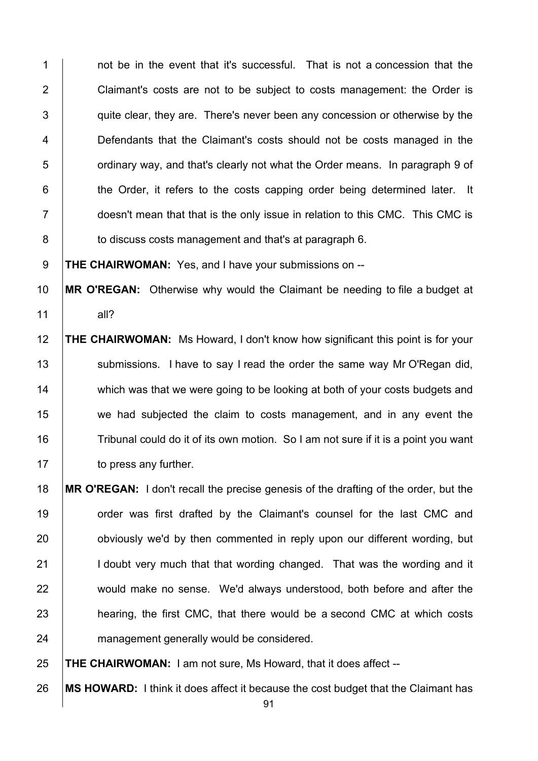not be in the event that it's successful. That is not a concession that the Claimant's costs are not to be subject to costs management: the Order is quite clear, they are. There's never been any concession or otherwise by the Defendants that the Claimant's costs should not be costs managed in the ordinary way, and that's clearly not what the Order means. In paragraph 9 of the Order, it refers to the costs capping order being determined later. It doesn't mean that that is the only issue in relation to this CMC. This CMC is to discuss costs management and that's at paragraph 6.

**THE CHAIRWOMAN:** Yes, and I have your submissions on --

**MR O'REGAN:** Otherwise why would the Claimant be needing to file a budget at all?

**THE CHAIRWOMAN:** Ms Howard, I don't know how significant this point is for your submissions. I have to say I read the order the same way Mr O'Regan did, which was that we were going to be looking at both of your costs budgets and we had subjected the claim to costs management, and in any event the Tribunal could do it of its own motion. So I am not sure if it is a point you want to press any further.

**MR O'REGAN:** I don't recall the precise genesis of the drafting of the order, but the order was first drafted by the Claimant's counsel for the last CMC and obviously we'd by then commented in reply upon our different wording, but I doubt very much that that wording changed. That was the wording and it would make no sense. We'd always understood, both before and after the hearing, the first CMC, that there would be a second CMC at which costs management generally would be considered.

**THE CHAIRWOMAN:** I am not sure, Ms Howard, that it does affect --

**MS HOWARD:** I think it does affect it because the cost budget that the Claimant has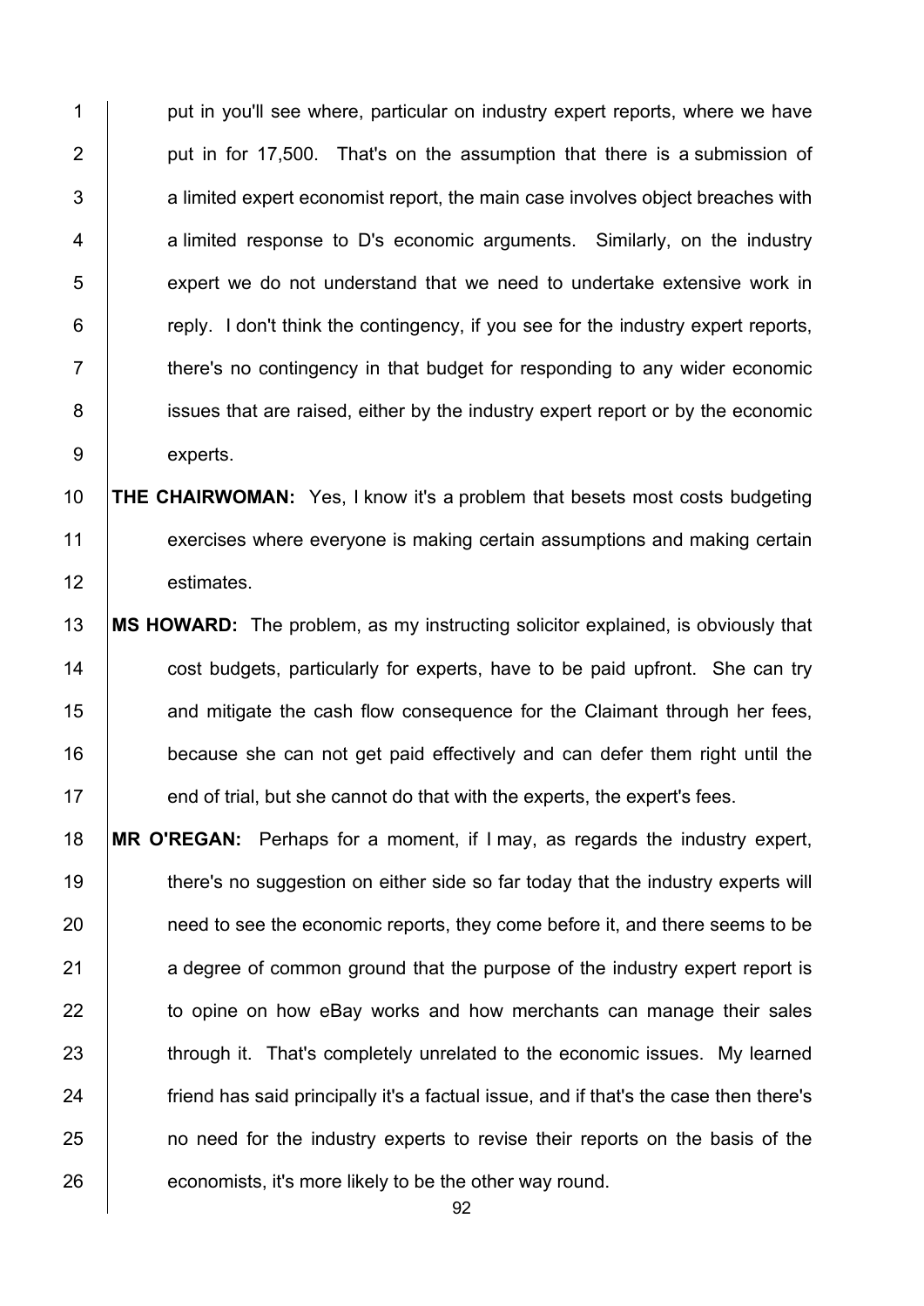put in you'll see where, particular on industry expert reports, where we have put in for 17,500. That's on the assumption that there is a submission of a limited expert economist report, the main case involves object breaches with a limited response to D's economic arguments. Similarly, on the industry expert we do not understand that we need to undertake extensive work in reply. I don't think the contingency, if you see for the industry expert reports, there's no contingency in that budget for responding to any wider economic issues that are raised, either by the industry expert report or by the economic experts.

**THE CHAIRWOMAN:** Yes, I know it's a problem that besets most costs budgeting exercises where everyone is making certain assumptions and making certain estimates.

**MS HOWARD:** The problem, as my instructing solicitor explained, is obviously that cost budgets, particularly for experts, have to be paid upfront. She can try and mitigate the cash flow consequence for the Claimant through her fees, because she can not get paid effectively and can defer them right until the end of trial, but she cannot do that with the experts, the expert's fees.

**MR O'REGAN:** Perhaps for a moment, if I may, as regards the industry expert, there's no suggestion on either side so far today that the industry experts will need to see the economic reports, they come before it, and there seems to be a degree of common ground that the purpose of the industry expert report is to opine on how eBay works and how merchants can manage their sales through it. That's completely unrelated to the economic issues. My learned friend has said principally it's a factual issue, and if that's the case then there's no need for the industry experts to revise their reports on the basis of the economists, it's more likely to be the other way round.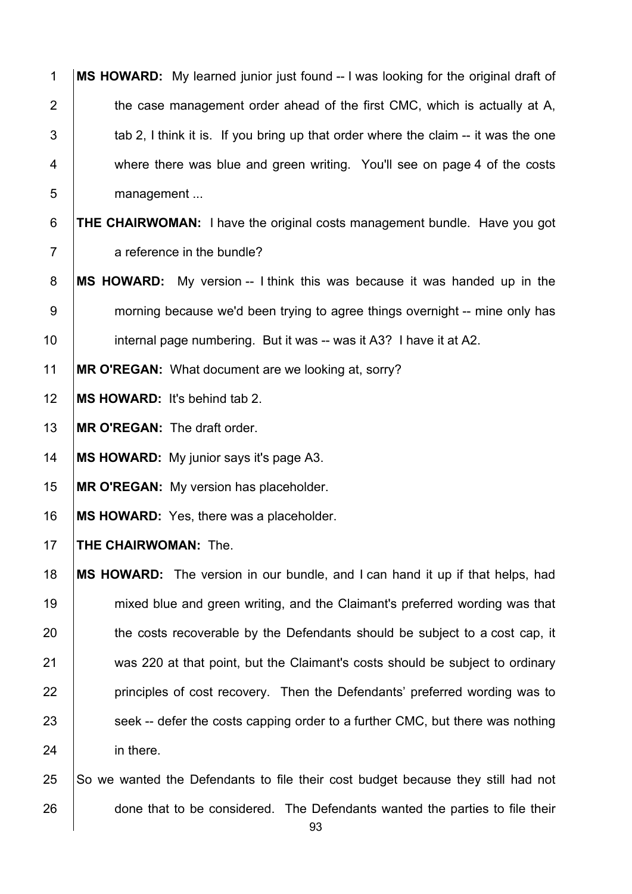**MS HOWARD:** My learned junior just found -- I was looking for the original draft of the case management order ahead of the first CMC, which is actually at A, tab 2, I think it is. If you bring up that order where the claim -- it was the one where there was blue and green writing. You'll see on page 4 of the costs management ...

**THE CHAIRWOMAN:** I have the original costs management bundle. Have you got a reference in the bundle?

**MS HOWARD:** My version -- I think this was because it was handed up in the morning because we'd been trying to agree things overnight -- mine only has internal page numbering. But it was -- was it A3? I have it at A2.

**MR O'REGAN:** What document are we looking at, sorry?

**MS HOWARD:** It's behind tab 2.

**MR O'REGAN:** The draft order.

**MS HOWARD:** My junior says it's page A3.

**MR O'REGAN:** My version has placeholder.

**MS HOWARD:** Yes, there was a placeholder.

**THE CHAIRWOMAN:** The.

**MS HOWARD:** The version in our bundle, and I can hand it up if that helps, had mixed blue and green writing, and the Claimant's preferred wording was that the costs recoverable by the Defendants should be subject to a cost cap, it was 220 at that point, but the Claimant's costs should be subject to ordinary principles of cost recovery. Then the Defendants' preferred wording was to seek -- defer the costs capping order to a further CMC, but there was nothing in there.

So we wanted the Defendants to file their cost budget because they still had not done that to be considered. The Defendants wanted the parties to file their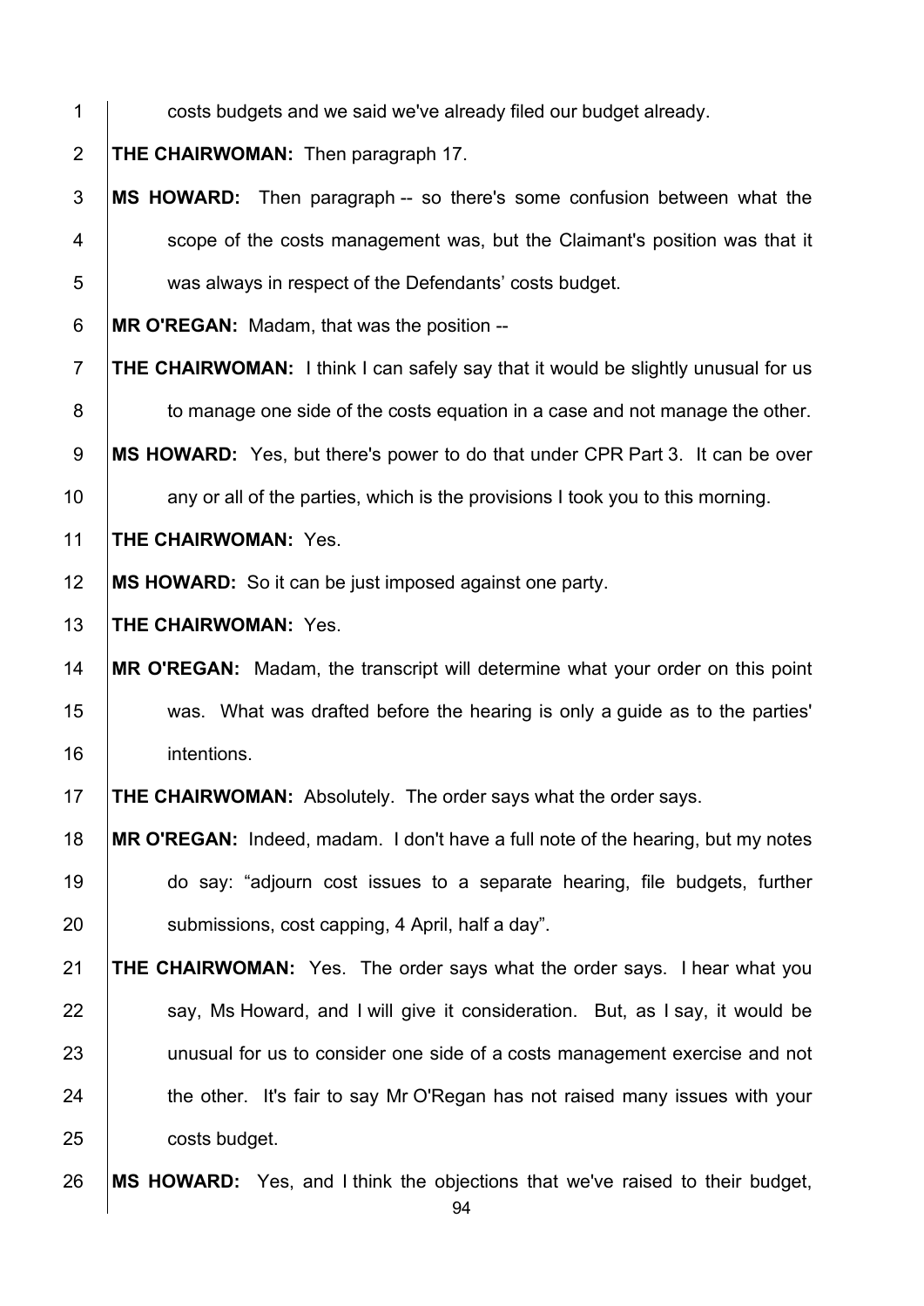costs budgets and we said we've already filed our budget already.

**THE CHAIRWOMAN:** Then paragraph 17.

**MS HOWARD:** Then paragraph -- so there's some confusion between what the scope of the costs management was, but the Claimant's position was that it was always in respect of the Defendants' costs budget.

**MR O'REGAN:** Madam, that was the position --

**THE CHAIRWOMAN:** I think I can safely say that it would be slightly unusual for us to manage one side of the costs equation in a case and not manage the other.

**MS HOWARD:** Yes, but there's power to do that under CPR Part 3. It can be over any or all of the parties, which is the provisions I took you to this morning.

**THE CHAIRWOMAN:** Yes.

**MS HOWARD:** So it can be just imposed against one party.

**THE CHAIRWOMAN:** Yes.

**MR O'REGAN:** Madam, the transcript will determine what your order on this point was. What was drafted before the hearing is only a guide as to the parties' intentions.

**THE CHAIRWOMAN:** Absolutely. The order says what the order says.

**MR O'REGAN:** Indeed, madam. I don't have a full note of the hearing, but my notes do say: "adjourn cost issues to a separate hearing, file budgets, further submissions, cost capping, 4 April, half a day".

**THE CHAIRWOMAN:** Yes. The order says what the order says. I hear what you say, Ms Howard, and I will give it consideration. But, as I say, it would be unusual for us to consider one side of a costs management exercise and not the other. It's fair to say Mr O'Regan has not raised many issues with your costs budget.

**MS HOWARD:** Yes, and I think the objections that we've raised to their budget,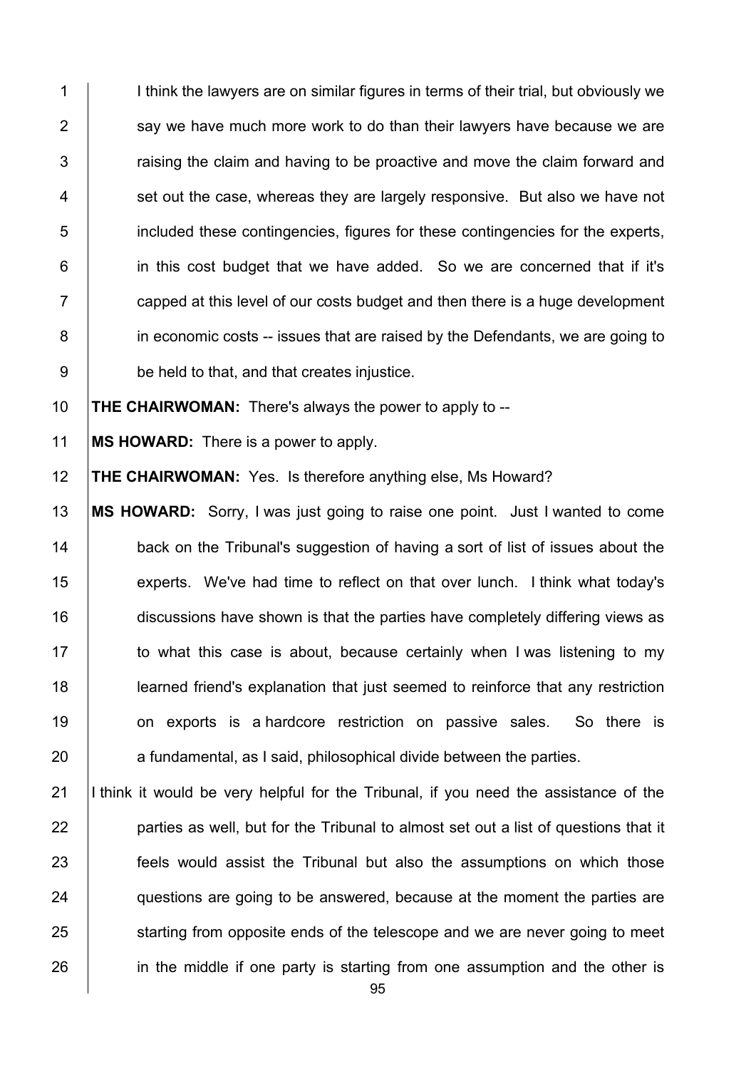I think the lawyers are on similar figures in terms of their trial, but obviously we say we have much more work to do than their lawyers have because we are raising the claim and having to be proactive and move the claim forward and set out the case, whereas they are largely responsive. But also we have not included these contingencies, figures for these contingencies for the experts, in this cost budget that we have added. So we are concerned that if it's capped at this level of our costs budget and then there is a huge development in economic costs -- issues that are raised by the Defendants, we are going to be held to that, and that creates injustice.

**THE CHAIRWOMAN:** There's always the power to apply to --

**MS HOWARD:** There is a power to apply.

**THE CHAIRWOMAN:** Yes. Is therefore anything else, Ms Howard?

**MS HOWARD:** Sorry, I was just going to raise one point. Just I wanted to come back on the Tribunal's suggestion of having a sort of list of issues about the experts. We've had time to reflect on that over lunch. I think what today's discussions have shown is that the parties have completely differing views as to what this case is about, because certainly when I was listening to my learned friend's explanation that just seemed to reinforce that any restriction on exports is a hardcore restriction on passive sales. So there is a fundamental, as I said, philosophical divide between the parties.

I think it would be very helpful for the Tribunal, if you need the assistance of the parties as well, but for the Tribunal to almost set out a list of questions that it feels would assist the Tribunal but also the assumptions on which those questions are going to be answered, because at the moment the parties are starting from opposite ends of the telescope and we are never going to meet in the middle if one party is starting from one assumption and the other is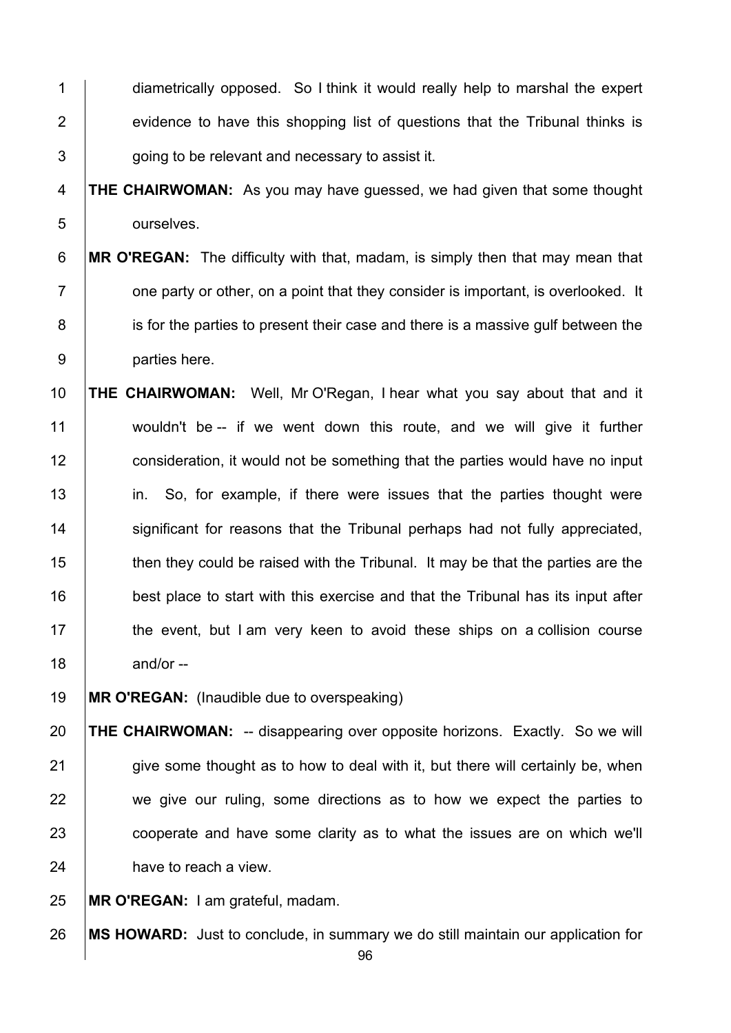diametrically opposed. So I think it would really help to marshal the expert evidence to have this shopping list of questions that the Tribunal thinks is going to be relevant and necessary to assist it.

**THE CHAIRWOMAN:** As you may have guessed, we had given that some thought ourselves.

**MR O'REGAN:** The difficulty with that, madam, is simply then that may mean that one party or other, on a point that they consider is important, is overlooked. It is for the parties to present their case and there is a massive gulf between the parties here.

**THE CHAIRWOMAN:** Well, Mr O'Regan, I hear what you say about that and it wouldn't be -- if we went down this route, and we will give it further consideration, it would not be something that the parties would have no input in. So, for example, if there were issues that the parties thought were significant for reasons that the Tribunal perhaps had not fully appreciated, then they could be raised with the Tribunal. It may be that the parties are the best place to start with this exercise and that the Tribunal has its input after the event, but I am very keen to avoid these ships on a collision course and/or --

**MR O'REGAN:** (Inaudible due to overspeaking)

**THE CHAIRWOMAN:** -- disappearing over opposite horizons. Exactly. So we will give some thought as to how to deal with it, but there will certainly be, when we give our ruling, some directions as to how we expect the parties to cooperate and have some clarity as to what the issues are on which we'll have to reach a view.

**MR O'REGAN:** I am grateful, madam.

**MS HOWARD:** Just to conclude, in summary we do still maintain our application for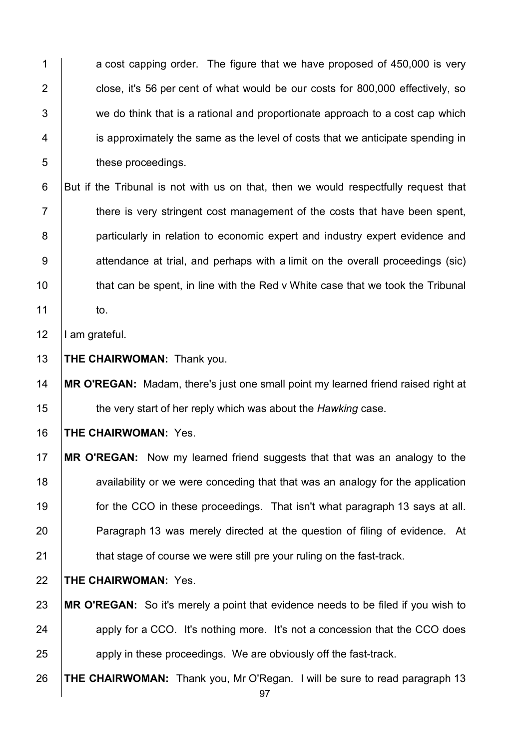a cost capping order. The figure that we have proposed of 450,000 is very close, it's 56 per cent of what would be our costs for 800,000 effectively, so we do think that is a rational and proportionate approach to a cost cap which is approximately the same as the level of costs that we anticipate spending in these proceedings.

But if the Tribunal is not with us on that, then we would respectfully request that there is very stringent cost management of the costs that have been spent, particularly in relation to economic expert and industry expert evidence and attendance at trial, and perhaps with a limit on the overall proceedings (sic) that can be spent, in line with the Red v White case that we took the Tribunal to.

I am grateful.

**THE CHAIRWOMAN:** Thank you.

**MR O'REGAN:** Madam, there's just one small point my learned friend raised right at the very start of her reply which was about the *Hawking* case.

**THE CHAIRWOMAN:** Yes.

**MR O'REGAN:** Now my learned friend suggests that that was an analogy to the availability or we were conceding that that was an analogy for the application for the CCO in these proceedings. That isn't what paragraph 13 says at all. Paragraph 13 was merely directed at the question of filing of evidence. At that stage of course we were still pre your ruling on the fast-track.

**THE CHAIRWOMAN:** Yes.

**MR O'REGAN:** So it's merely a point that evidence needs to be filed if you wish to apply for a CCO. It's nothing more. It's not a concession that the CCO does apply in these proceedings. We are obviously off the fast-track.

**THE CHAIRWOMAN:** Thank you, Mr O'Regan. I will be sure to read paragraph 13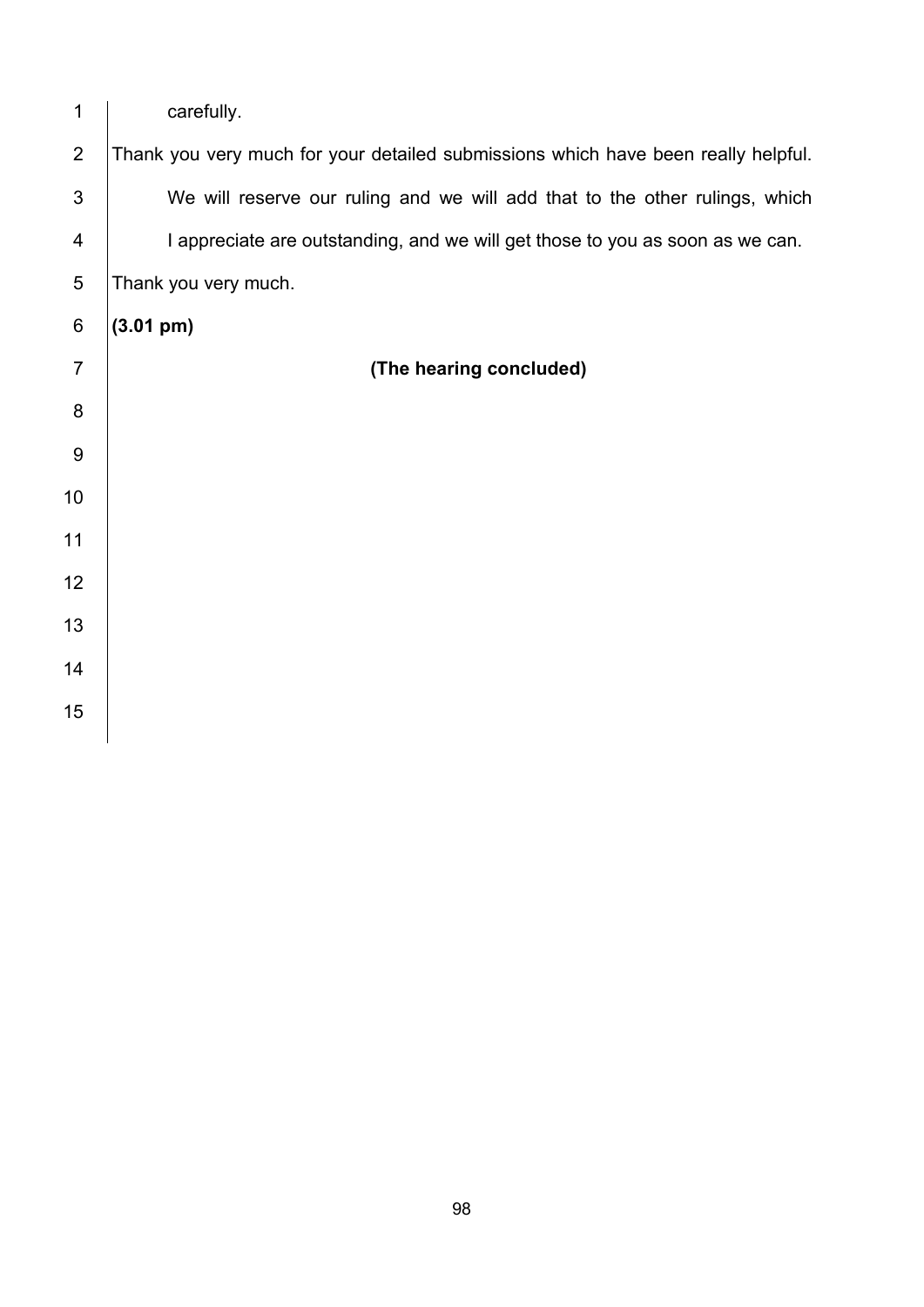carefully.

Thank you very much for your detailed submissions which have been really helpful.

We will reserve our ruling and we will add that to the other rulings, which I appreciate are outstanding, and we will get those to you as soon as we can.

Thank you very much.

**(3.01 pm)**

**(The hearing concluded)**